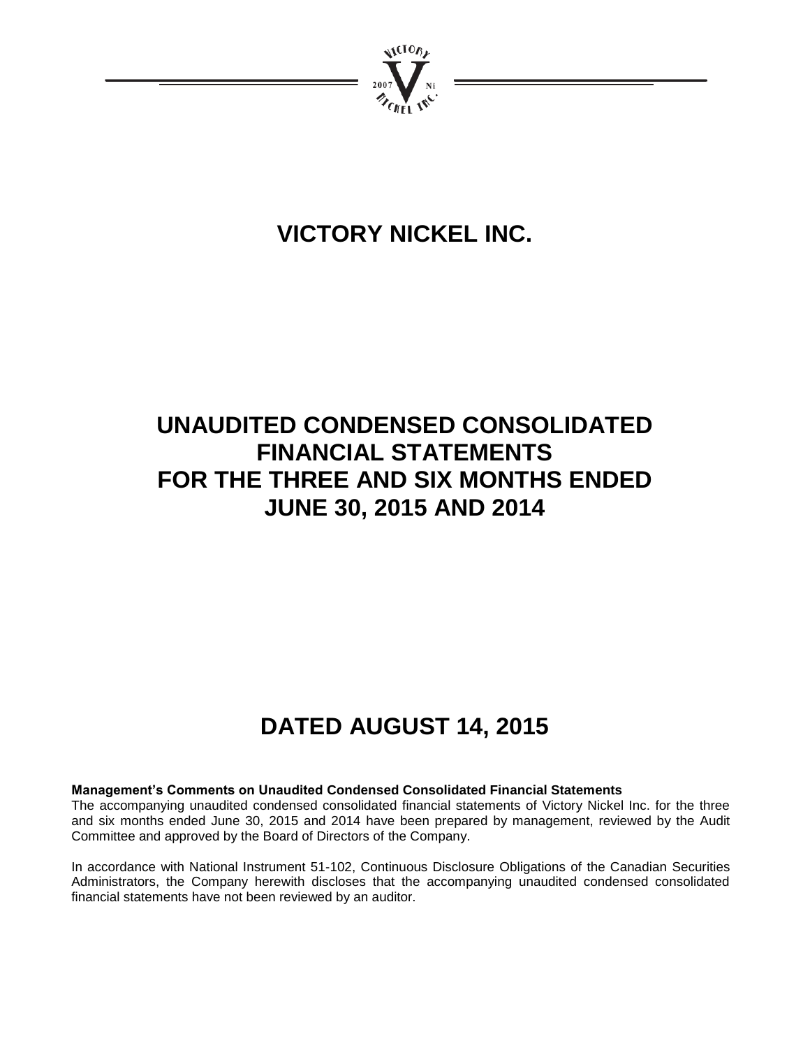# VICTORY NICKEL INC.

# UNAUDITED CONDENSED CONSOLIDATED FINANCIAL STATEMENTS FOR THE THREE AND SIX MONTHS ENDED JUNE 30, 2015 AND 2014

# DATED AUGUST 14, 2015

**Management's Comments on Unaudited Condensed Consolidated Financial Statements**

The accompanying unaudited condensed consolidated financial statements of Victory Nickel Inc. for the three and six months ended June 30, 2015 and 2014 have been prepared by management, reviewed by the Audit Committee and approved by the Board of Directors of the Company.

In accordance with National Instrument 51-102, Continuous Disclosure Obligations of the Canadian Securities Administrators, the Company herewith discloses that the accompanying unaudited condensed consolidated financial statements have not been reviewed by an auditor.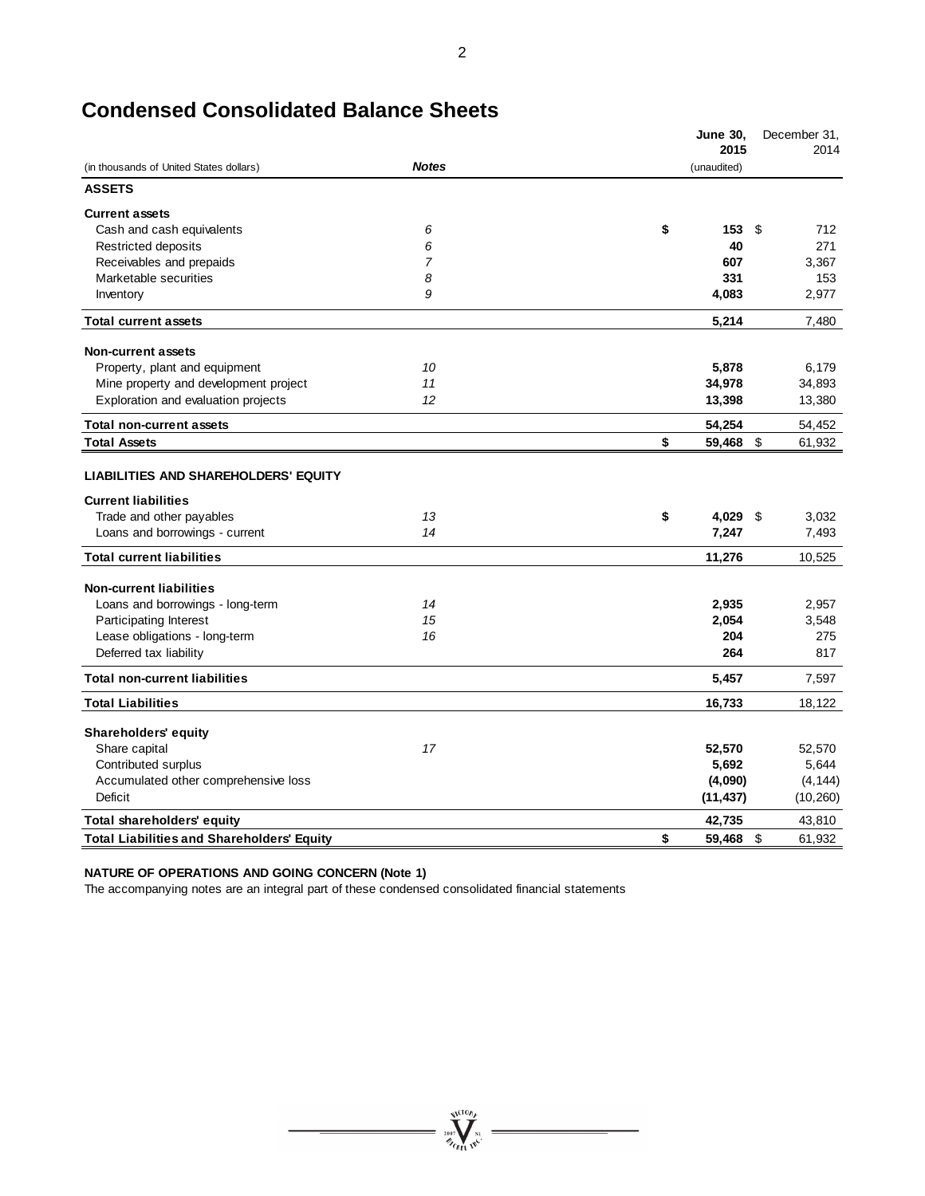# Condensed Consolidated Balance Sheets

| (in thousands of United States dollars) | *Notes* | **June 30, 2015** (unaudited) | December 31, 2014 |
|---|---|---|---|
| **ASSETS** | | | |
| **Current assets** | | | |
| Cash and cash equivalents | 6 | **$ 153** | $ 712 |
| Restricted deposits | 6 | **40** | 271 |
| Receivables and prepaids | 7 | **607** | 3,367 |
| Marketable securities | 8 | **331** | 153 |
| Inventory | 9 | **4,083** | 2,977 |
| **Total current assets** | | **5,214** | 7,480 |
| **Non-current assets** | | | |
| Property, plant and equipment | 10 | **5,878** | 6,179 |
| Mine property and development project | 11 | **34,978** | 34,893 |
| Exploration and evaluation projects | 12 | **13,398** | 13,380 |
| **Total non-current assets** | | **54,254** | 54,452 |
| **Total Assets** | | **$ 59,468** | $ 61,932 |
| **LIABILITIES AND SHAREHOLDERS' EQUITY** | | | |
| **Current liabilities** | | | |
| Trade and other payables | 13 | **$ 4,029** | $ 3,032 |
| Loans and borrowings - current | 14 | **7,247** | 7,493 |
| **Total current liabilities** | | **11,276** | 10,525 |
| **Non-current liabilities** | | | |
| Loans and borrowings - long-term | 14 | **2,935** | 2,957 |
| Participating Interest | 15 | **2,054** | 3,548 |
| Lease obligations - long-term | 16 | **204** | 275 |
| Deferred tax liability | | **264** | 817 |
| **Total non-current liabilities** | | **5,457** | 7,597 |
| **Total Liabilities** | | **16,733** | 18,122 |
| **Shareholders' equity** | | | |
| Share capital | 17 | **52,570** | 52,570 |
| Contributed surplus | | **5,692** | 5,644 |
| Accumulated other comprehensive loss | | **(4,090)** | (4,144) |
| Deficit | | **(11,437)** | (10,260) |
| **Total shareholders' equity** | | **42,735** | 43,810 |
| **Total Liabilities and Shareholders' Equity** | | **$ 59,468** | $ 61,932 |

**NATURE OF OPERATIONS AND GOING CONCERN (Note 1)**

The accompanying notes are an integral part of these condensed consolidated financial statements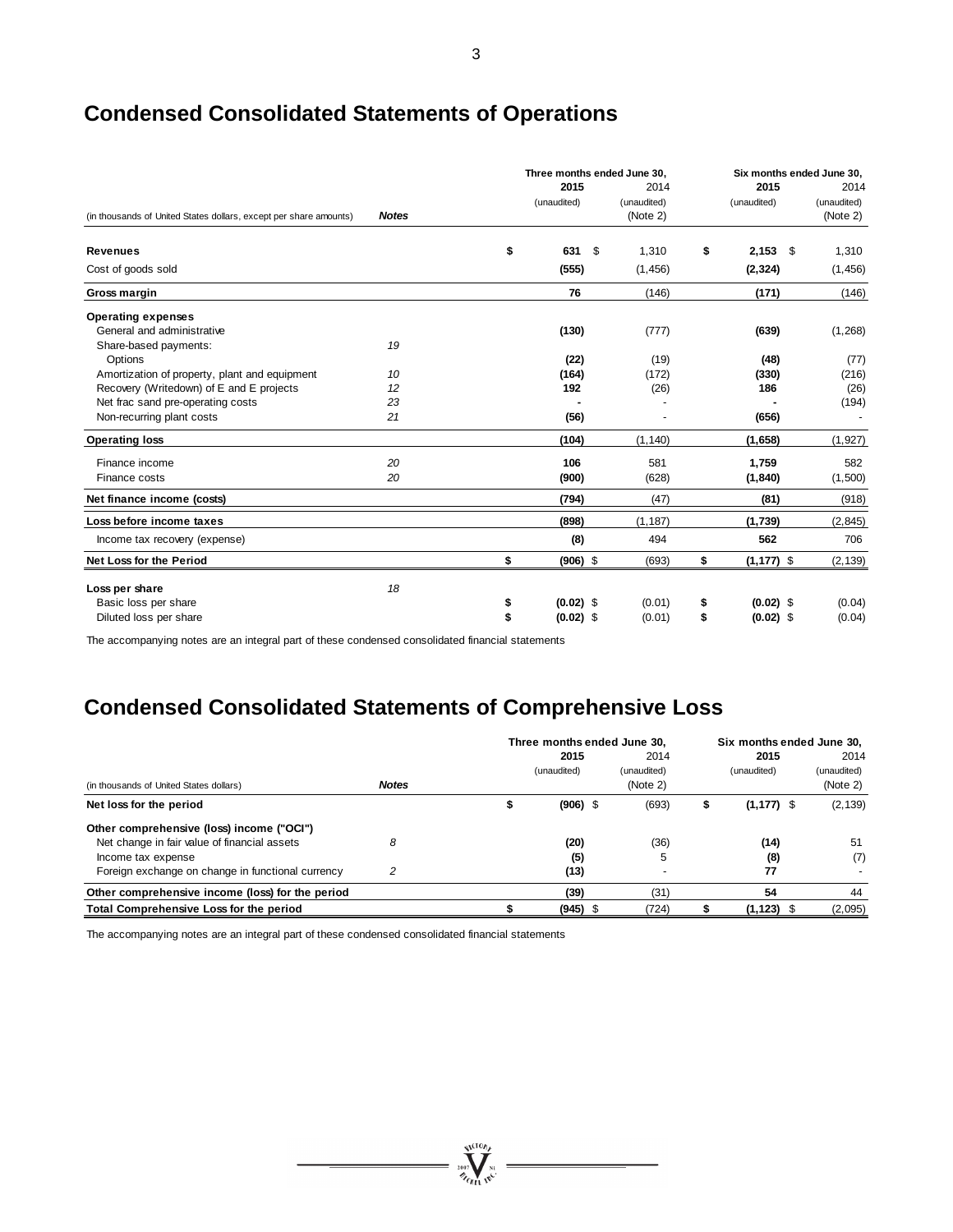# Condensed Consolidated Statements of Operations

| (in thousands of United States dollars, except per share amounts) | Notes | Three months ended June 30, 2015 (unaudited) | Three months ended June 30, 2014 (unaudited) (Note 2) | Six months ended June 30, 2015 (unaudited) | Six months ended June 30, 2014 (unaudited) (Note 2) |
|---|---|---|---|---|---|
| **Revenues** | | **$ 631** | $ 1,310 | **$ 2,153** | $ 1,310 |
| Cost of goods sold | | **(555)** | (1,456) | **(2,324)** | (1,456) |
| **Gross margin** | | **76** | (146) | **(171)** | (146) |
| **Operating expenses** | | | | | |
| General and administrative | | **(130)** | (777) | **(639)** | (1,268) |
| Share-based payments: | 19 | | | | |
| Options | | **(22)** | (19) | **(48)** | (77) |
| Amortization of property, plant and equipment | 10 | **(164)** | (172) | **(330)** | (216) |
| Recovery (Writedown) of E and E projects | 12 | **192** | (26) | **186** | (26) |
| Net frac sand pre-operating costs | 23 | **-** | - | **-** | (194) |
| Non-recurring plant costs | 21 | **(56)** | - | **(656)** | - |
| **Operating loss** | | **(104)** | (1,140) | **(1,658)** | (1,927) |
| Finance income | 20 | **106** | 581 | **1,759** | 582 |
| Finance costs | 20 | **(900)** | (628) | **(1,840)** | (1,500) |
| **Net finance income (costs)** | | **(794)** | (47) | **(81)** | (918) |
| **Loss before income taxes** | | **(898)** | (1,187) | **(1,739)** | (2,845) |
| Income tax recovery (expense) | | **(8)** | 494 | **562** | 706 |
| **Net Loss for the Period** | | **$ (906)** | $ (693) | **$ (1,177)** | $ (2,139) |
| **Loss per share** | 18 | | | | |
| Basic loss per share | | **$ (0.02)** | $ (0.01) | **$ (0.02)** | $ (0.04) |
| Diluted loss per share | | **$ (0.02)** | $ (0.01) | **$ (0.02)** | $ (0.04) |

The accompanying notes are an integral part of these condensed consolidated financial statements

# Condensed Consolidated Statements of Comprehensive Loss

| (in thousands of United States dollars) | Notes | Three months ended June 30, 2015 (unaudited) | Three months ended June 30, 2014 (unaudited) (Note 2) | Six months ended June 30, 2015 (unaudited) | Six months ended June 30, 2014 (unaudited) (Note 2) |
|---|---|---|---|---|---|
| **Net loss for the period** | | **$ (906)** | $ (693) | **$ (1,177)** | $ (2,139) |
| **Other comprehensive (loss) income ("OCI")** | | | | | |
| Net change in fair value of financial assets | 8 | **(20)** | (36) | **(14)** | 51 |
| Income tax expense | | **(5)** | 5 | **(8)** | (7) |
| Foreign exchange on change in functional currency | 2 | **(13)** | - | **77** | - |
| **Other comprehensive income (loss) for the period** | | **(39)** | (31) | **54** | 44 |
| **Total Comprehensive Loss for the period** | | **$ (945)** | $ (724) | **$ (1,123)** | $ (2,095) |

The accompanying notes are an integral part of these condensed consolidated financial statements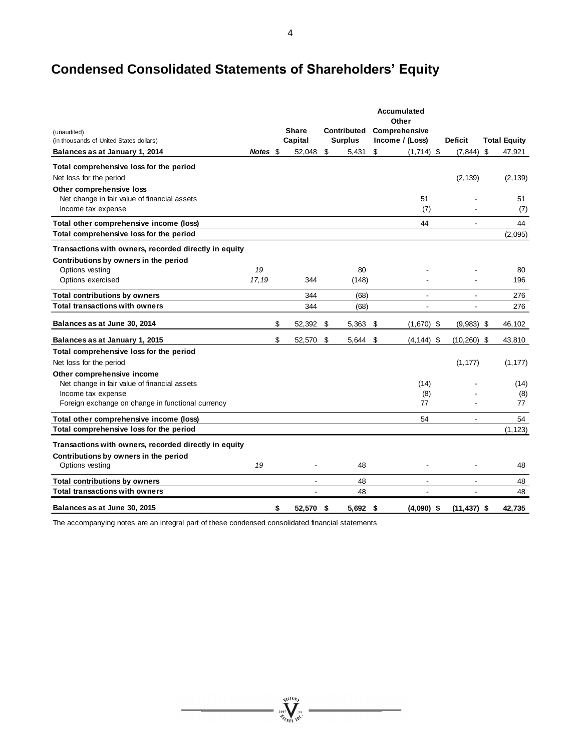# Condensed Consolidated Statements of Shareholders' Equity

| (unaudited)<br>(in thousands of United States dollars) | Notes | Share Capital | Contributed Surplus | Accumulated Other Comprehensive Income / (Loss) | Deficit | Total Equity |
|---|---|---|---|---|---|---|
| **Balances as at January 1, 2014** | | $ 52,048 | $ 5,431 | $ (1,714) | $ (7,844) | $ 47,921 |
| **Total comprehensive loss for the period** | | | | | | |
| Net loss for the period | | | | | (2,139) | (2,139) |
| **Other comprehensive loss** | | | | | | |
| Net change in fair value of financial assets | | | | 51 | - | 51 |
| Income tax expense | | | | (7) | - | (7) |
| **Total other comprehensive income (loss)** | | | | 44 | - | 44 |
| **Total comprehensive loss for the period** | | | | | | (2,095) |
| **Transactions with owners, recorded directly in equity** | | | | | | |
| **Contributions by owners in the period** | | | | | | |
| Options vesting | *19* | | 80 | - | - | 80 |
| Options exercised | *17,19* | 344 | (148) | - | - | 196 |
| **Total contributions by owners** | | 344 | (68) | - | - | 276 |
| **Total transactions with owners** | | 344 | (68) | - | - | 276 |
| **Balances as at June 30, 2014** | | $ 52,392 | $ 5,363 | $ (1,670) | $ (9,983) | $ 46,102 |
| **Balances as at January 1, 2015** | | $ 52,570 | $ 5,644 | $ (4,144) | $ (10,260) | $ 43,810 |
| **Total comprehensive loss for the period** | | | | | | |
| Net loss for the period | | | | | (1,177) | (1,177) |
| **Other comprehensive income** | | | | | | |
| Net change in fair value of financial assets | | | | (14) | - | (14) |
| Income tax expense | | | | (8) | - | (8) |
| Foreign exchange on change in functional currency | | | | 77 | - | 77 |
| **Total other comprehensive income (loss)** | | | | 54 | - | 54 |
| **Total comprehensive loss for the period** | | | | | | (1,123) |
| **Transactions with owners, recorded directly in equity** | | | | | | |
| **Contributions by owners in the period** | | | | | | |
| Options vesting | *19* | - | 48 | - | - | 48 |
| **Total contributions by owners** | | - | 48 | - | - | 48 |
| **Total transactions with owners** | | - | 48 | - | - | 48 |
| **Balances as at June 30, 2015** | | **$ 52,570** | **$ 5,692** | **$ (4,090)** | **$ (11,437)** | **$ 42,735** |

The accompanying notes are an integral part of these condensed consolidated financial statements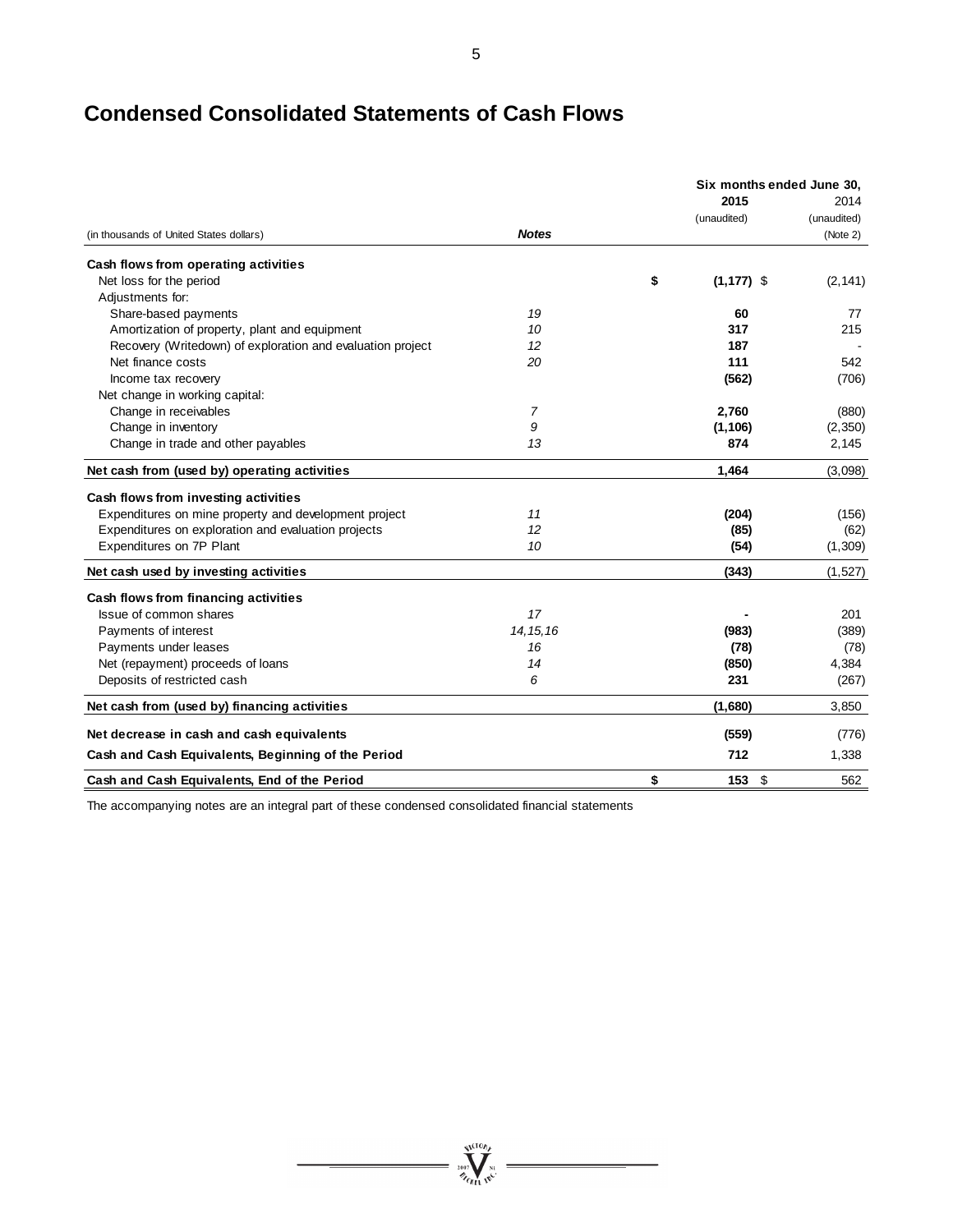# Condensed Consolidated Statements of Cash Flows

| (in thousands of United States dollars) | Notes | Six months ended June 30, 2015 (unaudited) | 2014 (unaudited) (Note 2) |
|---|---|---|---|
| **Cash flows from operating activities** | | | |
| Net loss for the period | | **$ (1,177)** | $ (2,141) |
| Adjustments for: | | | |
| Share-based payments | *19* | **60** | 77 |
| Amortization of property, plant and equipment | *10* | **317** | 215 |
| Recovery (Writedown) of exploration and evaluation project | *12* | **187** | - |
| Net finance costs | *20* | **111** | 542 |
| Income tax recovery | | **(562)** | (706) |
| Net change in working capital: | | | |
| Change in receivables | *7* | **2,760** | (880) |
| Change in inventory | *9* | **(1,106)** | (2,350) |
| Change in trade and other payables | *13* | **874** | 2,145 |
| **Net cash from (used by) operating activities** | | **1,464** | (3,098) |
| **Cash flows from investing activities** | | | |
| Expenditures on mine property and development project | *11* | **(204)** | (156) |
| Expenditures on exploration and evaluation projects | *12* | **(85)** | (62) |
| Expenditures on 7P Plant | *10* | **(54)** | (1,309) |
| **Net cash used by investing activities** | | **(343)** | (1,527) |
| **Cash flows from financing activities** | | | |
| Issue of common shares | *17* | **-** | 201 |
| Payments of interest | *14,15,16* | **(983)** | (389) |
| Payments under leases | *16* | **(78)** | (78) |
| Net (repayment) proceeds of loans | *14* | **(850)** | 4,384 |
| Deposits of restricted cash | *6* | **231** | (267) |
| **Net cash from (used by) financing activities** | | **(1,680)** | 3,850 |
| **Net decrease in cash and cash equivalents** | | **(559)** | (776) |
| **Cash and Cash Equivalents, Beginning of the Period** | | **712** | 1,338 |
| **Cash and Cash Equivalents, End of the Period** | | **$ 153** | $ 562 |

The accompanying notes are an integral part of these condensed consolidated financial statements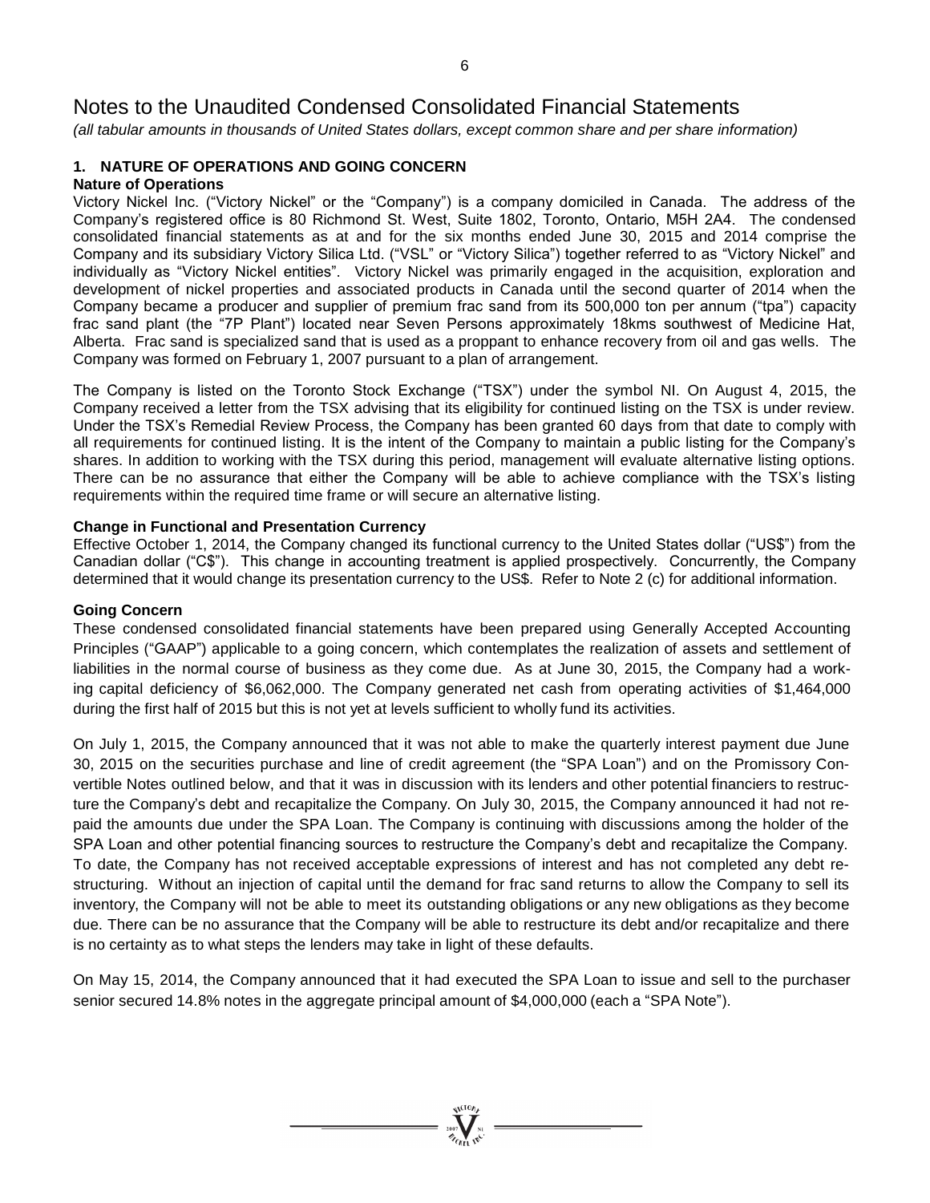# Notes to the Unaudited Condensed Consolidated Financial Statements

*(all tabular amounts in thousands of United States dollars, except common share and per share information)*

## 1. NATURE OF OPERATIONS AND GOING CONCERN

### Nature of Operations

Victory Nickel Inc. ("Victory Nickel" or the "Company") is a company domiciled in Canada. The address of the Company's registered office is 80 Richmond St. West, Suite 1802, Toronto, Ontario, M5H 2A4. The condensed consolidated financial statements as at and for the six months ended June 30, 2015 and 2014 comprise the Company and its subsidiary Victory Silica Ltd. ("VSL" or "Victory Silica") together referred to as "Victory Nickel" and individually as "Victory Nickel entities". Victory Nickel was primarily engaged in the acquisition, exploration and development of nickel properties and associated products in Canada until the second quarter of 2014 when the Company became a producer and supplier of premium frac sand from its 500,000 ton per annum ("tpa") capacity frac sand plant (the "7P Plant") located near Seven Persons approximately 18kms southwest of Medicine Hat, Alberta. Frac sand is specialized sand that is used as a proppant to enhance recovery from oil and gas wells. The Company was formed on February 1, 2007 pursuant to a plan of arrangement.

The Company is listed on the Toronto Stock Exchange ("TSX") under the symbol NI. On August 4, 2015, the Company received a letter from the TSX advising that its eligibility for continued listing on the TSX is under review. Under the TSX's Remedial Review Process, the Company has been granted 60 days from that date to comply with all requirements for continued listing. It is the intent of the Company to maintain a public listing for the Company's shares. In addition to working with the TSX during this period, management will evaluate alternative listing options. There can be no assurance that either the Company will be able to achieve compliance with the TSX's listing requirements within the required time frame or will secure an alternative listing.

### Change in Functional and Presentation Currency

Effective October 1, 2014, the Company changed its functional currency to the United States dollar ("US$") from the Canadian dollar ("C$"). This change in accounting treatment is applied prospectively. Concurrently, the Company determined that it would change its presentation currency to the US$. Refer to Note 2 (c) for additional information.

### Going Concern

These condensed consolidated financial statements have been prepared using Generally Accepted Accounting Principles ("GAAP") applicable to a going concern, which contemplates the realization of assets and settlement of liabilities in the normal course of business as they come due. As at June 30, 2015, the Company had a working capital deficiency of $6,062,000. The Company generated net cash from operating activities of $1,464,000 during the first half of 2015 but this is not yet at levels sufficient to wholly fund its activities.

On July 1, 2015, the Company announced that it was not able to make the quarterly interest payment due June 30, 2015 on the securities purchase and line of credit agreement (the "SPA Loan") and on the Promissory Convertible Notes outlined below, and that it was in discussion with its lenders and other potential financiers to restructure the Company's debt and recapitalize the Company. On July 30, 2015, the Company announced it had not repaid the amounts due under the SPA Loan. The Company is continuing with discussions among the holder of the SPA Loan and other potential financing sources to restructure the Company's debt and recapitalize the Company. To date, the Company has not received acceptable expressions of interest and has not completed any debt restructuring. Without an injection of capital until the demand for frac sand returns to allow the Company to sell its inventory, the Company will not be able to meet its outstanding obligations or any new obligations as they become due. There can be no assurance that the Company will be able to restructure its debt and/or recapitalize and there is no certainty as to what steps the lenders may take in light of these defaults.

On May 15, 2014, the Company announced that it had executed the SPA Loan to issue and sell to the purchaser senior secured 14.8% notes in the aggregate principal amount of $4,000,000 (each a "SPA Note").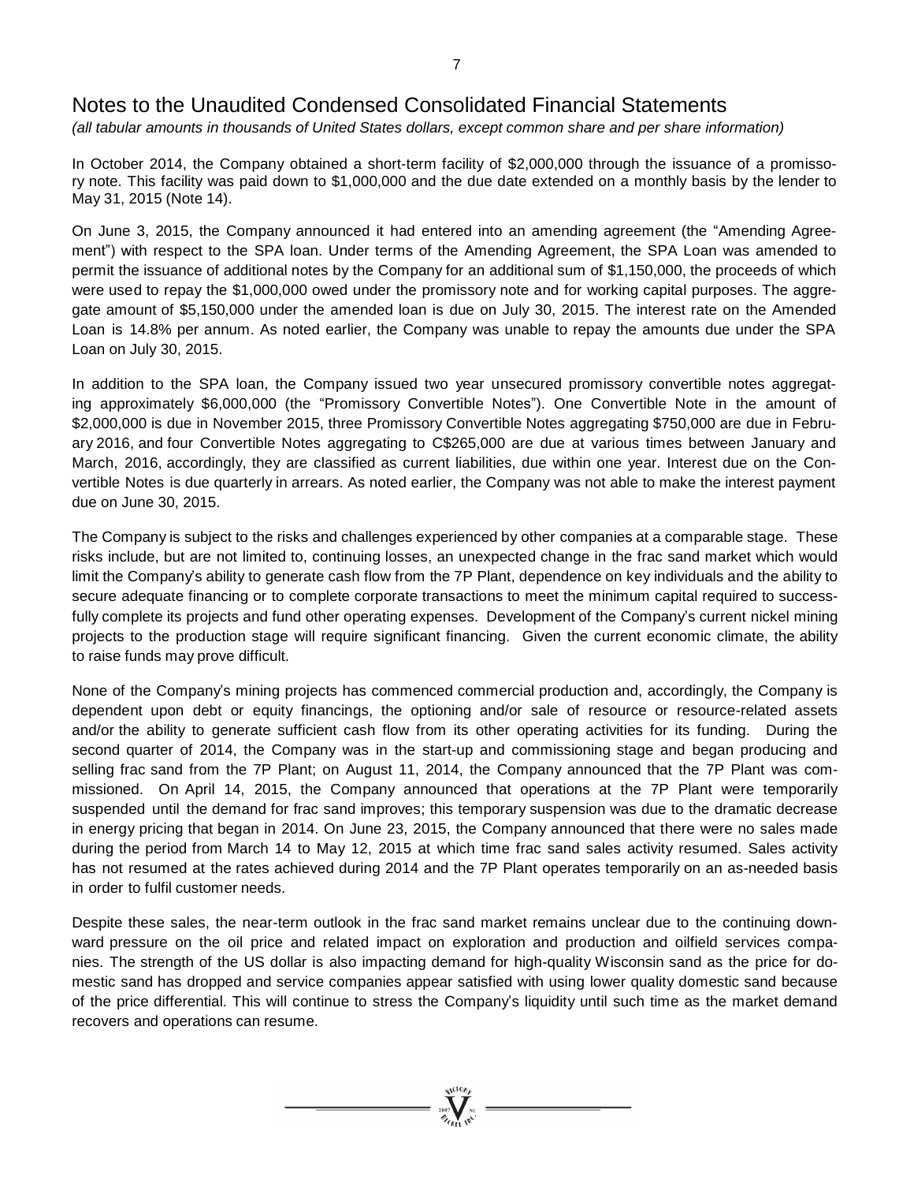# Notes to the Unaudited Condensed Consolidated Financial Statements

*(all tabular amounts in thousands of United States dollars, except common share and per share information)*

In October 2014, the Company obtained a short-term facility of $2,000,000 through the issuance of a promissory note. This facility was paid down to $1,000,000 and the due date extended on a monthly basis by the lender to May 31, 2015 (Note 14).

On June 3, 2015, the Company announced it had entered into an amending agreement (the "Amending Agreement") with respect to the SPA loan. Under terms of the Amending Agreement, the SPA Loan was amended to permit the issuance of additional notes by the Company for an additional sum of $1,150,000, the proceeds of which were used to repay the $1,000,000 owed under the promissory note and for working capital purposes. The aggregate amount of $5,150,000 under the amended loan is due on July 30, 2015. The interest rate on the Amended Loan is 14.8% per annum. As noted earlier, the Company was unable to repay the amounts due under the SPA Loan on July 30, 2015.

In addition to the SPA loan, the Company issued two year unsecured promissory convertible notes aggregating approximately $6,000,000 (the "Promissory Convertible Notes"). One Convertible Note in the amount of $2,000,000 is due in November 2015, three Promissory Convertible Notes aggregating $750,000 are due in February 2016, and four Convertible Notes aggregating to C$265,000 are due at various times between January and March, 2016, accordingly, they are classified as current liabilities, due within one year. Interest due on the Convertible Notes is due quarterly in arrears. As noted earlier, the Company was not able to make the interest payment due on June 30, 2015.

The Company is subject to the risks and challenges experienced by other companies at a comparable stage. These risks include, but are not limited to, continuing losses, an unexpected change in the frac sand market which would limit the Company's ability to generate cash flow from the 7P Plant, dependence on key individuals and the ability to secure adequate financing or to complete corporate transactions to meet the minimum capital required to successfully complete its projects and fund other operating expenses. Development of the Company's current nickel mining projects to the production stage will require significant financing. Given the current economic climate, the ability to raise funds may prove difficult.

None of the Company's mining projects has commenced commercial production and, accordingly, the Company is dependent upon debt or equity financings, the optioning and/or sale of resource or resource-related assets and/or the ability to generate sufficient cash flow from its other operating activities for its funding. During the second quarter of 2014, the Company was in the start-up and commissioning stage and began producing and selling frac sand from the 7P Plant; on August 11, 2014, the Company announced that the 7P Plant was commissioned. On April 14, 2015, the Company announced that operations at the 7P Plant were temporarily suspended until the demand for frac sand improves; this temporary suspension was due to the dramatic decrease in energy pricing that began in 2014. On June 23, 2015, the Company announced that there were no sales made during the period from March 14 to May 12, 2015 at which time frac sand sales activity resumed. Sales activity has not resumed at the rates achieved during 2014 and the 7P Plant operates temporarily on an as-needed basis in order to fulfil customer needs.

Despite these sales, the near-term outlook in the frac sand market remains unclear due to the continuing downward pressure on the oil price and related impact on exploration and production and oilfield services companies. The strength of the US dollar is also impacting demand for high-quality Wisconsin sand as the price for domestic sand has dropped and service companies appear satisfied with using lower quality domestic sand because of the price differential. This will continue to stress the Company's liquidity until such time as the market demand recovers and operations can resume.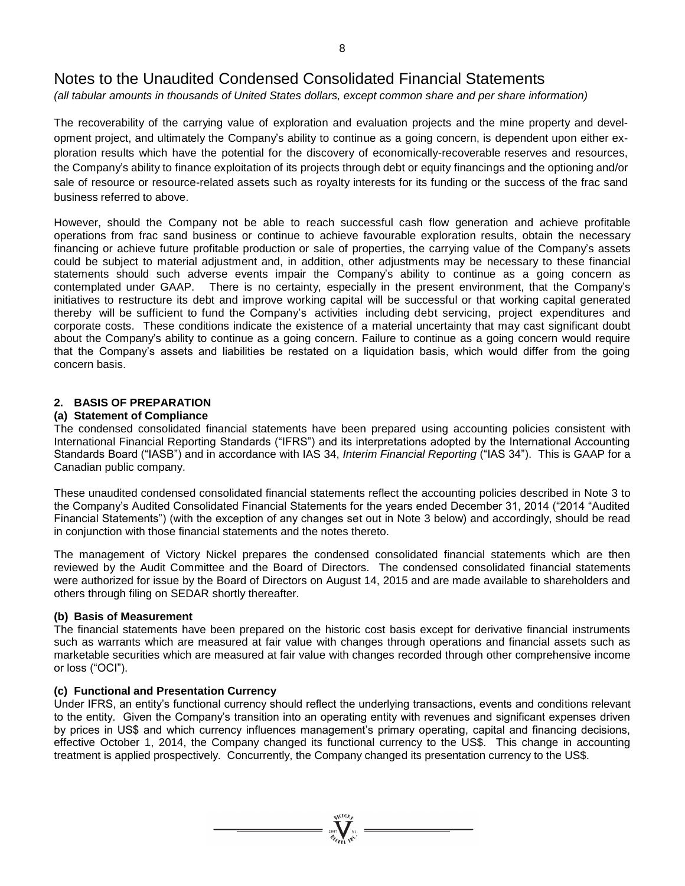# Notes to the Unaudited Condensed Consolidated Financial Statements

*(all tabular amounts in thousands of United States dollars, except common share and per share information)*

The recoverability of the carrying value of exploration and evaluation projects and the mine property and development project, and ultimately the Company's ability to continue as a going concern, is dependent upon either exploration results which have the potential for the discovery of economically-recoverable reserves and resources, the Company's ability to finance exploitation of its projects through debt or equity financings and the optioning and/or sale of resource or resource-related assets such as royalty interests for its funding or the success of the frac sand business referred to above.

However, should the Company not be able to reach successful cash flow generation and achieve profitable operations from frac sand business or continue to achieve favourable exploration results, obtain the necessary financing or achieve future profitable production or sale of properties, the carrying value of the Company's assets could be subject to material adjustment and, in addition, other adjustments may be necessary to these financial statements should such adverse events impair the Company's ability to continue as a going concern as contemplated under GAAP. There is no certainty, especially in the present environment, that the Company's initiatives to restructure its debt and improve working capital will be successful or that working capital generated thereby will be sufficient to fund the Company's activities including debt servicing, project expenditures and corporate costs. These conditions indicate the existence of a material uncertainty that may cast significant doubt about the Company's ability to continue as a going concern. Failure to continue as a going concern would require that the Company's assets and liabilities be restated on a liquidation basis, which would differ from the going concern basis.

## 2. BASIS OF PREPARATION

### (a) Statement of Compliance

The condensed consolidated financial statements have been prepared using accounting policies consistent with International Financial Reporting Standards ("IFRS") and its interpretations adopted by the International Accounting Standards Board ("IASB") and in accordance with IAS 34, *Interim Financial Reporting* ("IAS 34"). This is GAAP for a Canadian public company.

These unaudited condensed consolidated financial statements reflect the accounting policies described in Note 3 to the Company's Audited Consolidated Financial Statements for the years ended December 31, 2014 ("2014 "Audited Financial Statements") (with the exception of any changes set out in Note 3 below) and accordingly, should be read in conjunction with those financial statements and the notes thereto.

The management of Victory Nickel prepares the condensed consolidated financial statements which are then reviewed by the Audit Committee and the Board of Directors. The condensed consolidated financial statements were authorized for issue by the Board of Directors on August 14, 2015 and are made available to shareholders and others through filing on SEDAR shortly thereafter.

### (b) Basis of Measurement

The financial statements have been prepared on the historic cost basis except for derivative financial instruments such as warrants which are measured at fair value with changes through operations and financial assets such as marketable securities which are measured at fair value with changes recorded through other comprehensive income or loss ("OCI").

### (c) Functional and Presentation Currency

Under IFRS, an entity's functional currency should reflect the underlying transactions, events and conditions relevant to the entity. Given the Company's transition into an operating entity with revenues and significant expenses driven by prices in US$ and which currency influences management's primary operating, capital and financing decisions, effective October 1, 2014, the Company changed its functional currency to the US$. This change in accounting treatment is applied prospectively. Concurrently, the Company changed its presentation currency to the US$.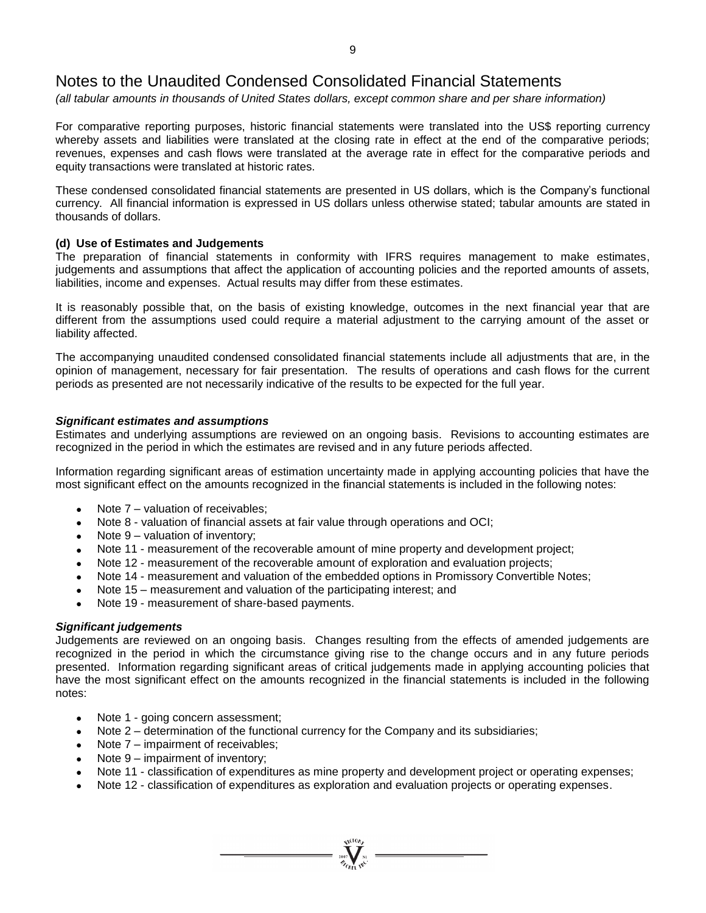# Notes to the Unaudited Condensed Consolidated Financial Statements

*(all tabular amounts in thousands of United States dollars, except common share and per share information)*

For comparative reporting purposes, historic financial statements were translated into the US$ reporting currency whereby assets and liabilities were translated at the closing rate in effect at the end of the comparative periods; revenues, expenses and cash flows were translated at the average rate in effect for the comparative periods and equity transactions were translated at historic rates.

These condensed consolidated financial statements are presented in US dollars, which is the Company's functional currency. All financial information is expressed in US dollars unless otherwise stated; tabular amounts are stated in thousands of dollars.

**(d) Use of Estimates and Judgements**

The preparation of financial statements in conformity with IFRS requires management to make estimates, judgements and assumptions that affect the application of accounting policies and the reported amounts of assets, liabilities, income and expenses. Actual results may differ from these estimates.

It is reasonably possible that, on the basis of existing knowledge, outcomes in the next financial year that are different from the assumptions used could require a material adjustment to the carrying amount of the asset or liability affected.

The accompanying unaudited condensed consolidated financial statements include all adjustments that are, in the opinion of management, necessary for fair presentation. The results of operations and cash flows for the current periods as presented are not necessarily indicative of the results to be expected for the full year.

***Significant estimates and assumptions***

Estimates and underlying assumptions are reviewed on an ongoing basis. Revisions to accounting estimates are recognized in the period in which the estimates are revised and in any future periods affected.

Information regarding significant areas of estimation uncertainty made in applying accounting policies that have the most significant effect on the amounts recognized in the financial statements is included in the following notes:

- Note 7 – valuation of receivables;
- Note 8 - valuation of financial assets at fair value through operations and OCI;
- Note 9 – valuation of inventory;
- Note 11 - measurement of the recoverable amount of mine property and development project;
- Note 12 - measurement of the recoverable amount of exploration and evaluation projects;
- Note 14 - measurement and valuation of the embedded options in Promissory Convertible Notes;
- Note 15 – measurement and valuation of the participating interest; and
- Note 19 - measurement of share-based payments.

***Significant judgements***

Judgements are reviewed on an ongoing basis. Changes resulting from the effects of amended judgements are recognized in the period in which the circumstance giving rise to the change occurs and in any future periods presented. Information regarding significant areas of critical judgements made in applying accounting policies that have the most significant effect on the amounts recognized in the financial statements is included in the following notes:

- Note 1 - going concern assessment;
- Note 2 – determination of the functional currency for the Company and its subsidiaries;
- Note 7 – impairment of receivables;
- Note 9 – impairment of inventory;
- Note 11 - classification of expenditures as mine property and development project or operating expenses;
- Note 12 - classification of expenditures as exploration and evaluation projects or operating expenses.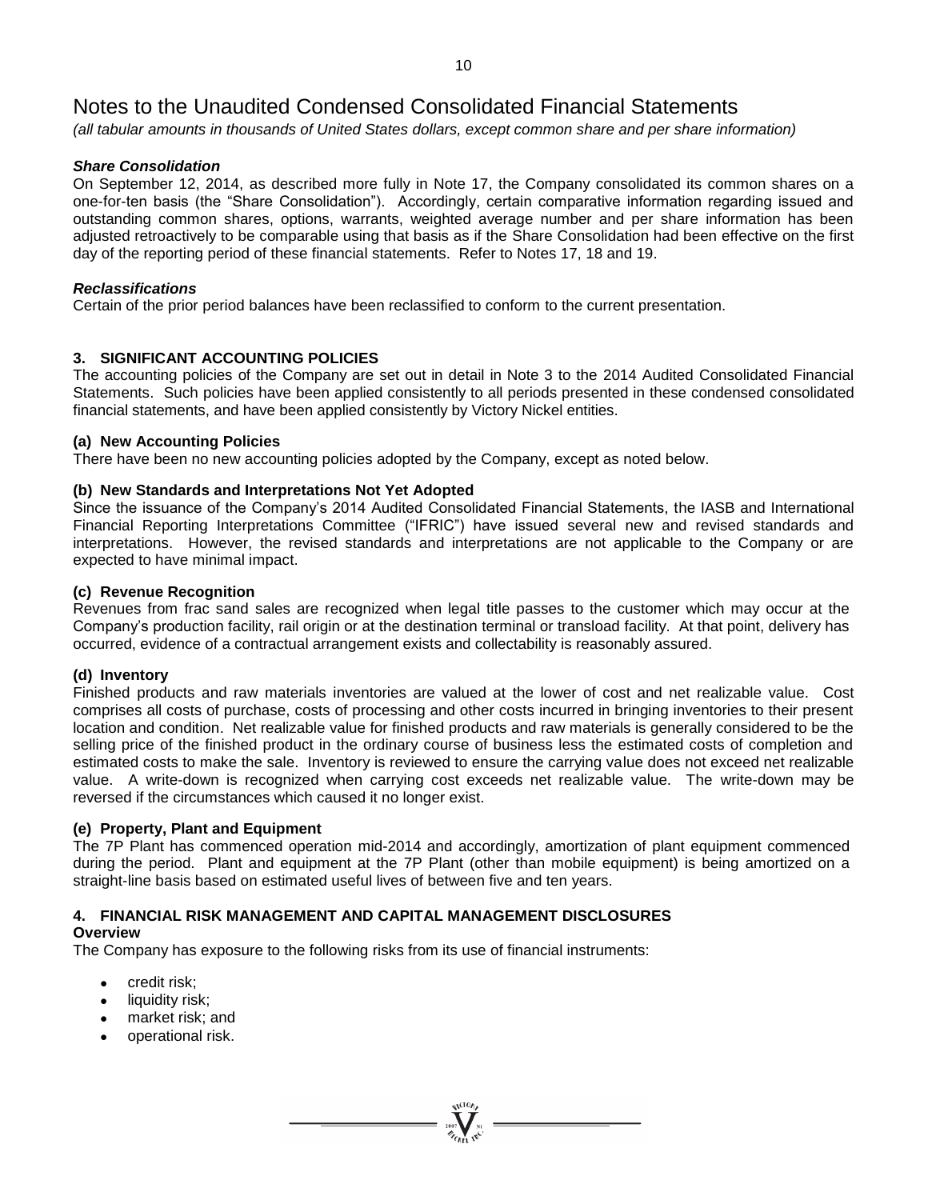# Notes to the Unaudited Condensed Consolidated Financial Statements

*(all tabular amounts in thousands of United States dollars, except common share and per share information)*

***Share Consolidation***

On September 12, 2014, as described more fully in Note 17, the Company consolidated its common shares on a one-for-ten basis (the "Share Consolidation"). Accordingly, certain comparative information regarding issued and outstanding common shares, options, warrants, weighted average number and per share information has been adjusted retroactively to be comparable using that basis as if the Share Consolidation had been effective on the first day of the reporting period of these financial statements. Refer to Notes 17, 18 and 19.

***Reclassifications***

Certain of the prior period balances have been reclassified to conform to the current presentation.

## 3. SIGNIFICANT ACCOUNTING POLICIES

The accounting policies of the Company are set out in detail in Note 3 to the 2014 Audited Consolidated Financial Statements. Such policies have been applied consistently to all periods presented in these condensed consolidated financial statements, and have been applied consistently by Victory Nickel entities.

**(a) New Accounting Policies**

There have been no new accounting policies adopted by the Company, except as noted below.

**(b) New Standards and Interpretations Not Yet Adopted**

Since the issuance of the Company's 2014 Audited Consolidated Financial Statements, the IASB and International Financial Reporting Interpretations Committee ("IFRIC") have issued several new and revised standards and interpretations. However, the revised standards and interpretations are not applicable to the Company or are expected to have minimal impact.

**(c) Revenue Recognition**

Revenues from frac sand sales are recognized when legal title passes to the customer which may occur at the Company's production facility, rail origin or at the destination terminal or transload facility. At that point, delivery has occurred, evidence of a contractual arrangement exists and collectability is reasonably assured.

**(d) Inventory**

Finished products and raw materials inventories are valued at the lower of cost and net realizable value. Cost comprises all costs of purchase, costs of processing and other costs incurred in bringing inventories to their present location and condition. Net realizable value for finished products and raw materials is generally considered to be the selling price of the finished product in the ordinary course of business less the estimated costs of completion and estimated costs to make the sale. Inventory is reviewed to ensure the carrying value does not exceed net realizable value. A write-down is recognized when carrying cost exceeds net realizable value. The write-down may be reversed if the circumstances which caused it no longer exist.

**(e) Property, Plant and Equipment**

The 7P Plant has commenced operation mid-2014 and accordingly, amortization of plant equipment commenced during the period. Plant and equipment at the 7P Plant (other than mobile equipment) is being amortized on a straight-line basis based on estimated useful lives of between five and ten years.

## 4. FINANCIAL RISK MANAGEMENT AND CAPITAL MANAGEMENT DISCLOSURES

**Overview**

The Company has exposure to the following risks from its use of financial instruments:

- credit risk;
- liquidity risk;
- market risk; and
- operational risk.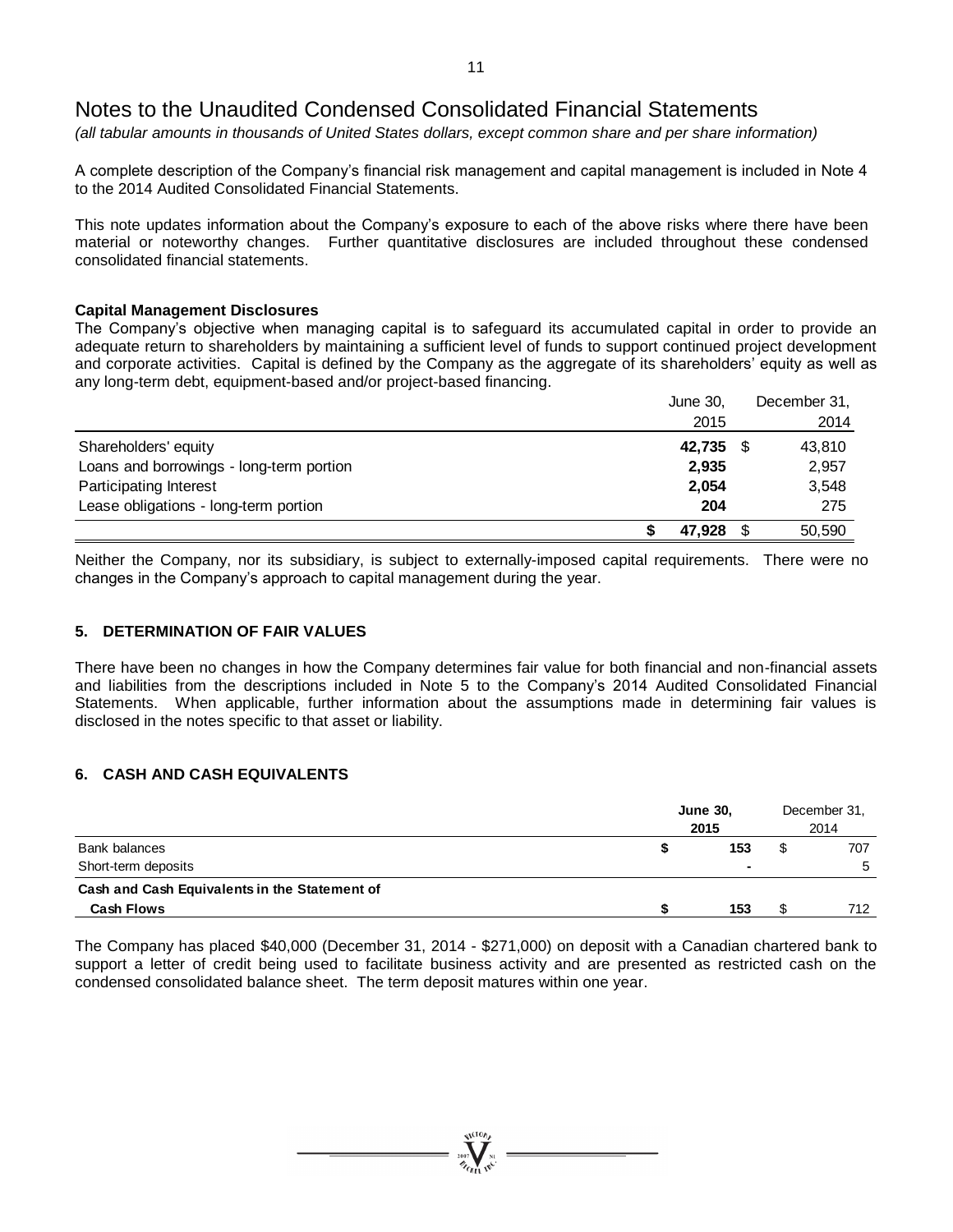# Notes to the Unaudited Condensed Consolidated Financial Statements

*(all tabular amounts in thousands of United States dollars, except common share and per share information)*

A complete description of the Company's financial risk management and capital management is included in Note 4 to the 2014 Audited Consolidated Financial Statements.

This note updates information about the Company's exposure to each of the above risks where there have been material or noteworthy changes. Further quantitative disclosures are included throughout these condensed consolidated financial statements.

**Capital Management Disclosures**

The Company's objective when managing capital is to safeguard its accumulated capital in order to provide an adequate return to shareholders by maintaining a sufficient level of funds to support continued project development and corporate activities. Capital is defined by the Company as the aggregate of its shareholders' equity as well as any long-term debt, equipment-based and/or project-based financing.

| | June 30, 2015 | December 31, 2014 |
|---|---|---|
| Shareholders' equity | **42,735** | $ 43,810 |
| Loans and borrowings - long-term portion | **2,935** | 2,957 |
| Participating Interest | **2,054** | 3,548 |
| Lease obligations - long-term portion | **204** | 275 |
| | **$ 47,928** | $ 50,590 |

Neither the Company, nor its subsidiary, is subject to externally-imposed capital requirements. There were no changes in the Company's approach to capital management during the year.

## 5. DETERMINATION OF FAIR VALUES

There have been no changes in how the Company determines fair value for both financial and non-financial assets and liabilities from the descriptions included in Note 5 to the Company's 2014 Audited Consolidated Financial Statements. When applicable, further information about the assumptions made in determining fair values is disclosed in the notes specific to that asset or liability.

## 6. CASH AND CASH EQUIVALENTS

| | **June 30, 2015** | December 31, 2014 |
|---|---|---|
| Bank balances | **$ 153** | $ 707 |
| Short-term deposits | **-** | 5 |
| **Cash and Cash Equivalents in the Statement of Cash Flows** | **$ 153** | $ 712 |

The Company has placed $40,000 (December 31, 2014 - $271,000) on deposit with a Canadian chartered bank to support a letter of credit being used to facilitate business activity and are presented as restricted cash on the condensed consolidated balance sheet. The term deposit matures within one year.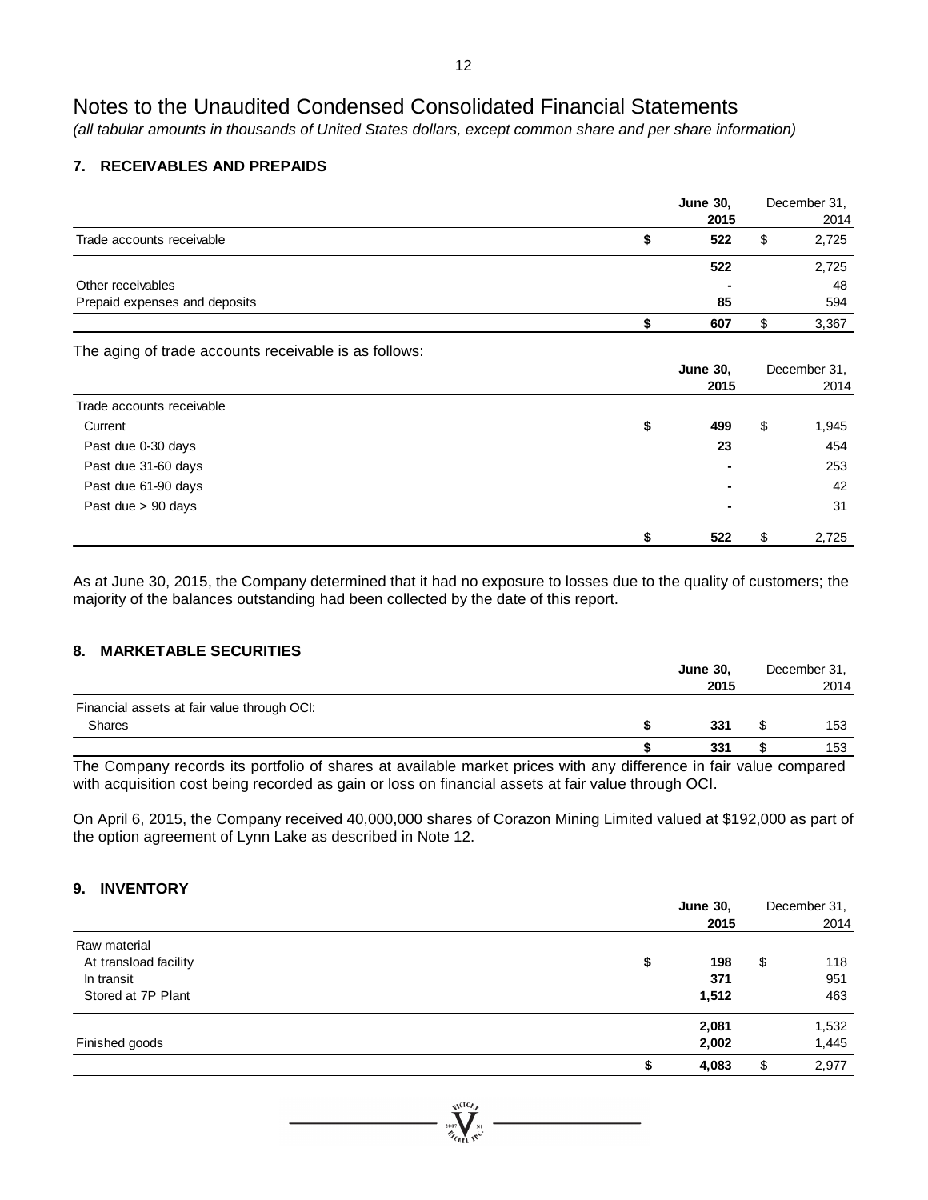# Notes to the Unaudited Condensed Consolidated Financial Statements

*(all tabular amounts in thousands of United States dollars, except common share and per share information)*

## 7. RECEIVABLES AND PREPAIDS

| | **June 30, 2015** | December 31, 2014 |
|---|---|---|
| Trade accounts receivable | **$ 522** | $ 2,725 |
| | **522** | 2,725 |
| Other receivables | **-** | 48 |
| Prepaid expenses and deposits | **85** | 594 |
| | **$ 607** | $ 3,367 |

The aging of trade accounts receivable is as follows:

| | **June 30, 2015** | December 31, 2014 |
|---|---|---|
| Trade accounts receivable | | |
| Current | **$ 499** | $ 1,945 |
| Past due 0-30 days | **23** | 454 |
| Past due 31-60 days | **-** | 253 |
| Past due 61-90 days | **-** | 42 |
| Past due > 90 days | **-** | 31 |
| | **$ 522** | $ 2,725 |

As at June 30, 2015, the Company determined that it had no exposure to losses due to the quality of customers; the majority of the balances outstanding had been collected by the date of this report.

## 8. MARKETABLE SECURITIES

| | **June 30, 2015** | December 31, 2014 |
|---|---|---|
| Financial assets at fair value through OCI: | | |
| Shares | **$ 331** | $ 153 |
| | **$ 331** | $ 153 |

The Company records its portfolio of shares at available market prices with any difference in fair value compared with acquisition cost being recorded as gain or loss on financial assets at fair value through OCI.

On April 6, 2015, the Company received 40,000,000 shares of Corazon Mining Limited valued at $192,000 as part of the option agreement of Lynn Lake as described in Note 12.

## 9. INVENTORY

| | **June 30, 2015** | December 31, 2014 |
|---|---|---|
| Raw material | | |
| At transload facility | **$ 198** | $ 118 |
| In transit | **371** | 951 |
| Stored at 7P Plant | **1,512** | 463 |
| | **2,081** | 1,532 |
| Finished goods | **2,002** | 1,445 |
| | **$ 4,083** | $ 2,977 |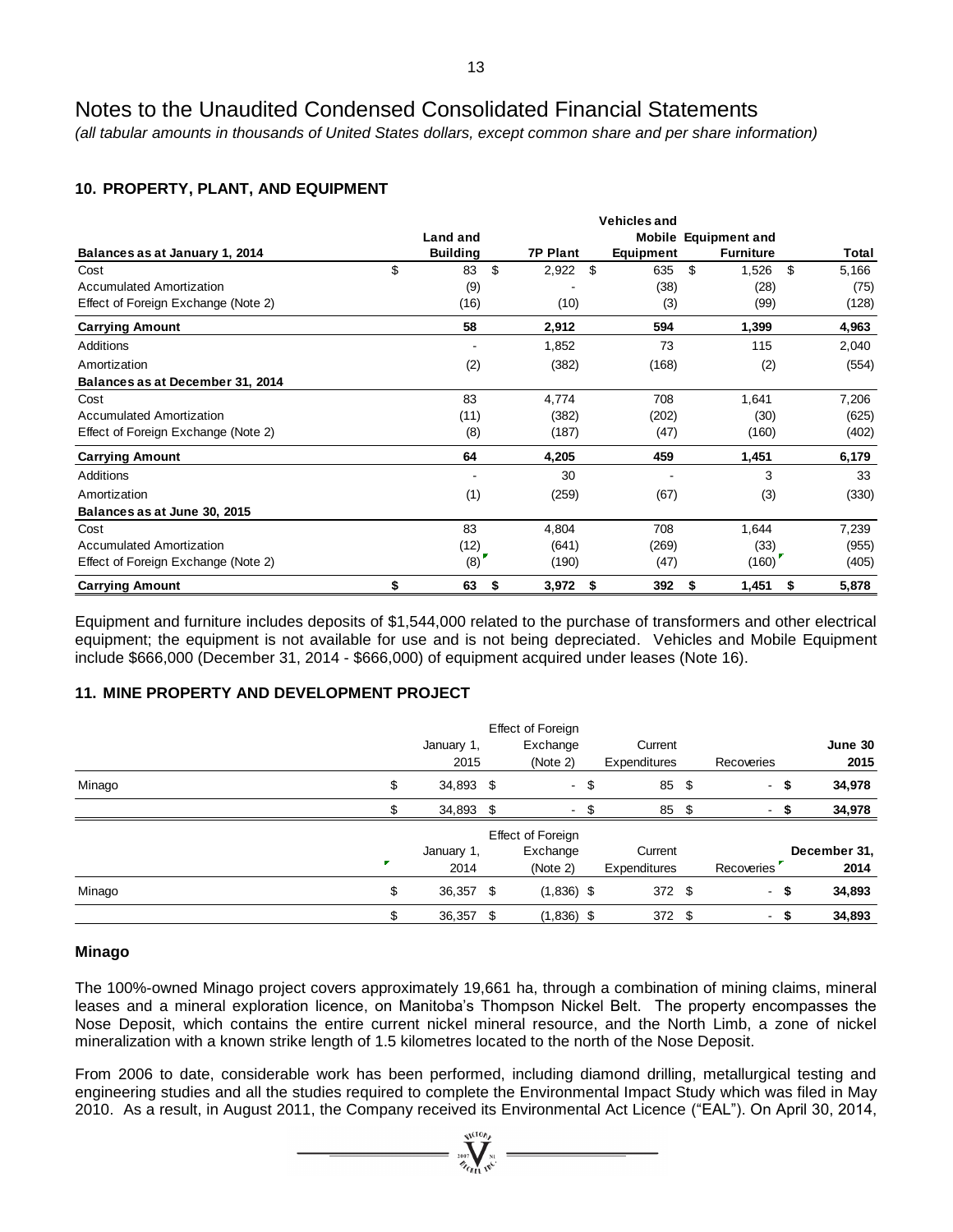# Notes to the Unaudited Condensed Consolidated Financial Statements

*(all tabular amounts in thousands of United States dollars, except common share and per share information)*

## 10. PROPERTY, PLANT, AND EQUIPMENT

| Balances as at January 1, 2014 | Land and Building | 7P Plant | Vehicles and Mobile Equipment | Equipment and Furniture | Total |
|---|---|---|---|---|---|
| Cost | $ 83 | $ 2,922 | $ 635 | $ 1,526 | $ 5,166 |
| Accumulated Amortization | (9) | - | (38) | (28) | (75) |
| Effect of Foreign Exchange (Note 2) | (16) | (10) | (3) | (99) | (128) |
| **Carrying Amount** | **58** | **2,912** | **594** | **1,399** | **4,963** |
| Additions | - | 1,852 | 73 | 115 | 2,040 |
| Amortization | (2) | (382) | (168) | (2) | (554) |
| **Balances as at December 31, 2014** | | | | | |
| Cost | 83 | 4,774 | 708 | 1,641 | 7,206 |
| Accumulated Amortization | (11) | (382) | (202) | (30) | (625) |
| Effect of Foreign Exchange (Note 2) | (8) | (187) | (47) | (160) | (402) |
| **Carrying Amount** | **64** | **4,205** | **459** | **1,451** | **6,179** |
| Additions | - | 30 | - | 3 | 33 |
| Amortization | (1) | (259) | (67) | (3) | (330) |
| **Balances as at June 30, 2015** | | | | | |
| Cost | 83 | 4,804 | 708 | 1,644 | 7,239 |
| Accumulated Amortization | (12) | (641) | (269) | (33) | (955) |
| Effect of Foreign Exchange (Note 2) | (8) | (190) | (47) | (160) | (405) |
| **Carrying Amount** | **$ 63** | **$ 3,972** | **$ 392** | **$ 1,451** | **$ 5,878** |

Equipment and furniture includes deposits of $1,544,000 related to the purchase of transformers and other electrical equipment; the equipment is not available for use and is not being depreciated. Vehicles and Mobile Equipment include $666,000 (December 31, 2014 - $666,000) of equipment acquired under leases (Note 16).

## 11. MINE PROPERTY AND DEVELOPMENT PROJECT

| | January 1, 2015 | Effect of Foreign Exchange (Note 2) | Current Expenditures | Recoveries | June 30 2015 |
|---|---|---|---|---|---|
| Minago | $ 34,893 | $ - | $ 85 | $ - | **$ 34,978** |
| | $ 34,893 | $ - | $ 85 | $ - | **$ 34,978** |

| | January 1, 2014 | Effect of Foreign Exchange (Note 2) | Current Expenditures | Recoveries | December 31, 2014 |
|---|---|---|---|---|---|
| Minago | $ 36,357 | $ (1,836) | $ 372 | $ - | **$ 34,893** |
| | $ 36,357 | $ (1,836) | $ 372 | $ - | **$ 34,893** |

### Minago

The 100%-owned Minago project covers approximately 19,661 ha, through a combination of mining claims, mineral leases and a mineral exploration licence, on Manitoba's Thompson Nickel Belt. The property encompasses the Nose Deposit, which contains the entire current nickel mineral resource, and the North Limb, a zone of nickel mineralization with a known strike length of 1.5 kilometres located to the north of the Nose Deposit.

From 2006 to date, considerable work has been performed, including diamond drilling, metallurgical testing and engineering studies and all the studies required to complete the Environmental Impact Study which was filed in May 2010. As a result, in August 2011, the Company received its Environmental Act Licence ("EAL"). On April 30, 2014,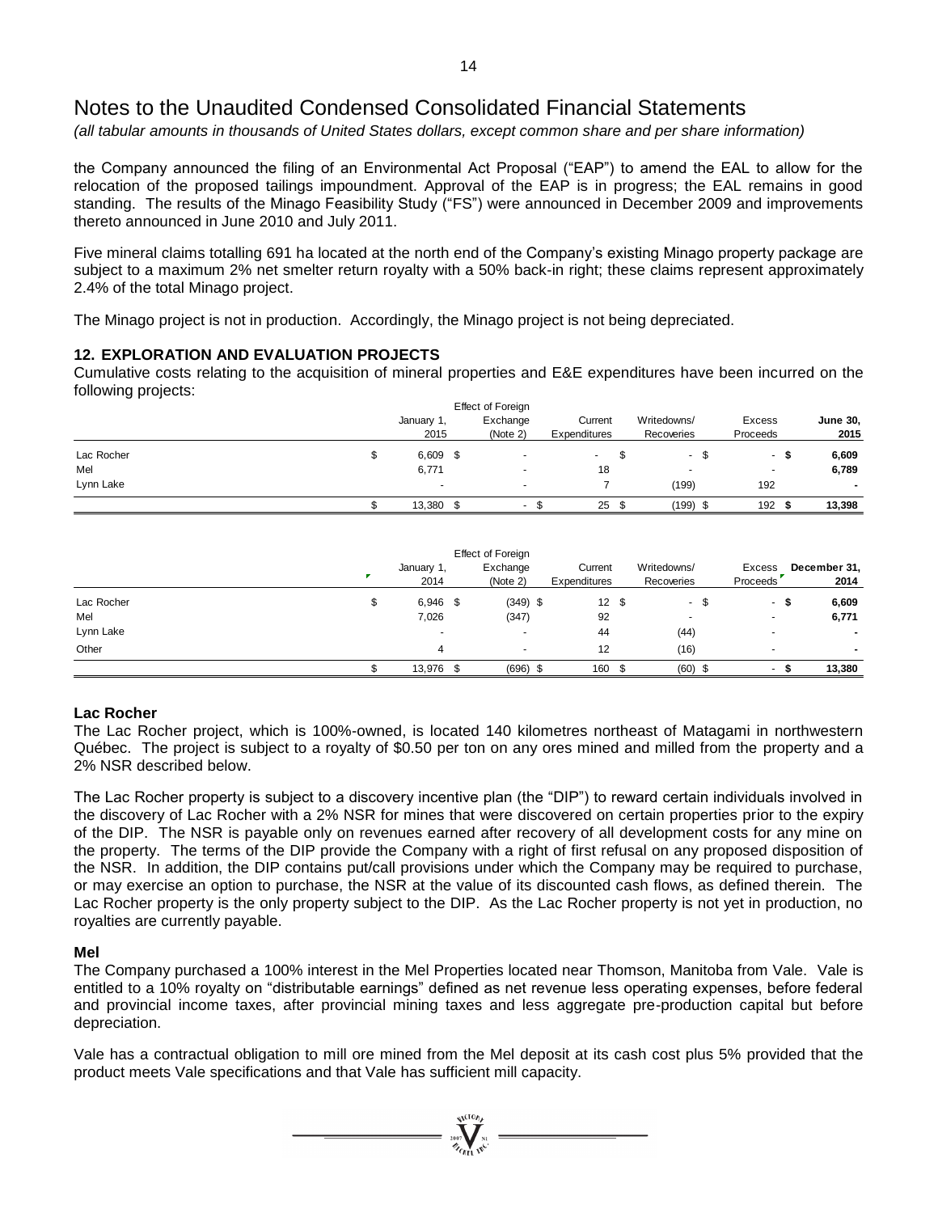# Notes to the Unaudited Condensed Consolidated Financial Statements

*(all tabular amounts in thousands of United States dollars, except common share and per share information)*

the Company announced the filing of an Environmental Act Proposal ("EAP") to amend the EAL to allow for the relocation of the proposed tailings impoundment. Approval of the EAP is in progress; the EAL remains in good standing. The results of the Minago Feasibility Study ("FS") were announced in December 2009 and improvements thereto announced in June 2010 and July 2011.

Five mineral claims totalling 691 ha located at the north end of the Company's existing Minago property package are subject to a maximum 2% net smelter return royalty with a 50% back-in right; these claims represent approximately 2.4% of the total Minago project.

The Minago project is not in production. Accordingly, the Minago project is not being depreciated.

## 12. EXPLORATION AND EVALUATION PROJECTS

Cumulative costs relating to the acquisition of mineral properties and E&E expenditures have been incurred on the following projects:

| | January 1, 2015 | Effect of Foreign Exchange (Note 2) | Current Expenditures | Writedowns/ Recoveries | Excess Proceeds | **June 30, 2015** |
|---|---|---|---|---|---|---|
| Lac Rocher | $ 6,609 | $ - | - | $ - | $ - | **$ 6,609** |
| Mel | 6,771 | - | 18 | - | - | **6,789** |
| Lynn Lake | - | - | 7 | (199) | 192 | **-** |
| | $ 13,380 | $ - | $ 25 | $ (199) | $ 192 | **$ 13,398** |

| | January 1, 2014 | Effect of Foreign Exchange (Note 2) | Current Expenditures | Writedowns/ Recoveries | Excess Proceeds | **December 31, 2014** |
|---|---|---|---|---|---|---|
| Lac Rocher | $ 6,946 | $ (349) | $ 12 | $ - | $ - | **$ 6,609** |
| Mel | 7,026 | (347) | 92 | - | - | **6,771** |
| Lynn Lake | - | - | 44 | (44) | - | **-** |
| Other | 4 | - | 12 | (16) | - | **-** |
| | $ 13,976 | $ (696) | $ 160 | $ (60) | $ - | **$ 13,380** |

### Lac Rocher

The Lac Rocher project, which is 100%-owned, is located 140 kilometres northeast of Matagami in northwestern Québec. The project is subject to a royalty of $0.50 per ton on any ores mined and milled from the property and a 2% NSR described below.

The Lac Rocher property is subject to a discovery incentive plan (the "DIP") to reward certain individuals involved in the discovery of Lac Rocher with a 2% NSR for mines that were discovered on certain properties prior to the expiry of the DIP. The NSR is payable only on revenues earned after recovery of all development costs for any mine on the property. The terms of the DIP provide the Company with a right of first refusal on any proposed disposition of the NSR. In addition, the DIP contains put/call provisions under which the Company may be required to purchase, or may exercise an option to purchase, the NSR at the value of its discounted cash flows, as defined therein. The Lac Rocher property is the only property subject to the DIP. As the Lac Rocher property is not yet in production, no royalties are currently payable.

### Mel

The Company purchased a 100% interest in the Mel Properties located near Thomson, Manitoba from Vale. Vale is entitled to a 10% royalty on "distributable earnings" defined as net revenue less operating expenses, before federal and provincial income taxes, after provincial mining taxes and less aggregate pre-production capital but before depreciation.

Vale has a contractual obligation to mill ore mined from the Mel deposit at its cash cost plus 5% provided that the product meets Vale specifications and that Vale has sufficient mill capacity.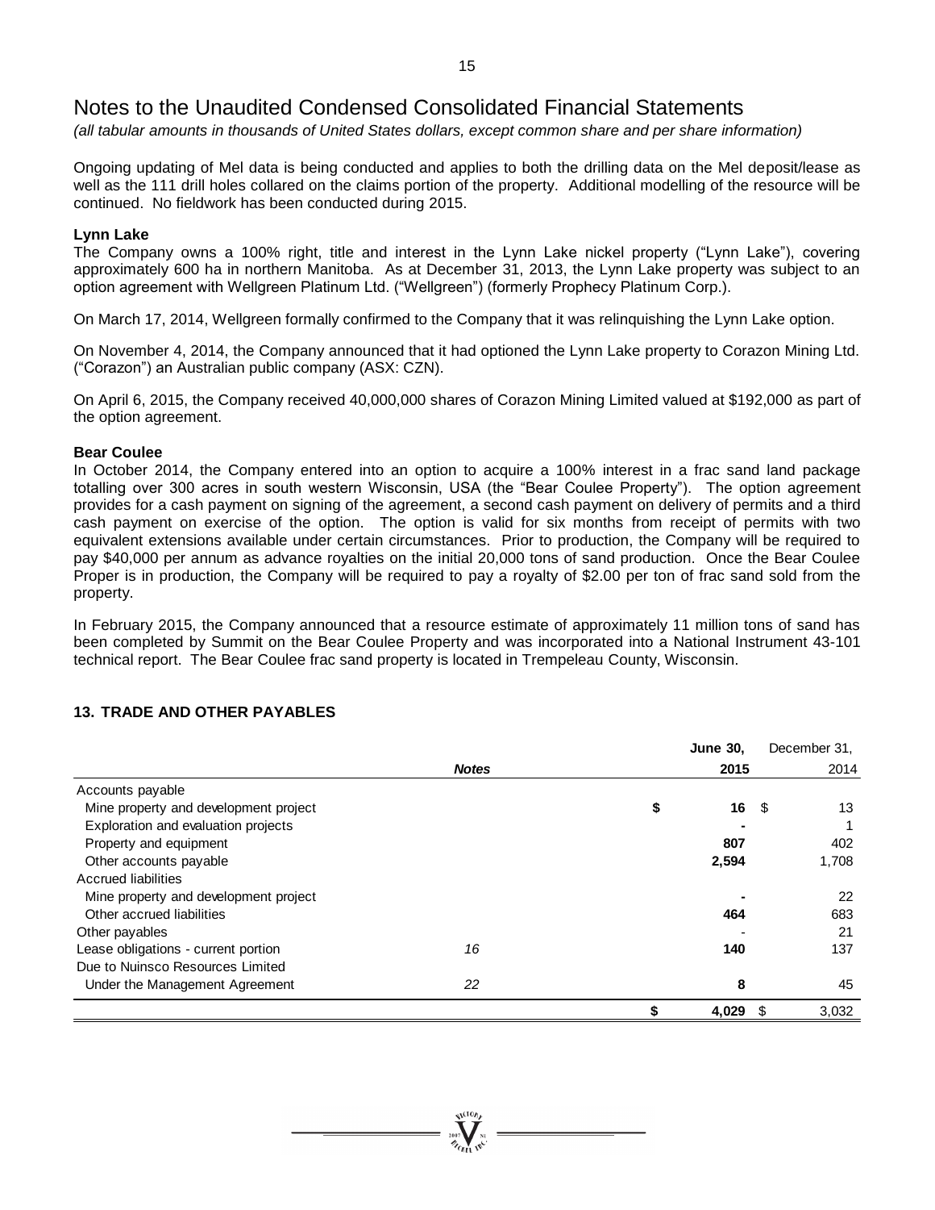# Notes to the Unaudited Condensed Consolidated Financial Statements

*(all tabular amounts in thousands of United States dollars, except common share and per share information)*

Ongoing updating of Mel data is being conducted and applies to both the drilling data on the Mel deposit/lease as well as the 111 drill holes collared on the claims portion of the property. Additional modelling of the resource will be continued. No fieldwork has been conducted during 2015.

**Lynn Lake**

The Company owns a 100% right, title and interest in the Lynn Lake nickel property ("Lynn Lake"), covering approximately 600 ha in northern Manitoba. As at December 31, 2013, the Lynn Lake property was subject to an option agreement with Wellgreen Platinum Ltd. ("Wellgreen") (formerly Prophecy Platinum Corp.).

On March 17, 2014, Wellgreen formally confirmed to the Company that it was relinquishing the Lynn Lake option.

On November 4, 2014, the Company announced that it had optioned the Lynn Lake property to Corazon Mining Ltd. ("Corazon") an Australian public company (ASX: CZN).

On April 6, 2015, the Company received 40,000,000 shares of Corazon Mining Limited valued at $192,000 as part of the option agreement.

**Bear Coulee**

In October 2014, the Company entered into an option to acquire a 100% interest in a frac sand land package totalling over 300 acres in south western Wisconsin, USA (the "Bear Coulee Property"). The option agreement provides for a cash payment on signing of the agreement, a second cash payment on delivery of permits and a third cash payment on exercise of the option. The option is valid for six months from receipt of permits with two equivalent extensions available under certain circumstances. Prior to production, the Company will be required to pay $40,000 per annum as advance royalties on the initial 20,000 tons of sand production. Once the Bear Coulee Proper is in production, the Company will be required to pay a royalty of $2.00 per ton of frac sand sold from the property.

In February 2015, the Company announced that a resource estimate of approximately 11 million tons of sand has been completed by Summit on the Bear Coulee Property and was incorporated into a National Instrument 43-101 technical report. The Bear Coulee frac sand property is located in Trempeleau County, Wisconsin.

## 13. TRADE AND OTHER PAYABLES

| | *Notes* | **June 30, 2015** | December 31, 2014 |
|---|---|---|---|
| Accounts payable | | | |
| Mine property and development project | | **$ 16** | $ 13 |
| Exploration and evaluation projects | | **-** | 1 |
| Property and equipment | | **807** | 402 |
| Other accounts payable | | **2,594** | 1,708 |
| Accrued liabilities | | | |
| Mine property and development project | | **-** | 22 |
| Other accrued liabilities | | **464** | 683 |
| Other payables | | - | 21 |
| Lease obligations - current portion | 16 | **140** | 137 |
| Due to Nuinsco Resources Limited | | | |
| Under the Management Agreement | 22 | **8** | 45 |
| | | **$ 4,029** | $ 3,032 |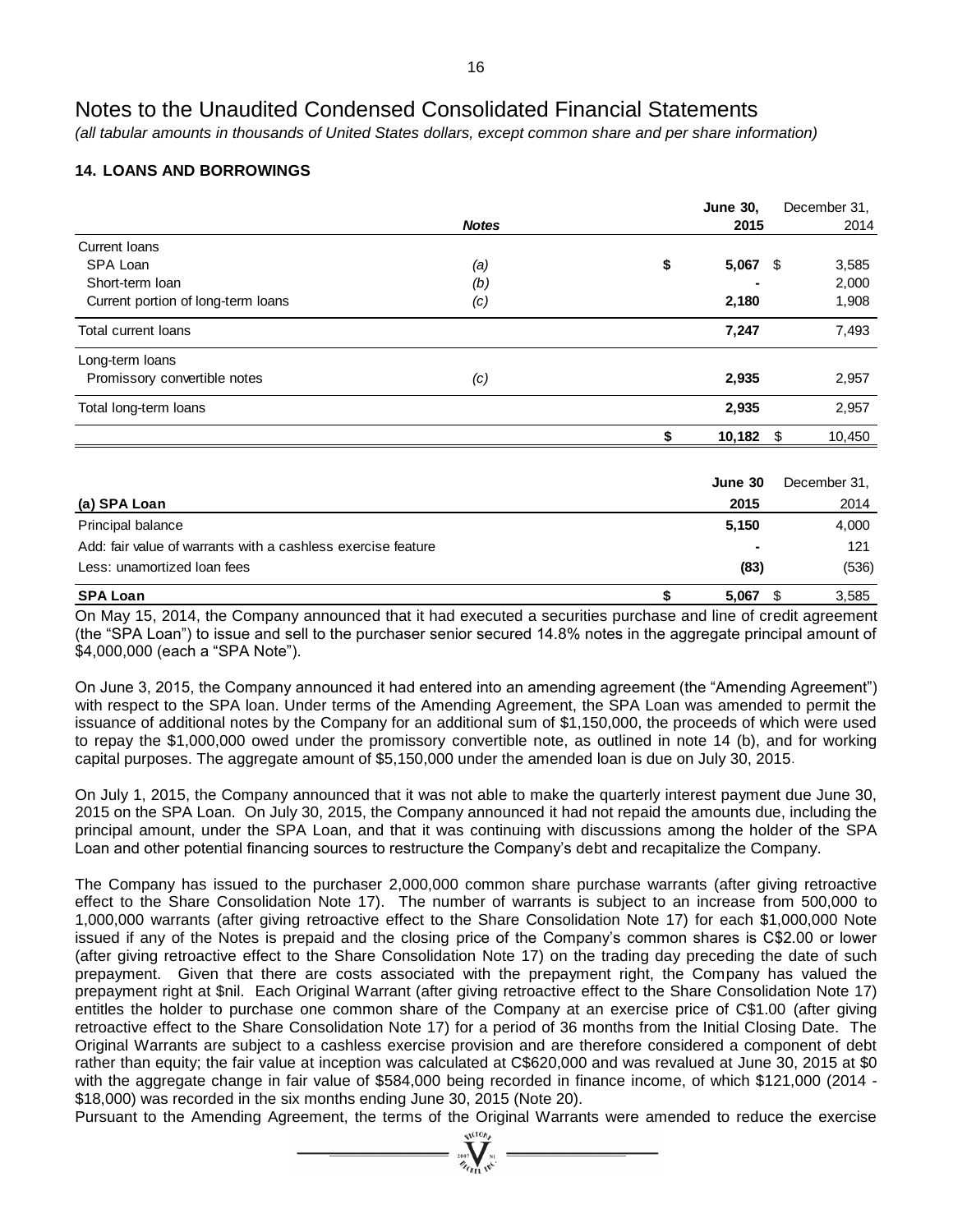# Notes to the Unaudited Condensed Consolidated Financial Statements

*(all tabular amounts in thousands of United States dollars, except common share and per share information)*

## 14. LOANS AND BORROWINGS

| | *Notes* | **June 30, 2015** | December 31, 2014 |
|---|---|---|---|
| Current loans | | | |
| SPA Loan | *(a)* | **$ 5,067** | $ 3,585 |
| Short-term loan | *(b)* | **-** | 2,000 |
| Current portion of long-term loans | *(c)* | **2,180** | 1,908 |
| Total current loans | | **7,247** | 7,493 |
| Long-term loans | | | |
| Promissory convertible notes | *(c)* | **2,935** | 2,957 |
| Total long-term loans | | **2,935** | 2,957 |
| | | **$ 10,182** | $ 10,450 |

| **(a) SPA Loan** | **June 30 2015** | December 31, 2014 |
|---|---|---|
| Principal balance | **5,150** | 4,000 |
| Add: fair value of warrants with a cashless exercise feature | **-** | 121 |
| Less: unamortized loan fees | **(83)** | (536) |
| **SPA Loan** | **$ 5,067** | $ 3,585 |

On May 15, 2014, the Company announced that it had executed a securities purchase and line of credit agreement (the "SPA Loan") to issue and sell to the purchaser senior secured 14.8% notes in the aggregate principal amount of $4,000,000 (each a "SPA Note").

On June 3, 2015, the Company announced it had entered into an amending agreement (the "Amending Agreement") with respect to the SPA loan. Under terms of the Amending Agreement, the SPA Loan was amended to permit the issuance of additional notes by the Company for an additional sum of $1,150,000, the proceeds of which were used to repay the $1,000,000 owed under the promissory convertible note, as outlined in note 14 (b), and for working capital purposes. The aggregate amount of $5,150,000 under the amended loan is due on July 30, 2015.

On July 1, 2015, the Company announced that it was not able to make the quarterly interest payment due June 30, 2015 on the SPA Loan. On July 30, 2015, the Company announced it had not repaid the amounts due, including the principal amount, under the SPA Loan, and that it was continuing with discussions among the holder of the SPA Loan and other potential financing sources to restructure the Company's debt and recapitalize the Company.

The Company has issued to the purchaser 2,000,000 common share purchase warrants (after giving retroactive effect to the Share Consolidation Note 17). The number of warrants is subject to an increase from 500,000 to 1,000,000 warrants (after giving retroactive effect to the Share Consolidation Note 17) for each $1,000,000 Note issued if any of the Notes is prepaid and the closing price of the Company's common shares is C$2.00 or lower (after giving retroactive effect to the Share Consolidation Note 17) on the trading day preceding the date of such prepayment. Given that there are costs associated with the prepayment right, the Company has valued the prepayment right at $nil. Each Original Warrant (after giving retroactive effect to the Share Consolidation Note 17) entitles the holder to purchase one common share of the Company at an exercise price of C$1.00 (after giving retroactive effect to the Share Consolidation Note 17) for a period of 36 months from the Initial Closing Date. The Original Warrants are subject to a cashless exercise provision and are therefore considered a component of debt rather than equity; the fair value at inception was calculated at C$620,000 and was revalued at June 30, 2015 at $0 with the aggregate change in fair value of $584,000 being recorded in finance income, of which $121,000 (2014 - $18,000) was recorded in the six months ending June 30, 2015 (Note 20).

Pursuant to the Amending Agreement, the terms of the Original Warrants were amended to reduce the exercise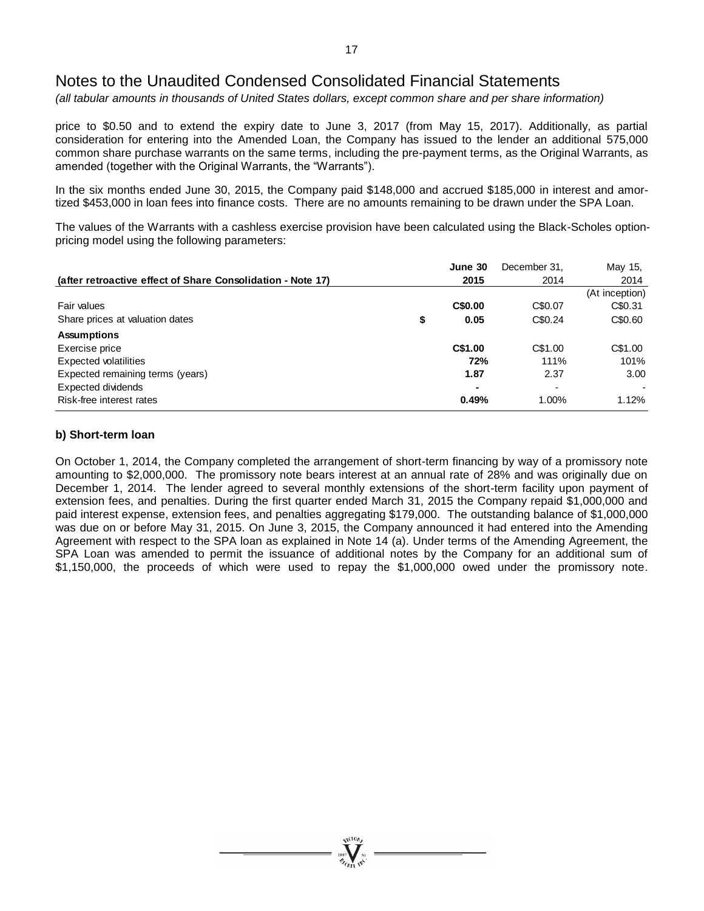# Notes to the Unaudited Condensed Consolidated Financial Statements

*(all tabular amounts in thousands of United States dollars, except common share and per share information)*

price to $0.50 and to extend the expiry date to June 3, 2017 (from May 15, 2017). Additionally, as partial consideration for entering into the Amended Loan, the Company has issued to the lender an additional 575,000 common share purchase warrants on the same terms, including the pre-payment terms, as the Original Warrants, as amended (together with the Original Warrants, the "Warrants").

In the six months ended June 30, 2015, the Company paid $148,000 and accrued $185,000 in interest and amortized $453,000 in loan fees into finance costs. There are no amounts remaining to be drawn under the SPA Loan.

The values of the Warrants with a cashless exercise provision have been calculated using the Black-Scholes option-pricing model using the following parameters:

| (after retroactive effect of Share Consolidation - Note 17) | | June 30 2015 | December 31, 2014 | May 15, 2014 |
|---|---|---|---|---|
| | | | | (At inception) |
| Fair values | | **C$0.00** | C$0.07 | C$0.31 |
| Share prices at valuation dates | **$** | **0.05** | C$0.24 | C$0.60 |
| **Assumptions** | | | | |
| Exercise price | | **C$1.00** | C$1.00 | C$1.00 |
| Expected volatilities | | **72%** | 111% | 101% |
| Expected remaining terms (years) | | **1.87** | 2.37 | 3.00 |
| Expected dividends | | **-** | - | - |
| Risk-free interest rates | | **0.49%** | 1.00% | 1.12% |

### b) Short-term loan

On October 1, 2014, the Company completed the arrangement of short-term financing by way of a promissory note amounting to $2,000,000. The promissory note bears interest at an annual rate of 28% and was originally due on December 1, 2014. The lender agreed to several monthly extensions of the short-term facility upon payment of extension fees, and penalties. During the first quarter ended March 31, 2015 the Company repaid $1,000,000 and paid interest expense, extension fees, and penalties aggregating $179,000. The outstanding balance of $1,000,000 was due on or before May 31, 2015. On June 3, 2015, the Company announced it had entered into the Amending Agreement with respect to the SPA loan as explained in Note 14 (a). Under terms of the Amending Agreement, the SPA Loan was amended to permit the issuance of additional notes by the Company for an additional sum of $1,150,000, the proceeds of which were used to repay the $1,000,000 owed under the promissory note.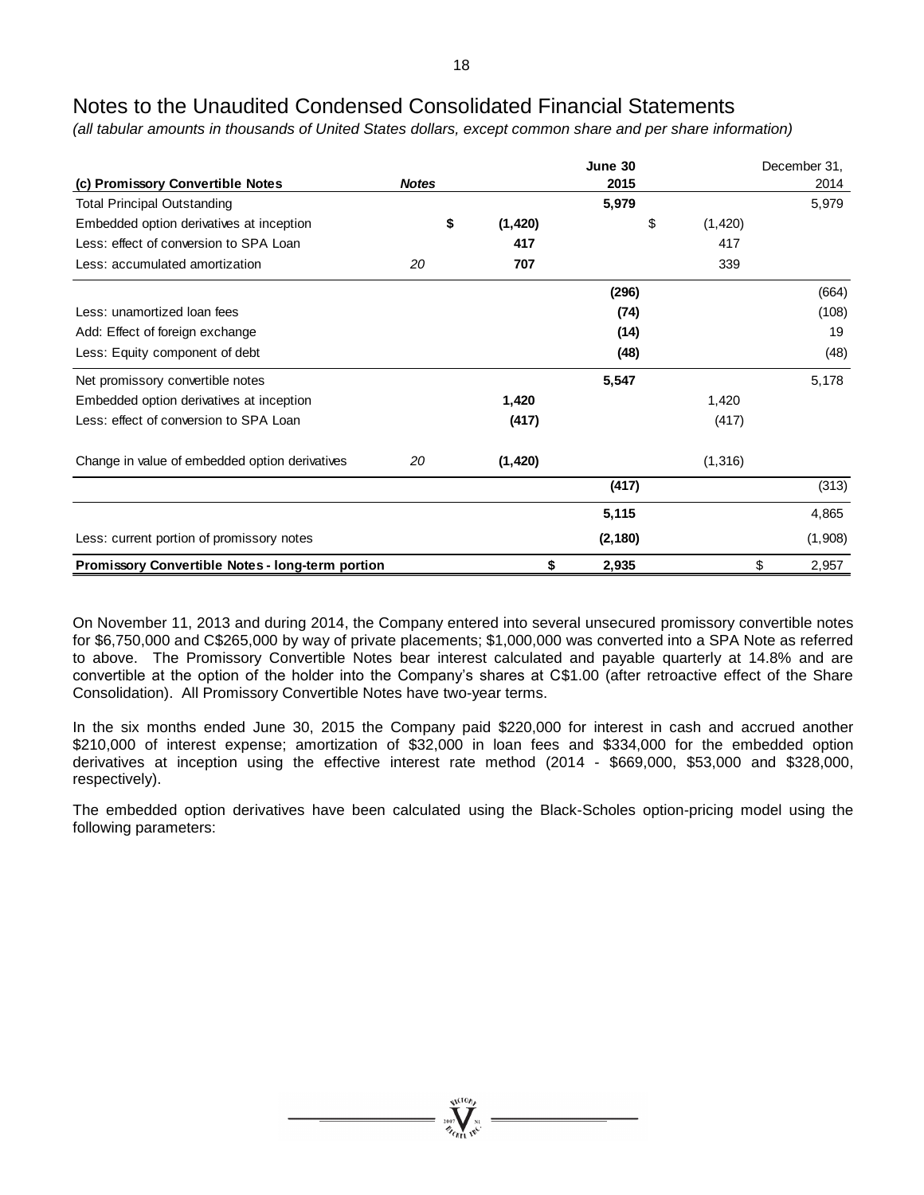# Notes to the Unaudited Condensed Consolidated Financial Statements

*(all tabular amounts in thousands of United States dollars, except common share and per share information)*

| (c) Promissory Convertible Notes | Notes | | June 30 2015 | | December 31, 2014 |
|---|---|---|---|---|---|
| Total Principal Outstanding | | | 5,979 | | 5,979 |
| Embedded option derivatives at inception | | $ (1,420) | | $ (1,420) | |
| Less: effect of conversion to SPA Loan | | 417 | | 417 | |
| Less: accumulated amortization | 20 | 707 | | 339 | |
| | | | (296) | | (664) |
| Less: unamortized loan fees | | | (74) | | (108) |
| Add: Effect of foreign exchange | | | (14) | | 19 |
| Less: Equity component of debt | | | (48) | | (48) |
| Net promissory convertible notes | | | 5,547 | | 5,178 |
| Embedded option derivatives at inception | | 1,420 | | 1,420 | |
| Less: effect of conversion to SPA Loan | | (417) | | (417) | |
| Change in value of embedded option derivatives | 20 | (1,420) | | (1,316) | |
| | | | (417) | | (313) |
| | | | 5,115 | | 4,865 |
| Less: current portion of promissory notes | | | (2,180) | | (1,908) |
| **Promissory Convertible Notes - long-term portion** | | | $ 2,935 | | $ 2,957 |

On November 11, 2013 and during 2014, the Company entered into several unsecured promissory convertible notes for $6,750,000 and C$265,000 by way of private placements; $1,000,000 was converted into a SPA Note as referred to above. The Promissory Convertible Notes bear interest calculated and payable quarterly at 14.8% and are convertible at the option of the holder into the Company's shares at C$1.00 (after retroactive effect of the Share Consolidation). All Promissory Convertible Notes have two-year terms.

In the six months ended June 30, 2015 the Company paid $220,000 for interest in cash and accrued another $210,000 of interest expense; amortization of $32,000 in loan fees and $334,000 for the embedded option derivatives at inception using the effective interest rate method (2014 - $669,000, $53,000 and $328,000, respectively).

The embedded option derivatives have been calculated using the Black-Scholes option-pricing model using the following parameters: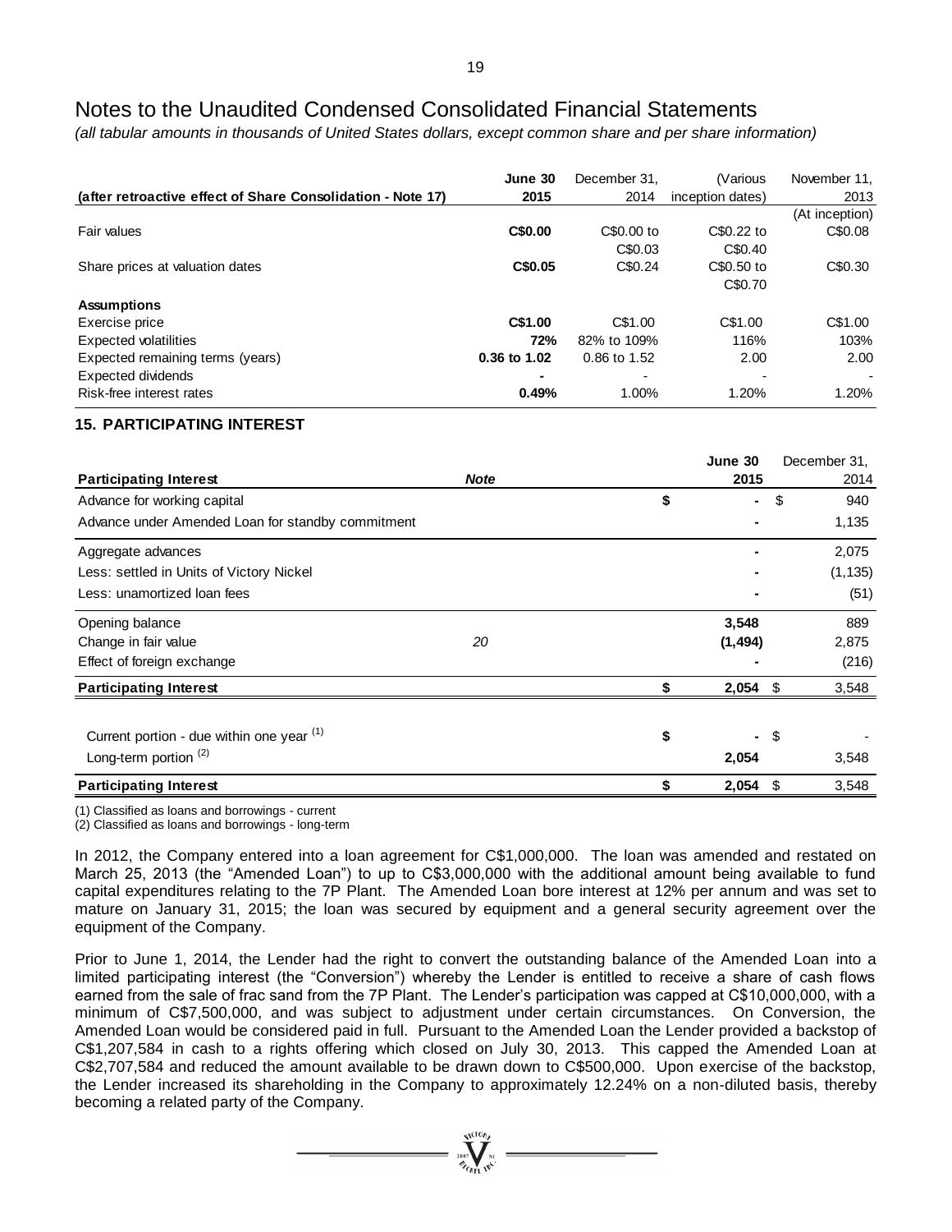# Notes to the Unaudited Condensed Consolidated Financial Statements

*(all tabular amounts in thousands of United States dollars, except common share and per share information)*

| (after retroactive effect of Share Consolidation - Note 17) | June 30 2015 | December 31, 2014 | (Various inception dates) | November 11, 2013 (At inception) |
|---|---|---|---|---|
| Fair values | **C$0.00** | C$0.00 to C$0.03 | C$0.22 to C$0.40 | C$0.08 |
| Share prices at valuation dates | **C$0.05** | C$0.24 | C$0.50 to C$0.70 | C$0.30 |
| **Assumptions** | | | | |
| Exercise price | **C$1.00** | C$1.00 | C$1.00 | C$1.00 |
| Expected volatilities | **72%** | 82% to 109% | 116% | 103% |
| Expected remaining terms (years) | **0.36 to 1.02** | 0.86 to 1.52 | 2.00 | 2.00 |
| Expected dividends | **-** | - | - | - |
| Risk-free interest rates | **0.49%** | 1.00% | 1.20% | 1.20% |

## 15. PARTICIPATING INTEREST

| Participating Interest | Note | June 30 2015 | December 31, 2014 |
|---|---|---|---|
| Advance for working capital | | $ **-** | $ 940 |
| Advance under Amended Loan for standby commitment | | **-** | 1,135 |
| Aggregate advances | | **-** | 2,075 |
| Less: settled in Units of Victory Nickel | | **-** | (1,135) |
| Less: unamortized loan fees | | **-** | (51) |
| Opening balance | | **3,548** | 889 |
| Change in fair value | 20 | **(1,494)** | 2,875 |
| Effect of foreign exchange | | **-** | (216) |
| **Participating Interest** | | $ **2,054** | $ 3,548 |
| Current portion - due within one year [(1)] | | $ **-** | $ - |
| Long-term portion [(2)] | | **2,054** | 3,548 |
| **Participating Interest** | | $ **2,054** | $ 3,548 |

(1) Classified as loans and borrowings - current

(2) Classified as loans and borrowings - long-term

In 2012, the Company entered into a loan agreement for C$1,000,000. The loan was amended and restated on March 25, 2013 (the "Amended Loan") to up to C$3,000,000 with the additional amount being available to fund capital expenditures relating to the 7P Plant. The Amended Loan bore interest at 12% per annum and was set to mature on January 31, 2015; the loan was secured by equipment and a general security agreement over the equipment of the Company.

Prior to June 1, 2014, the Lender had the right to convert the outstanding balance of the Amended Loan into a limited participating interest (the "Conversion") whereby the Lender is entitled to receive a share of cash flows earned from the sale of frac sand from the 7P Plant. The Lender's participation was capped at C$10,000,000, with a minimum of C$7,500,000, and was subject to adjustment under certain circumstances. On Conversion, the Amended Loan would be considered paid in full. Pursuant to the Amended Loan the Lender provided a backstop of C$1,207,584 in cash to a rights offering which closed on July 30, 2013. This capped the Amended Loan at C$2,707,584 and reduced the amount available to be drawn down to C$500,000. Upon exercise of the backstop, the Lender increased its shareholding in the Company to approximately 12.24% on a non-diluted basis, thereby becoming a related party of the Company.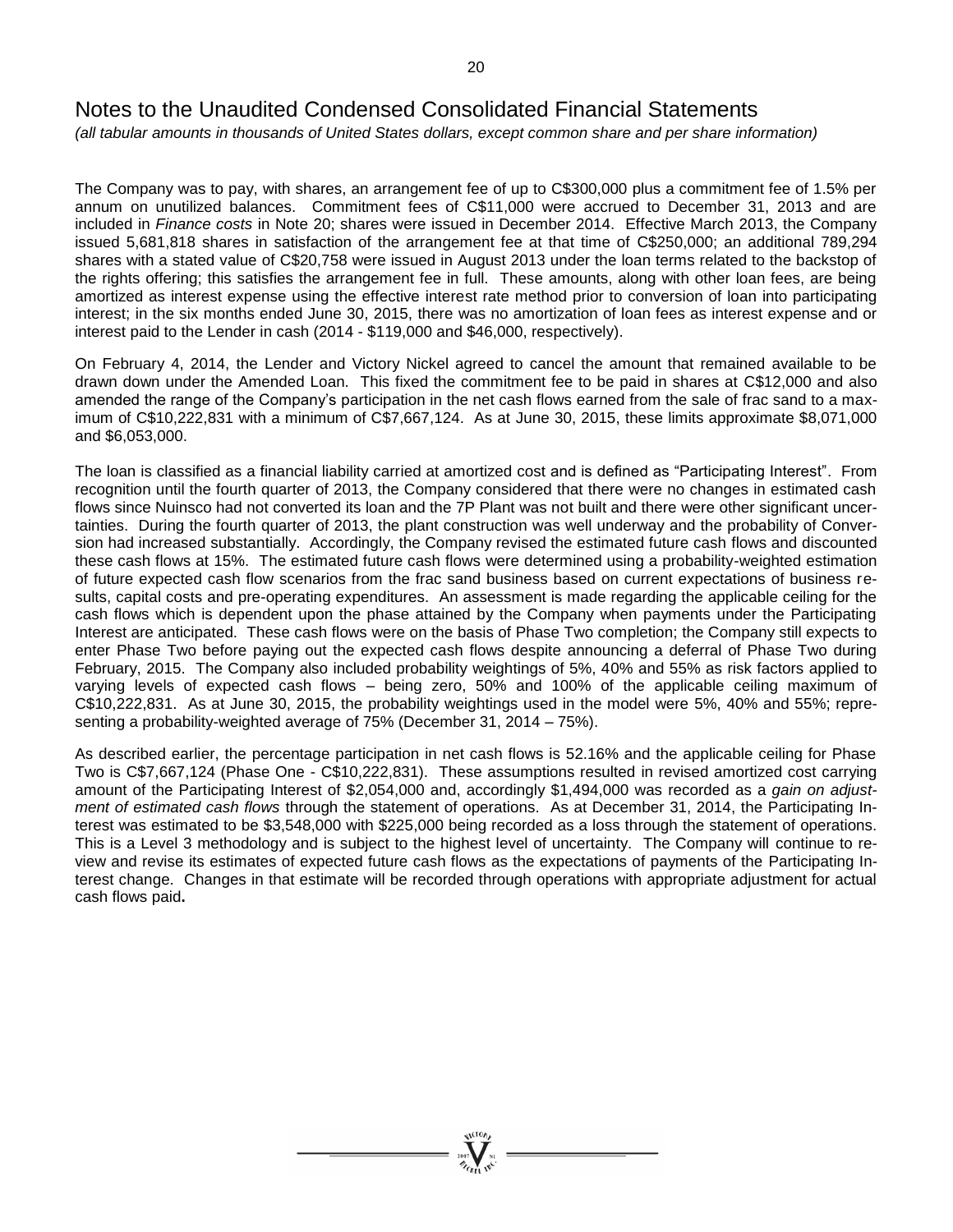# Notes to the Unaudited Condensed Consolidated Financial Statements

*(all tabular amounts in thousands of United States dollars, except common share and per share information)*

The Company was to pay, with shares, an arrangement fee of up to C$300,000 plus a commitment fee of 1.5% per annum on unutilized balances. Commitment fees of C$11,000 were accrued to December 31, 2013 and are included in *Finance costs* in Note 20; shares were issued in December 2014. Effective March 2013, the Company issued 5,681,818 shares in satisfaction of the arrangement fee at that time of C$250,000; an additional 789,294 shares with a stated value of C$20,758 were issued in August 2013 under the loan terms related to the backstop of the rights offering; this satisfies the arrangement fee in full. These amounts, along with other loan fees, are being amortized as interest expense using the effective interest rate method prior to conversion of loan into participating interest; in the six months ended June 30, 2015, there was no amortization of loan fees as interest expense and or interest paid to the Lender in cash (2014 - $119,000 and $46,000, respectively).

On February 4, 2014, the Lender and Victory Nickel agreed to cancel the amount that remained available to be drawn down under the Amended Loan. This fixed the commitment fee to be paid in shares at C$12,000 and also amended the range of the Company's participation in the net cash flows earned from the sale of frac sand to a maximum of C$10,222,831 with a minimum of C$7,667,124. As at June 30, 2015, these limits approximate $8,071,000 and $6,053,000.

The loan is classified as a financial liability carried at amortized cost and is defined as "Participating Interest". From recognition until the fourth quarter of 2013, the Company considered that there were no changes in estimated cash flows since Nuinsco had not converted its loan and the 7P Plant was not built and there were other significant uncertainties. During the fourth quarter of 2013, the plant construction was well underway and the probability of Conversion had increased substantially. Accordingly, the Company revised the estimated future cash flows and discounted these cash flows at 15%. The estimated future cash flows were determined using a probability-weighted estimation of future expected cash flow scenarios from the frac sand business based on current expectations of business results, capital costs and pre-operating expenditures. An assessment is made regarding the applicable ceiling for the cash flows which is dependent upon the phase attained by the Company when payments under the Participating Interest are anticipated. These cash flows were on the basis of Phase Two completion; the Company still expects to enter Phase Two before paying out the expected cash flows despite announcing a deferral of Phase Two during February, 2015. The Company also included probability weightings of 5%, 40% and 55% as risk factors applied to varying levels of expected cash flows – being zero, 50% and 100% of the applicable ceiling maximum of C$10,222,831. As at June 30, 2015, the probability weightings used in the model were 5%, 40% and 55%; representing a probability-weighted average of 75% (December 31, 2014 – 75%).

As described earlier, the percentage participation in net cash flows is 52.16% and the applicable ceiling for Phase Two is C$7,667,124 (Phase One - C$10,222,831). These assumptions resulted in revised amortized cost carrying amount of the Participating Interest of $2,054,000 and, accordingly $1,494,000 was recorded as a *gain on adjustment of estimated cash flows* through the statement of operations. As at December 31, 2014, the Participating Interest was estimated to be $3,548,000 with $225,000 being recorded as a loss through the statement of operations. This is a Level 3 methodology and is subject to the highest level of uncertainty. The Company will continue to review and revise its estimates of expected future cash flows as the expectations of payments of the Participating Interest change. Changes in that estimate will be recorded through operations with appropriate adjustment for actual cash flows paid**.**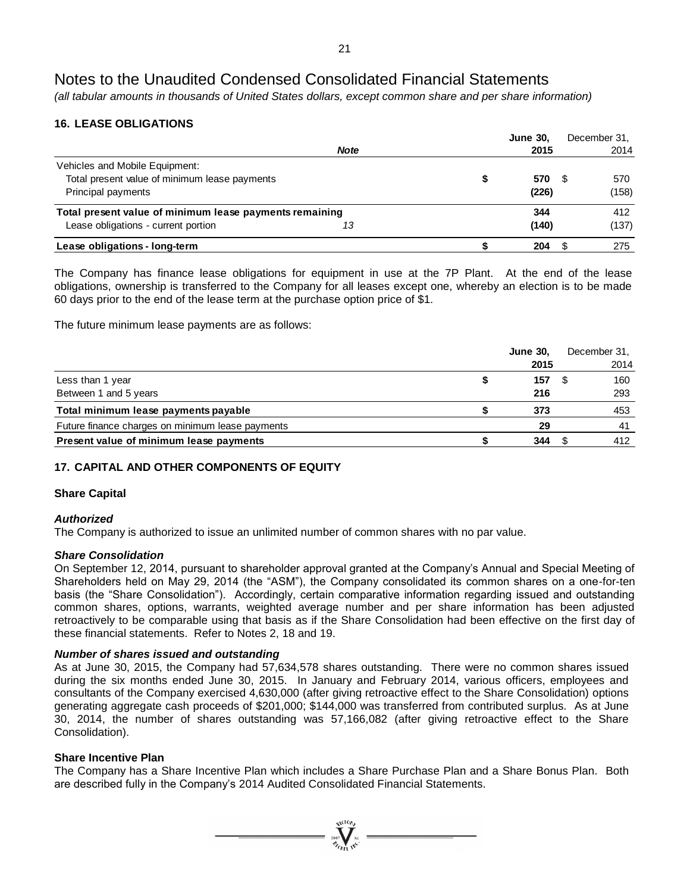# Notes to the Unaudited Condensed Consolidated Financial Statements

*(all tabular amounts in thousands of United States dollars, except common share and per share information)*

## 16. LEASE OBLIGATIONS

| | Note | | June 30, 2015 | | December 31, 2014 |
|---|---|---|---|---|---|
| Vehicles and Mobile Equipment: | | | | | |
| Total present value of minimum lease payments | | $ | 570 | $ | 570 |
| Principal payments | | | (226) | | (158) |
| **Total present value of minimum lease payments remaining** | | | 344 | | 412 |
| Lease obligations - current portion | 13 | | (140) | | (137) |
| **Lease obligations - long-term** | | $ | 204 | $ | 275 |

The Company has finance lease obligations for equipment in use at the 7P Plant. At the end of the lease obligations, ownership is transferred to the Company for all leases except one, whereby an election is to be made 60 days prior to the end of the lease term at the purchase option price of $1.

The future minimum lease payments are as follows:

| | | June 30, 2015 | | December 31, 2014 |
|---|---|---|---|---|
| Less than 1 year | $ | 157 | $ | 160 |
| Between 1 and 5 years | | 216 | | 293 |
| **Total minimum lease payments payable** | $ | 373 | | 453 |
| Future finance charges on minimum lease payments | | 29 | | 41 |
| **Present value of minimum lease payments** | $ | 344 | $ | 412 |

## 17. CAPITAL AND OTHER COMPONENTS OF EQUITY

### Share Capital

***Authorized***

The Company is authorized to issue an unlimited number of common shares with no par value.

***Share Consolidation***

On September 12, 2014, pursuant to shareholder approval granted at the Company's Annual and Special Meeting of Shareholders held on May 29, 2014 (the "ASM"), the Company consolidated its common shares on a one-for-ten basis (the "Share Consolidation"). Accordingly, certain comparative information regarding issued and outstanding common shares, options, warrants, weighted average number and per share information has been adjusted retroactively to be comparable using that basis as if the Share Consolidation had been effective on the first day of these financial statements. Refer to Notes 2, 18 and 19.

***Number of shares issued and outstanding***

As at June 30, 2015, the Company had 57,634,578 shares outstanding. There were no common shares issued during the six months ended June 30, 2015. In January and February 2014, various officers, employees and consultants of the Company exercised 4,630,000 (after giving retroactive effect to the Share Consolidation) options generating aggregate cash proceeds of $201,000; $144,000 was transferred from contributed surplus. As at June 30, 2014, the number of shares outstanding was 57,166,082 (after giving retroactive effect to the Share Consolidation).

### Share Incentive Plan

The Company has a Share Incentive Plan which includes a Share Purchase Plan and a Share Bonus Plan. Both are described fully in the Company's 2014 Audited Consolidated Financial Statements.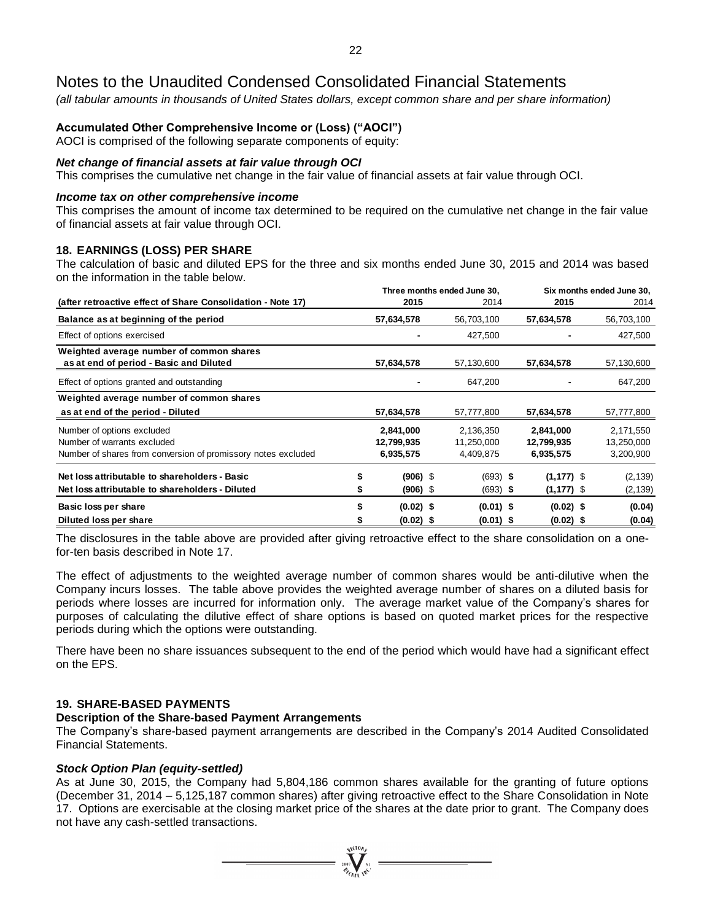# Notes to the Unaudited Condensed Consolidated Financial Statements

*(all tabular amounts in thousands of United States dollars, except common share and per share information)*

### Accumulated Other Comprehensive Income or (Loss) ("AOCI")

AOCI is comprised of the following separate components of equity:

#### *Net change of financial assets at fair value through OCI*

This comprises the cumulative net change in the fair value of financial assets at fair value through OCI.

#### *Income tax on other comprehensive income*

This comprises the amount of income tax determined to be required on the cumulative net change in the fair value of financial assets at fair value through OCI.

## 18. EARNINGS (LOSS) PER SHARE

The calculation of basic and diluted EPS for the three and six months ended June 30, 2015 and 2014 was based on the information in the table below.

| (after retroactive effect of Share Consolidation - Note 17) | Three months ended June 30, 2015 | Three months ended June 30, 2014 | Six months ended June 30, 2015 | Six months ended June 30, 2014 |
|---|---|---|---|---|
| **Balance as at beginning of the period** | **57,634,578** | 56,703,100 | **57,634,578** | 56,703,100 |
| Effect of options exercised | **-** | 427,500 | **-** | 427,500 |
| **Weighted average number of common shares as at end of period - Basic and Diluted** | **57,634,578** | 57,130,600 | **57,634,578** | 57,130,600 |
| Effect of options granted and outstanding | **-** | 647,200 | **-** | 647,200 |
| **Weighted average number of common shares as at end of the period - Diluted** | **57,634,578** | 57,777,800 | **57,634,578** | 57,777,800 |
| Number of options excluded | **2,841,000** | 2,136,350 | **2,841,000** | 2,171,550 |
| Number of warrants excluded | **12,799,935** | 11,250,000 | **12,799,935** | 13,250,000 |
| Number of shares from conversion of promissory notes excluded | **6,935,575** | 4,409,875 | **6,935,575** | 3,200,900 |
| **Net loss attributable to shareholders - Basic** | **$ (906)** | $ (693) | **$ (1,177)** | $ (2,139) |
| **Net loss attributable to shareholders - Diluted** | **$ (906)** | $ (693) | **$ (1,177)** | $ (2,139) |
| **Basic loss per share** | **$ (0.02)** | **$ (0.01)** | **$ (0.02)** | **$ (0.04)** |
| **Diluted loss per share** | **$ (0.02)** | **$ (0.01)** | **$ (0.02)** | **$ (0.04)** |

The disclosures in the table above are provided after giving retroactive effect to the share consolidation on a one-for-ten basis described in Note 17.

The effect of adjustments to the weighted average number of common shares would be anti-dilutive when the Company incurs losses. The table above provides the weighted average number of shares on a diluted basis for periods where losses are incurred for information only. The average market value of the Company's shares for purposes of calculating the dilutive effect of share options is based on quoted market prices for the respective periods during which the options were outstanding.

There have been no share issuances subsequent to the end of the period which would have had a significant effect on the EPS.

## 19. SHARE-BASED PAYMENTS

### Description of the Share-based Payment Arrangements

The Company's share-based payment arrangements are described in the Company's 2014 Audited Consolidated Financial Statements.

#### *Stock Option Plan (equity-settled)*

As at June 30, 2015, the Company had 5,804,186 common shares available for the granting of future options (December 31, 2014 – 5,125,187 common shares) after giving retroactive effect to the Share Consolidation in Note 17. Options are exercisable at the closing market price of the shares at the date prior to grant. The Company does not have any cash-settled transactions.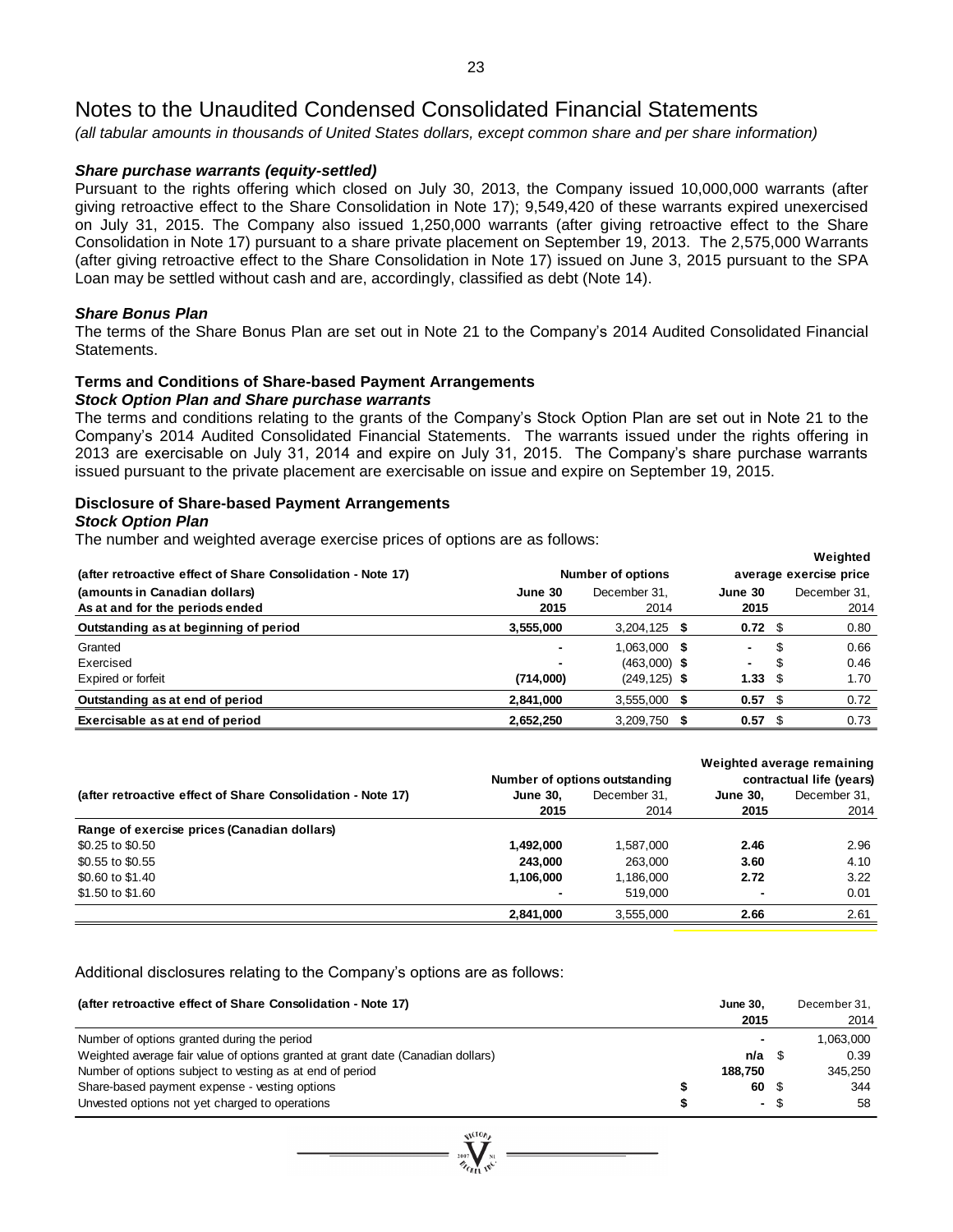# Notes to the Unaudited Condensed Consolidated Financial Statements

*(all tabular amounts in thousands of United States dollars, except common share and per share information)*

### *Share purchase warrants (equity-settled)*

Pursuant to the rights offering which closed on July 30, 2013, the Company issued 10,000,000 warrants (after giving retroactive effect to the Share Consolidation in Note 17); 9,549,420 of these warrants expired unexercised on July 31, 2015. The Company also issued 1,250,000 warrants (after giving retroactive effect to the Share Consolidation in Note 17) pursuant to a share private placement on September 19, 2013. The 2,575,000 Warrants (after giving retroactive effect to the Share Consolidation in Note 17) issued on June 3, 2015 pursuant to the SPA Loan may be settled without cash and are, accordingly, classified as debt (Note 14).

### *Share Bonus Plan*

The terms of the Share Bonus Plan are set out in Note 21 to the Company's 2014 Audited Consolidated Financial Statements.

### Terms and Conditions of Share-based Payment Arrangements

### *Stock Option Plan and Share purchase warrants*

The terms and conditions relating to the grants of the Company's Stock Option Plan are set out in Note 21 to the Company's 2014 Audited Consolidated Financial Statements. The warrants issued under the rights offering in 2013 are exercisable on July 31, 2014 and expire on July 31, 2015. The Company's share purchase warrants issued pursuant to the private placement are exercisable on issue and expire on September 19, 2015.

### Disclosure of Share-based Payment Arrangements

### *Stock Option Plan*

The number and weighted average exercise prices of options are as follows:

| (after retroactive effect of Share Consolidation - Note 17) | Number of options | | Weighted average exercise price | |
|---|---|---|---|---|
| (amounts in Canadian dollars) | **June 30** | December 31, | **June 30** | December 31, |
| As at and for the periods ended | **2015** | 2014 | **2015** | 2014 |
| **Outstanding as at beginning of period** | **3,555,000** | 3,204,125 | **$ 0.72** | $ 0.80 |
| Granted | **-** | 1,063,000 | **$ -** | $ 0.66 |
| Exercised | **-** | (463,000) | **$ -** | $ 0.46 |
| Expired or forfeit | **(714,000)** | (249,125) | **$ 1.33** | $ 1.70 |
| **Outstanding as at end of period** | **2,841,000** | 3,555,000 | **$ 0.57** | $ 0.72 |
| **Exercisable as at end of period** | **2,652,250** | 3,209,750 | **$ 0.57** | $ 0.73 |

| (after retroactive effect of Share Consolidation - Note 17) | Number of options outstanding | | Weighted average remaining contractual life (years) | |
|---|---|---|---|---|
| | **June 30, 2015** | December 31, 2014 | **June 30, 2015** | December 31, 2014 |
| **Range of exercise prices (Canadian dollars)** | | | | |
| \$0.25 to \$0.50 | **1,492,000** | 1,587,000 | **2.46** | 2.96 |
| \$0.55 to \$0.55 | **243,000** | 263,000 | **3.60** | 4.10 |
| \$0.60 to \$1.40 | **1,106,000** | 1,186,000 | **2.72** | 3.22 |
| \$1.50 to \$1.60 | **-** | 519,000 | **-** | 0.01 |
| | **2,841,000** | 3,555,000 | **2.66** | 2.61 |

Additional disclosures relating to the Company's options are as follows:

| (after retroactive effect of Share Consolidation - Note 17) | **June 30, 2015** | December 31, 2014 |
|---|---|---|
| Number of options granted during the period | **-** | 1,063,000 |
| Weighted average fair value of options granted at grant date (Canadian dollars) | **n/a** | $ 0.39 |
| Number of options subject to vesting as at end of period | **188,750** | 345,250 |
| Share-based payment expense - vesting options | **$ 60** | $ 344 |
| Unvested options not yet charged to operations | **$ -** | $ 58 |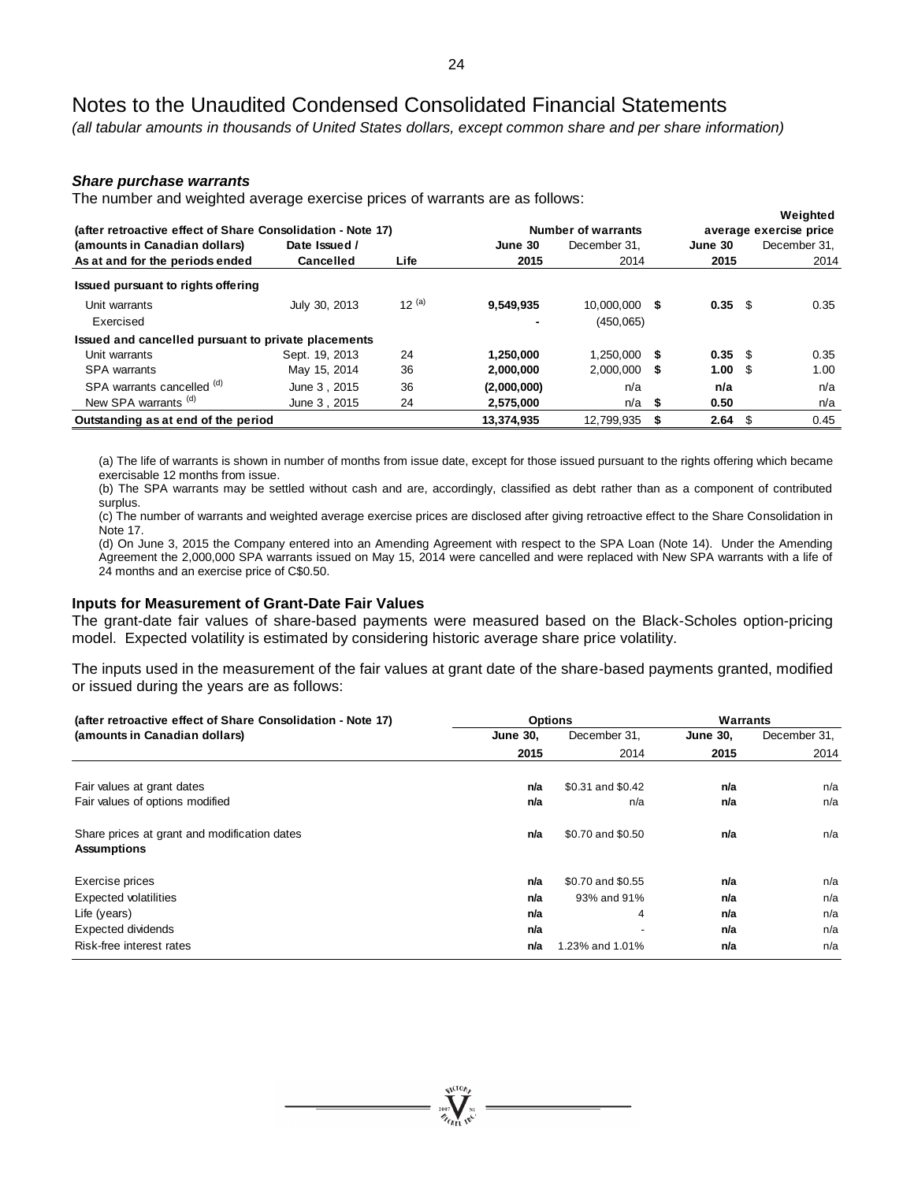# Notes to the Unaudited Condensed Consolidated Financial Statements

*(all tabular amounts in thousands of United States dollars, except common share and per share information)*

### *Share purchase warrants*

The number and weighted average exercise prices of warrants are as follows:

| (after retroactive effect of Share Consolidation - Note 17) | | | Number of warrants | | Weighted average exercise price | |
|---|---|---|---|---|---|---|
| **(amounts in Canadian dollars)** | **Date Issued /** | | **June 30** | December 31, | **June 30** | December 31, |
| **As at and for the periods ended** | **Cancelled** | **Life** | **2015** | 2014 | **2015** | 2014 |
| **Issued pursuant to rights offering** | | | | | | |
| Unit warrants | July 30, 2013 | 12 [(a)] | **9,549,935** | 10,000,000 | **$ 0.35** | $ 0.35 |
| Exercised | | | **-** | (450,065) | | |
| **Issued and cancelled pursuant to private placements** | | | | | | |
| Unit warrants | Sept. 19, 2013 | 24 | **1,250,000** | 1,250,000 | **$ 0.35** | $ 0.35 |
| SPA warrants | May 15, 2014 | 36 | **2,000,000** | 2,000,000 | **$ 1.00** | $ 1.00 |
| SPA warrants cancelled [(d)] | June 3 , 2015 | 36 | **(2,000,000)** | n/a | **n/a** | n/a |
| New SPA warrants [(d)] | June 3 , 2015 | 24 | **2,575,000** | n/a | **$ 0.50** | n/a |
| **Outstanding as at end of the period** | | | **13,374,935** | 12,799,935 | **$ 2.64** | $ 0.45 |

(a) The life of warrants is shown in number of months from issue date, except for those issued pursuant to the rights offering which became exercisable 12 months from issue.

(b) The SPA warrants may be settled without cash and are, accordingly, classified as debt rather than as a component of contributed surplus.

(c) The number of warrants and weighted average exercise prices are disclosed after giving retroactive effect to the Share Consolidation in Note 17.

(d) On June 3, 2015 the Company entered into an Amending Agreement with respect to the SPA Loan (Note 14). Under the Amending Agreement the 2,000,000 SPA warrants issued on May 15, 2014 were cancelled and were replaced with New SPA warrants with a life of 24 months and an exercise price of C$0.50.

### Inputs for Measurement of Grant-Date Fair Values

The grant-date fair values of share-based payments were measured based on the Black-Scholes option-pricing model. Expected volatility is estimated by considering historic average share price volatility.

The inputs used in the measurement of the fair values at grant date of the share-based payments granted, modified or issued during the years are as follows:

| (after retroactive effect of Share Consolidation - Note 17) | Options | | Warrants | |
|---|---|---|---|---|
| **(amounts in Canadian dollars)** | **June 30,** | December 31, | **June 30,** | December 31, |
| | **2015** | 2014 | **2015** | 2014 |
| Fair values at grant dates | **n/a** | \$0.31 and \$0.42 | **n/a** | n/a |
| Fair values of options modified | **n/a** | n/a | **n/a** | n/a |
| Share prices at grant and modification dates | **n/a** | \$0.70 and \$0.50 | **n/a** | n/a |
| **Assumptions** | | | | |
| Exercise prices | **n/a** | \$0.70 and \$0.55 | **n/a** | n/a |
| Expected volatilities | **n/a** | 93% and 91% | **n/a** | n/a |
| Life (years) | **n/a** | 4 | **n/a** | n/a |
| Expected dividends | **n/a** | - | **n/a** | n/a |
| Risk-free interest rates | **n/a** | 1.23% and 1.01% | **n/a** | n/a |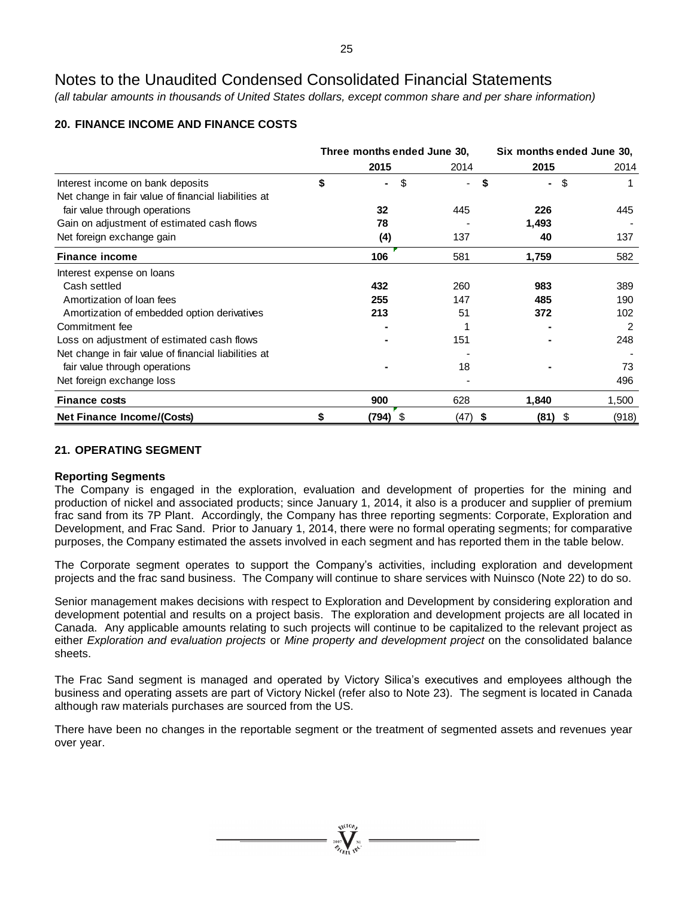# Notes to the Unaudited Condensed Consolidated Financial Statements

*(all tabular amounts in thousands of United States dollars, except common share and per share information)*

## 20. FINANCE INCOME AND FINANCE COSTS

| | Three months ended June 30, | | Six months ended June 30, | |
|---|---|---|---|---|
| | **2015** | 2014 | **2015** | 2014 |
| Interest income on bank deposits | **$ -** | $ - | **$ -** | $ 1 |
| Net change in fair value of financial liabilities at fair value through operations | **32** | 445 | **226** | 445 |
| Gain on adjustment of estimated cash flows | **78** | - | **1,493** | - |
| Net foreign exchange gain | **(4)** | 137 | **40** | 137 |
| **Finance income** | **106** | 581 | **1,759** | 582 |
| Interest expense on loans | | | | |
| Cash settled | **432** | 260 | **983** | 389 |
| Amortization of loan fees | **255** | 147 | **485** | 190 |
| Amortization of embedded option derivatives | **213** | 51 | **372** | 102 |
| Commitment fee | **-** | 1 | **-** | 2 |
| Loss on adjustment of estimated cash flows | **-** | 151 | **-** | 248 |
| Net change in fair value of financial liabilities at fair value through operations | **-** | 18 | **-** | 73 |
| Net foreign exchange loss | | - | | 496 |
| **Finance costs** | **900** | 628 | **1,840** | 1,500 |
| **Net Finance Income/(Costs)** | **$ (794)** | $ (47) | **$ (81)** | $ (918) |

## 21. OPERATING SEGMENT

### Reporting Segments

The Company is engaged in the exploration, evaluation and development of properties for the mining and production of nickel and associated products; since January 1, 2014, it also is a producer and supplier of premium frac sand from its 7P Plant. Accordingly, the Company has three reporting segments: Corporate, Exploration and Development, and Frac Sand. Prior to January 1, 2014, there were no formal operating segments; for comparative purposes, the Company estimated the assets involved in each segment and has reported them in the table below.

The Corporate segment operates to support the Company's activities, including exploration and development projects and the frac sand business. The Company will continue to share services with Nuinsco (Note 22) to do so.

Senior management makes decisions with respect to Exploration and Development by considering exploration and development potential and results on a project basis. The exploration and development projects are all located in Canada. Any applicable amounts relating to such projects will continue to be capitalized to the relevant project as either *Exploration and evaluation projects* or *Mine property and development project* on the consolidated balance sheets.

The Frac Sand segment is managed and operated by Victory Silica's executives and employees although the business and operating assets are part of Victory Nickel (refer also to Note 23). The segment is located in Canada although raw materials purchases are sourced from the US.

There have been no changes in the reportable segment or the treatment of segmented assets and revenues year over year.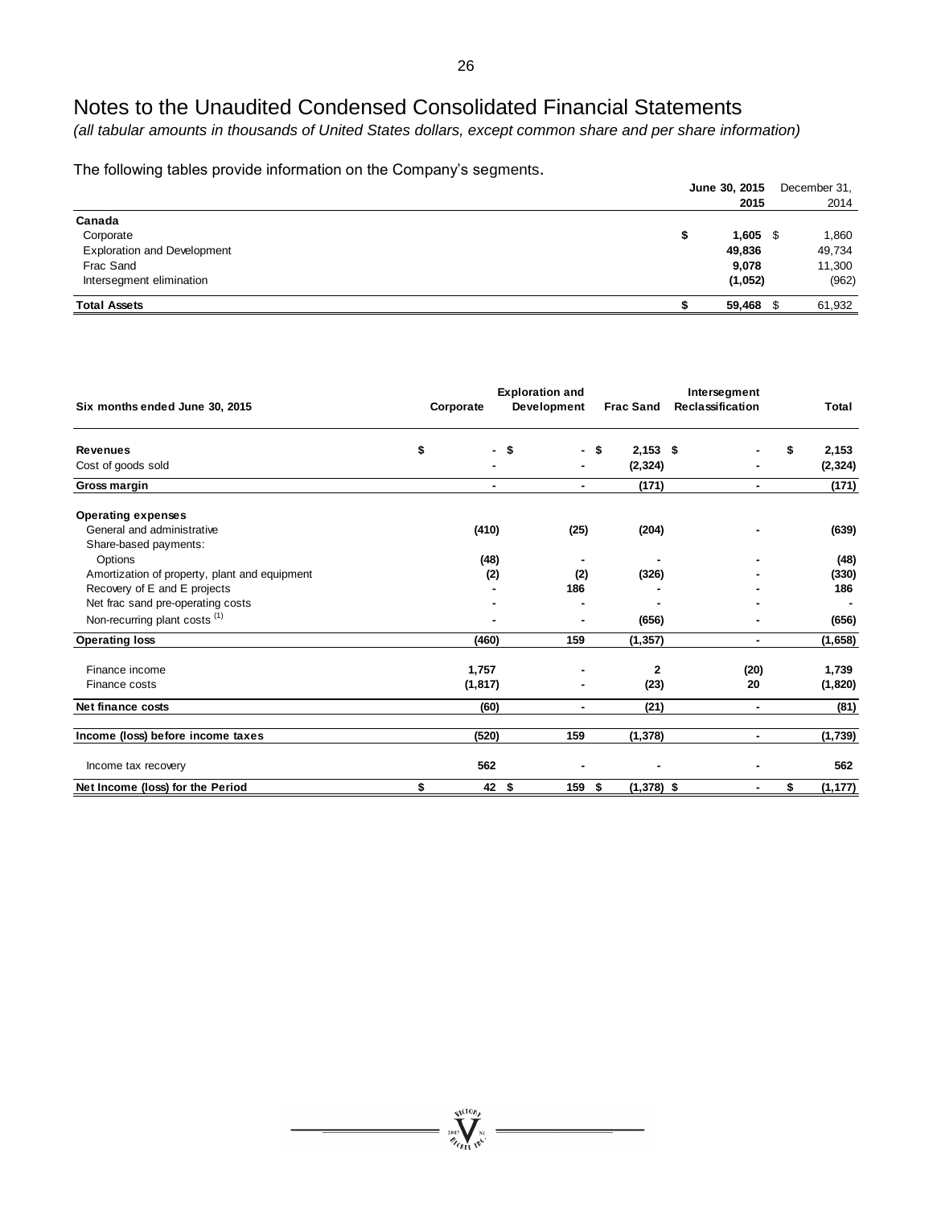# Notes to the Unaudited Condensed Consolidated Financial Statements

*(all tabular amounts in thousands of United States dollars, except common share and per share information)*

The following tables provide information on the Company's segments.

| | June 30, 2015 2015 | December 31, 2014 |
|---|---|---|
| **Canada** | | |
| Corporate | $ 1,605 | $ 1,860 |
| Exploration and Development | 49,836 | 49,734 |
| Frac Sand | 9,078 | 11,300 |
| Intersegment elimination | (1,052) | (962) |
| **Total Assets** | $ 59,468 | $ 61,932 |

| Six months ended June 30, 2015 | Corporate | Exploration and Development | Frac Sand | Intersegment Reclassification | Total |
|---|---|---|---|---|---|
| **Revenues** | $ - | $ - | $ 2,153 | $ - | $ 2,153 |
| Cost of goods sold | - | - | (2,324) | - | (2,324) |
| **Gross margin** | - | - | (171) | - | (171) |
| **Operating expenses** | | | | | |
| General and administrative | (410) | (25) | (204) | - | (639) |
| Share-based payments: | | | | | |
| Options | (48) | - | - | - | (48) |
| Amortization of property, plant and equipment | (2) | (2) | (326) | - | (330) |
| Recovery of E and E projects | - | 186 | - | - | 186 |
| Net frac sand pre-operating costs | - | - | - | - | - |
| Non-recurring plant costs [1] | - | - | (656) | - | (656) |
| **Operating loss** | (460) | 159 | (1,357) | - | (1,658) |
| Finance income | 1,757 | - | 2 | (20) | 1,739 |
| Finance costs | (1,817) | - | (23) | 20 | (1,820) |
| **Net finance costs** | (60) | - | (21) | - | (81) |
| **Income (loss) before income taxes** | (520) | 159 | (1,378) | - | (1,739) |
| Income tax recovery | 562 | - | - | - | 562 |
| **Net Income (loss) for the Period** | $ 42 | $ 159 | $ (1,378) | $ - | $ (1,177) |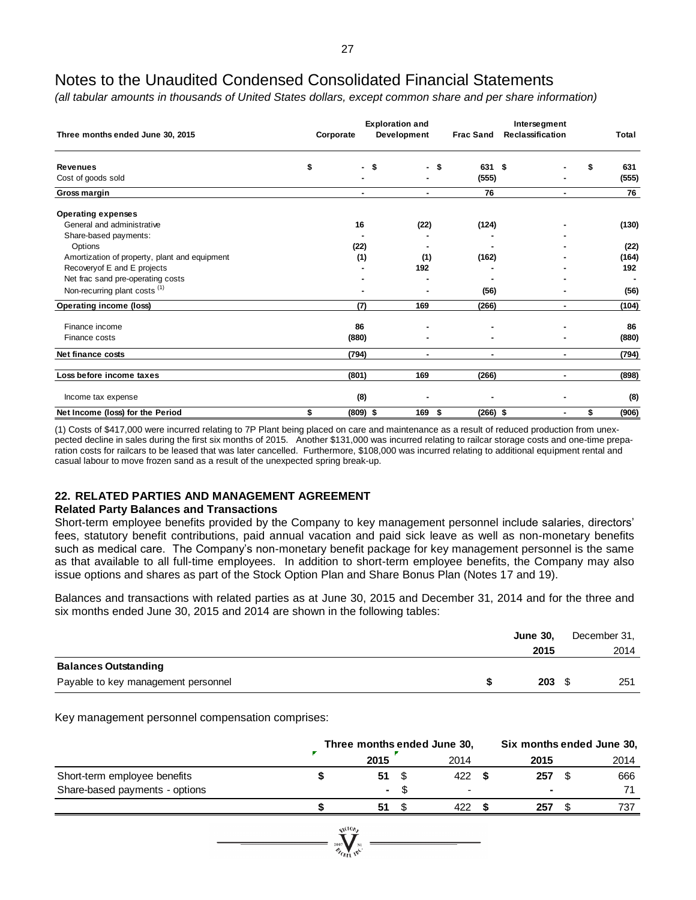# Notes to the Unaudited Condensed Consolidated Financial Statements

*(all tabular amounts in thousands of United States dollars, except common share and per share information)*

| Three months ended June 30, 2015 | Corporate | Exploration and Development | Frac Sand | Intersegment Reclassification | Total |
|---|---|---|---|---|---|
| **Revenues** | $ - | $ - | $ 631 | $ - | $ 631 |
| Cost of goods sold | - | - | (555) | - | (555) |
| **Gross margin** | - | - | 76 | - | 76 |
| **Operating expenses** | | | | | |
| General and administrative | 16 | (22) | (124) | - | (130) |
| Share-based payments: | - | - | - | - | |
| Options | (22) | - | - | - | (22) |
| Amortization of property, plant and equipment | (1) | (1) | (162) | - | (164) |
| Recoveryof E and E projects | - | 192 | - | - | 192 |
| Net frac sand pre-operating costs | - | - | - | - | - |
| Non-recurring plant costs [(1)] | - | - | (56) | - | (56) |
| **Operating income (loss)** | (7) | 169 | (266) | - | (104) |
| Finance income | 86 | - | - | - | 86 |
| Finance costs | (880) | - | - | - | (880) |
| **Net finance costs** | (794) | - | - | - | (794) |
| **Loss before income taxes** | (801) | 169 | (266) | - | (898) |
| Income tax expense | (8) | - | - | - | (8) |
| **Net Income (loss) for the Period** | $ (809) | $ 169 | $ (266) | $ - | $ (906) |

(1) Costs of $417,000 were incurred relating to 7P Plant being placed on care and maintenance as a result of reduced production from unexpected decline in sales during the first six months of 2015. Another $131,000 was incurred relating to railcar storage costs and one-time preparation costs for railcars to be leased that was later cancelled. Furthermore, $108,000 was incurred relating to additional equipment rental and casual labour to move frozen sand as a result of the unexpected spring break-up.

## 22. RELATED PARTIES AND MANAGEMENT AGREEMENT

### Related Party Balances and Transactions

Short-term employee benefits provided by the Company to key management personnel include salaries, directors' fees, statutory benefit contributions, paid annual vacation and paid sick leave as well as non-monetary benefits such as medical care. The Company's non-monetary benefit package for key management personnel is the same as that available to all full-time employees. In addition to short-term employee benefits, the Company may also issue options and shares as part of the Stock Option Plan and Share Bonus Plan (Notes 17 and 19).

Balances and transactions with related parties as at June 30, 2015 and December 31, 2014 and for the three and six months ended June 30, 2015 and 2014 are shown in the following tables:

| | **June 30, 2015** | December 31, 2014 |
|---|---|---|
| **Balances Outstanding** | | |
| Payable to key management personnel | **$ 203** | $ 251 |

Key management personnel compensation comprises:

| | **Three months ended June 30,** | | **Six months ended June 30,** | |
|---|---|---|---|---|
| | **2015** | 2014 | **2015** | 2014 |
| Short-term employee benefits | **$ 51** | $ 422 | **$ 257** | $ 666 |
| Share-based payments - options | **-** | $ - | **-** | 71 |
| | **$ 51** | $ 422 | **$ 257** | $ 737 |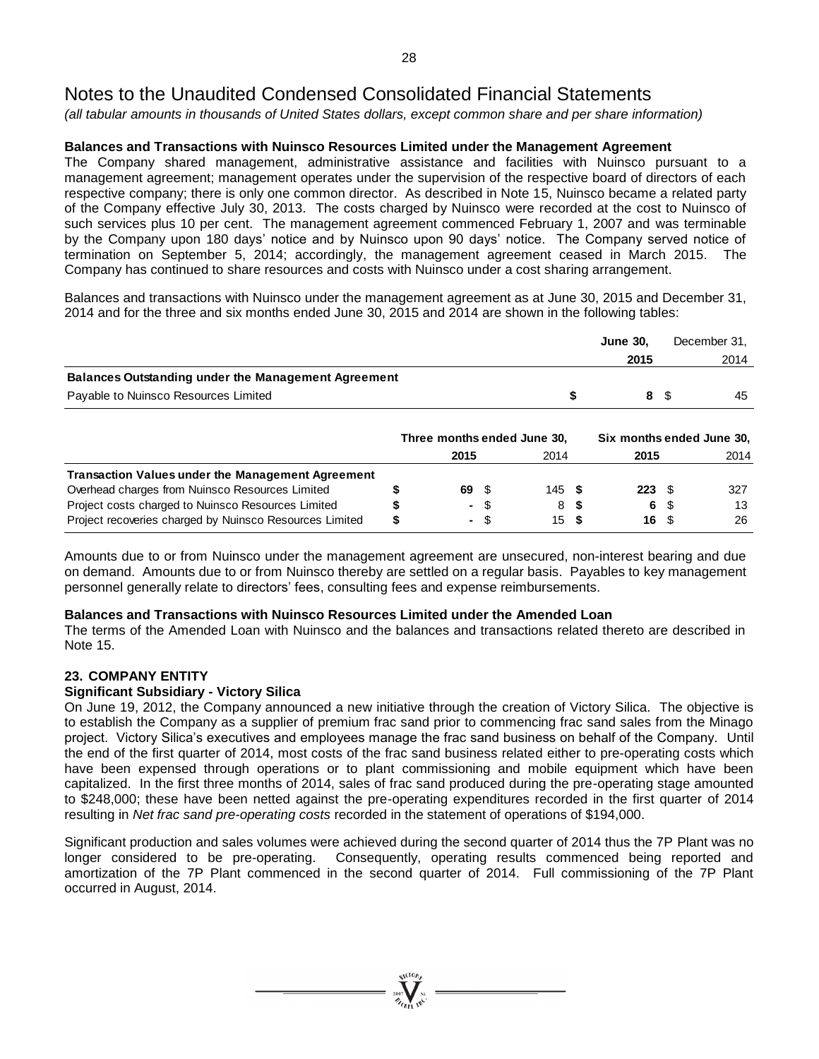# Notes to the Unaudited Condensed Consolidated Financial Statements

*(all tabular amounts in thousands of United States dollars, except common share and per share information)*

**Balances and Transactions with Nuinsco Resources Limited under the Management Agreement**

The Company shared management, administrative assistance and facilities with Nuinsco pursuant to a management agreement; management operates under the supervision of the respective board of directors of each respective company; there is only one common director. As described in Note 15, Nuinsco became a related party of the Company effective July 30, 2013. The costs charged by Nuinsco were recorded at the cost to Nuinsco of such services plus 10 per cent. The management agreement commenced February 1, 2007 and was terminable by the Company upon 180 days' notice and by Nuinsco upon 90 days' notice. The Company served notice of termination on September 5, 2014; accordingly, the management agreement ceased in March 2015. The Company has continued to share resources and costs with Nuinsco under a cost sharing arrangement.

Balances and transactions with Nuinsco under the management agreement as at June 30, 2015 and December 31, 2014 and for the three and six months ended June 30, 2015 and 2014 are shown in the following tables:

| | **June 30, 2015** | December 31, 2014 |
|---|---|---|
| **Balances Outstanding under the Management Agreement** | | |
| Payable to Nuinsco Resources Limited | **$ 8** | $ 45 |

| | **Three months ended June 30,** | | **Six months ended June 30,** | |
|---|---|---|---|---|
| | **2015** | 2014 | **2015** | 2014 |
| **Transaction Values under the Management Agreement** | | | | |
| Overhead charges from Nuinsco Resources Limited | **$ 69** | $ 145 | **$ 223** | $ 327 |
| Project costs charged to Nuinsco Resources Limited | **$ -** | $ 8 | **$ 6** | $ 13 |
| Project recoveries charged by Nuinsco Resources Limited | **$ -** | $ 15 | **$ 16** | $ 26 |

Amounts due to or from Nuinsco under the management agreement are unsecured, non-interest bearing and due on demand. Amounts due to or from Nuinsco thereby are settled on a regular basis. Payables to key management personnel generally relate to directors' fees, consulting fees and expense reimbursements.

**Balances and Transactions with Nuinsco Resources Limited under the Amended Loan**

The terms of the Amended Loan with Nuinsco and the balances and transactions related thereto are described in Note 15.

## 23. COMPANY ENTITY

**Significant Subsidiary - Victory Silica**

On June 19, 2012, the Company announced a new initiative through the creation of Victory Silica. The objective is to establish the Company as a supplier of premium frac sand prior to commencing frac sand sales from the Minago project. Victory Silica's executives and employees manage the frac sand business on behalf of the Company. Until the end of the first quarter of 2014, most costs of the frac sand business related either to pre-operating costs which have been expensed through operations or to plant commissioning and mobile equipment which have been capitalized. In the first three months of 2014, sales of frac sand produced during the pre-operating stage amounted to $248,000; these have been netted against the pre-operating expenditures recorded in the first quarter of 2014 resulting in *Net frac sand pre-operating costs* recorded in the statement of operations of $194,000.

Significant production and sales volumes were achieved during the second quarter of 2014 thus the 7P Plant was no longer considered to be pre-operating. Consequently, operating results commenced being reported and amortization of the 7P Plant commenced in the second quarter of 2014. Full commissioning of the 7P Plant occurred in August, 2014.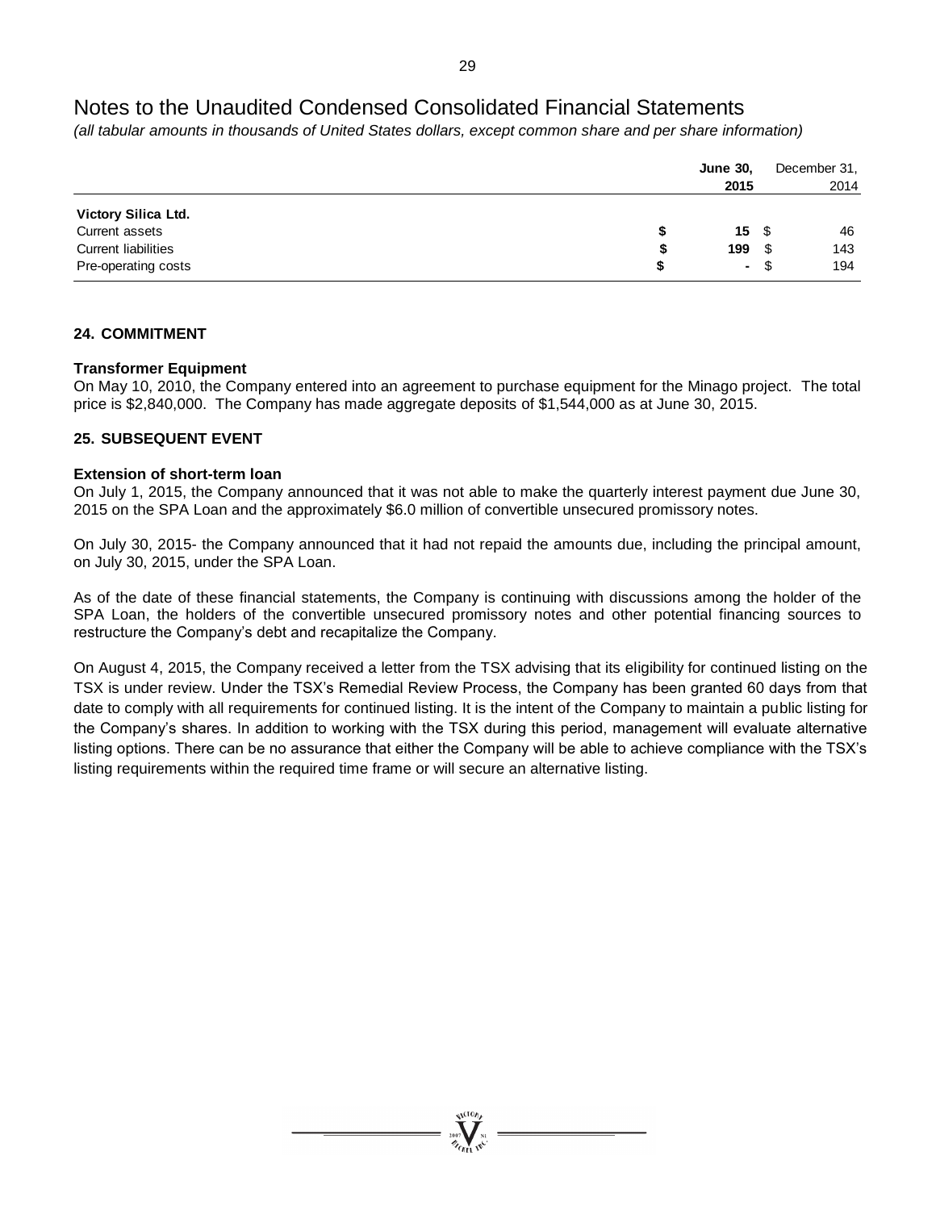# Notes to the Unaudited Condensed Consolidated Financial Statements

*(all tabular amounts in thousands of United States dollars, except common share and per share information)*

| | June 30, 2015 | December 31, 2014 |
|---|---|---|
| **Victory Silica Ltd.** | | |
| Current assets | **$ 15** | $ 46 |
| Current liabilities | **$ 199** | $ 143 |
| Pre-operating costs | **$ -** | $ 194 |

## 24. COMMITMENT

**Transformer Equipment**

On May 10, 2010, the Company entered into an agreement to purchase equipment for the Minago project. The total price is $2,840,000. The Company has made aggregate deposits of $1,544,000 as at June 30, 2015.

## 25. SUBSEQUENT EVENT

**Extension of short-term loan**

On July 1, 2015, the Company announced that it was not able to make the quarterly interest payment due June 30, 2015 on the SPA Loan and the approximately $6.0 million of convertible unsecured promissory notes.

On July 30, 2015- the Company announced that it had not repaid the amounts due, including the principal amount, on July 30, 2015, under the SPA Loan.

As of the date of these financial statements, the Company is continuing with discussions among the holder of the SPA Loan, the holders of the convertible unsecured promissory notes and other potential financing sources to restructure the Company's debt and recapitalize the Company.

On August 4, 2015, the Company received a letter from the TSX advising that its eligibility for continued listing on the TSX is under review. Under the TSX's Remedial Review Process, the Company has been granted 60 days from that date to comply with all requirements for continued listing. It is the intent of the Company to maintain a public listing for the Company's shares. In addition to working with the TSX during this period, management will evaluate alternative listing options. There can be no assurance that either the Company will be able to achieve compliance with the TSX's listing requirements within the required time frame or will secure an alternative listing.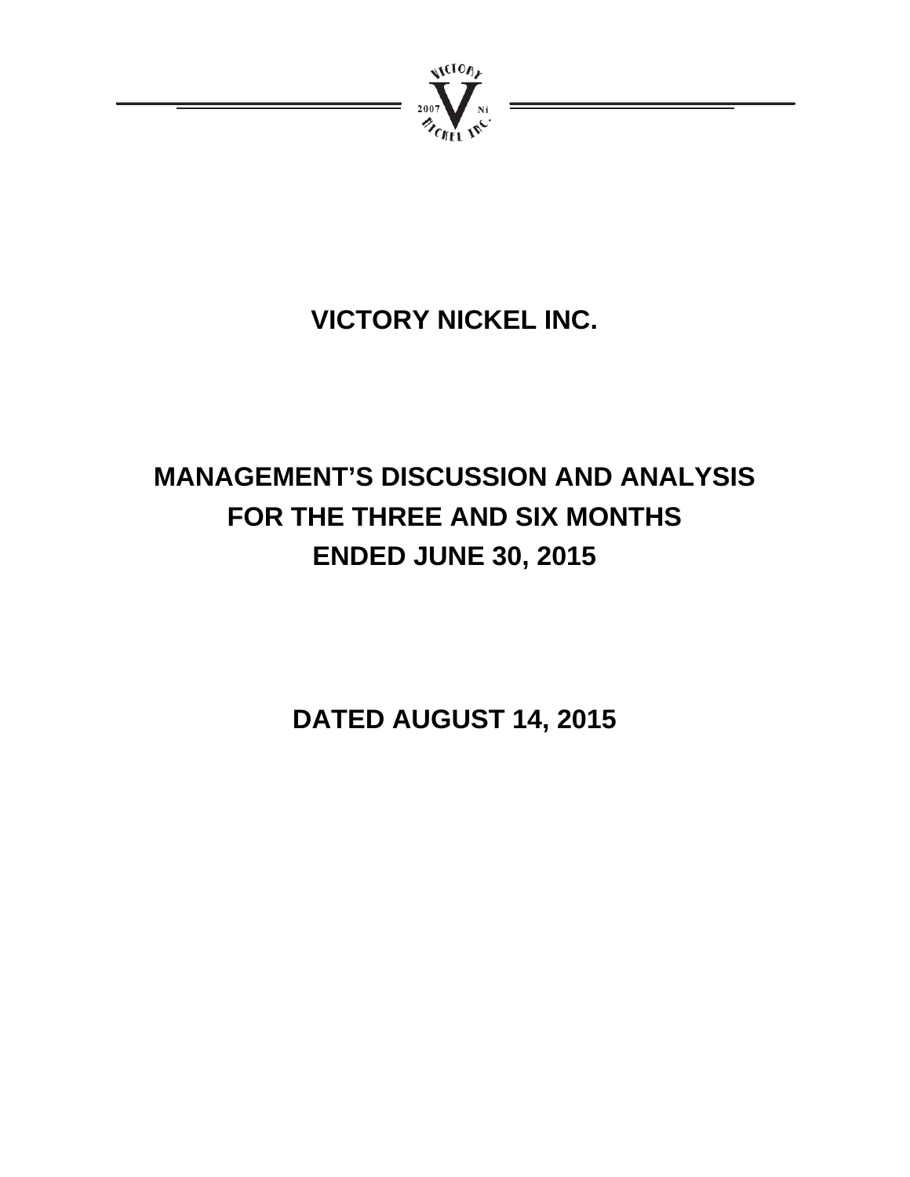# VICTORY NICKEL INC.

# MANAGEMENT'S DISCUSSION AND ANALYSIS FOR THE THREE AND SIX MONTHS ENDED JUNE 30, 2015

## DATED AUGUST 14, 2015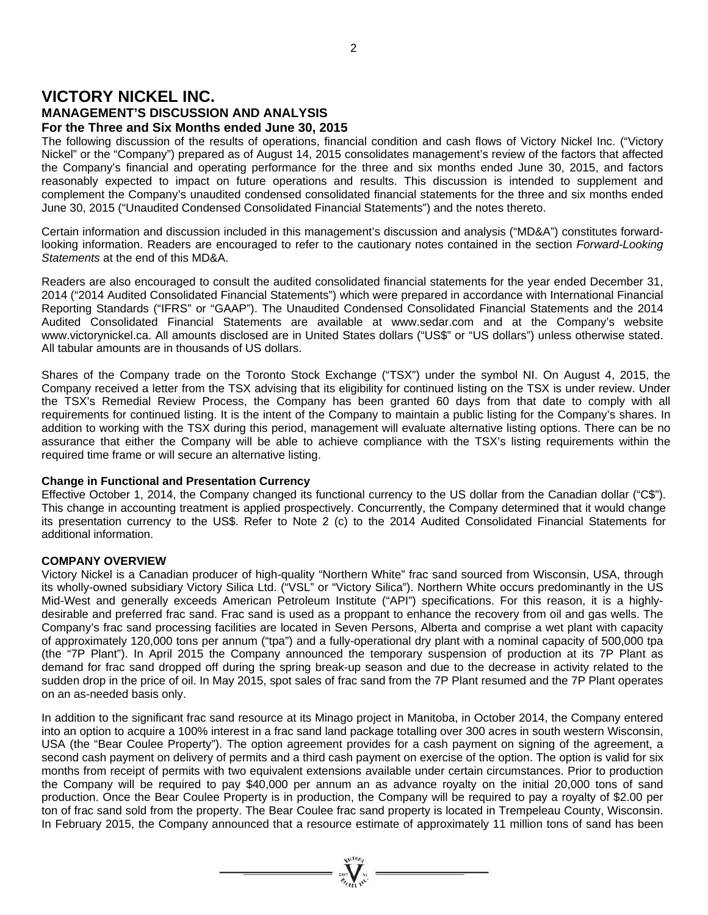# VICTORY NICKEL INC.

## MANAGEMENT'S DISCUSSION AND ANALYSIS

### For the Three and Six Months ended June 30, 2015

The following discussion of the results of operations, financial condition and cash flows of Victory Nickel Inc. ("Victory Nickel" or the "Company") prepared as of August 14, 2015 consolidates management's review of the factors that affected the Company's financial and operating performance for the three and six months ended June 30, 2015, and factors reasonably expected to impact on future operations and results. This discussion is intended to supplement and complement the Company's unaudited condensed consolidated financial statements for the three and six months ended June 30, 2015 ("Unaudited Condensed Consolidated Financial Statements") and the notes thereto.

Certain information and discussion included in this management's discussion and analysis ("MD&A") constitutes forward-looking information. Readers are encouraged to refer to the cautionary notes contained in the section *Forward-Looking Statements* at the end of this MD&A.

Readers are also encouraged to consult the audited consolidated financial statements for the year ended December 31, 2014 ("2014 Audited Consolidated Financial Statements") which were prepared in accordance with International Financial Reporting Standards ("IFRS" or "GAAP"). The Unaudited Condensed Consolidated Financial Statements and the 2014 Audited Consolidated Financial Statements are available at www.sedar.com and at the Company's website www.victorynickel.ca. All amounts disclosed are in United States dollars ("US$" or "US dollars") unless otherwise stated. All tabular amounts are in thousands of US dollars.

Shares of the Company trade on the Toronto Stock Exchange ("TSX") under the symbol NI. On August 4, 2015, the Company received a letter from the TSX advising that its eligibility for continued listing on the TSX is under review. Under the TSX's Remedial Review Process, the Company has been granted 60 days from that date to comply with all requirements for continued listing. It is the intent of the Company to maintain a public listing for the Company's shares. In addition to working with the TSX during this period, management will evaluate alternative listing options. There can be no assurance that either the Company will be able to achieve compliance with the TSX's listing requirements within the required time frame or will secure an alternative listing.

**Change in Functional and Presentation Currency**

Effective October 1, 2014, the Company changed its functional currency to the US dollar from the Canadian dollar ("C$"). This change in accounting treatment is applied prospectively. Concurrently, the Company determined that it would change its presentation currency to the US$. Refer to Note 2 (c) to the 2014 Audited Consolidated Financial Statements for additional information.

**COMPANY OVERVIEW**

Victory Nickel is a Canadian producer of high-quality "Northern White" frac sand sourced from Wisconsin, USA, through its wholly-owned subsidiary Victory Silica Ltd. ("VSL" or "Victory Silica"). Northern White occurs predominantly in the US Mid-West and generally exceeds American Petroleum Institute ("API") specifications. For this reason, it is a highly-desirable and preferred frac sand. Frac sand is used as a proppant to enhance the recovery from oil and gas wells. The Company's frac sand processing facilities are located in Seven Persons, Alberta and comprise a wet plant with capacity of approximately 120,000 tons per annum ("tpa") and a fully-operational dry plant with a nominal capacity of 500,000 tpa (the "7P Plant"). In April 2015 the Company announced the temporary suspension of production at its 7P Plant as demand for frac sand dropped off during the spring break-up season and due to the decrease in activity related to the sudden drop in the price of oil. In May 2015, spot sales of frac sand from the 7P Plant resumed and the 7P Plant operates on an as-needed basis only.

In addition to the significant frac sand resource at its Minago project in Manitoba, in October 2014, the Company entered into an option to acquire a 100% interest in a frac sand land package totalling over 300 acres in south western Wisconsin, USA (the "Bear Coulee Property"). The option agreement provides for a cash payment on signing of the agreement, a second cash payment on delivery of permits and a third cash payment on exercise of the option. The option is valid for six months from receipt of permits with two equivalent extensions available under certain circumstances. Prior to production the Company will be required to pay $40,000 per annum an as advance royalty on the initial 20,000 tons of sand production. Once the Bear Coulee Property is in production, the Company will be required to pay a royalty of $2.00 per ton of frac sand sold from the property. The Bear Coulee frac sand property is located in Trempeleau County, Wisconsin. In February 2015, the Company announced that a resource estimate of approximately 11 million tons of sand has been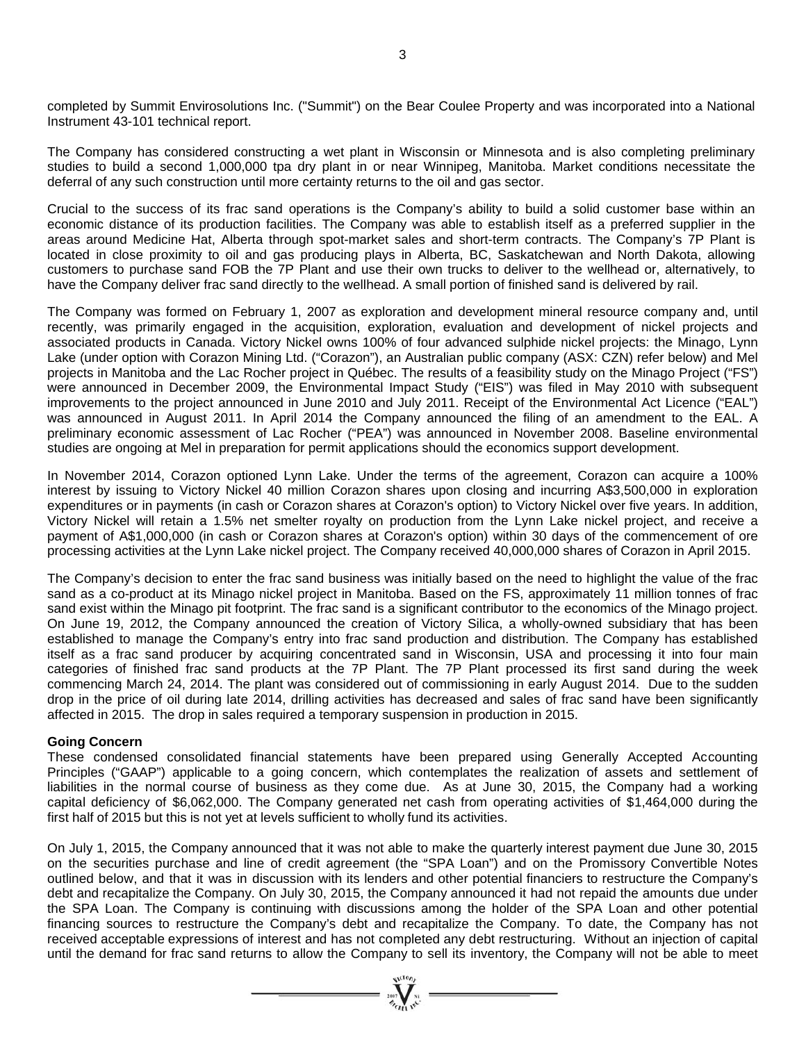completed by Summit Envirosolutions Inc. ("Summit") on the Bear Coulee Property and was incorporated into a National Instrument 43-101 technical report.

The Company has considered constructing a wet plant in Wisconsin or Minnesota and is also completing preliminary studies to build a second 1,000,000 tpa dry plant in or near Winnipeg, Manitoba. Market conditions necessitate the deferral of any such construction until more certainty returns to the oil and gas sector.

Crucial to the success of its frac sand operations is the Company's ability to build a solid customer base within an economic distance of its production facilities. The Company was able to establish itself as a preferred supplier in the areas around Medicine Hat, Alberta through spot-market sales and short-term contracts. The Company's 7P Plant is located in close proximity to oil and gas producing plays in Alberta, BC, Saskatchewan and North Dakota, allowing customers to purchase sand FOB the 7P Plant and use their own trucks to deliver to the wellhead or, alternatively, to have the Company deliver frac sand directly to the wellhead. A small portion of finished sand is delivered by rail.

The Company was formed on February 1, 2007 as exploration and development mineral resource company and, until recently, was primarily engaged in the acquisition, exploration, evaluation and development of nickel projects and associated products in Canada. Victory Nickel owns 100% of four advanced sulphide nickel projects: the Minago, Lynn Lake (under option with Corazon Mining Ltd. ("Corazon"), an Australian public company (ASX: CZN) refer below) and Mel projects in Manitoba and the Lac Rocher project in Québec. The results of a feasibility study on the Minago Project ("FS") were announced in December 2009, the Environmental Impact Study ("EIS") was filed in May 2010 with subsequent improvements to the project announced in June 2010 and July 2011. Receipt of the Environmental Act Licence ("EAL") was announced in August 2011. In April 2014 the Company announced the filing of an amendment to the EAL. A preliminary economic assessment of Lac Rocher ("PEA") was announced in November 2008. Baseline environmental studies are ongoing at Mel in preparation for permit applications should the economics support development.

In November 2014, Corazon optioned Lynn Lake. Under the terms of the agreement, Corazon can acquire a 100% interest by issuing to Victory Nickel 40 million Corazon shares upon closing and incurring A$3,500,000 in exploration expenditures or in payments (in cash or Corazon shares at Corazon's option) to Victory Nickel over five years. In addition, Victory Nickel will retain a 1.5% net smelter royalty on production from the Lynn Lake nickel project, and receive a payment of A$1,000,000 (in cash or Corazon shares at Corazon's option) within 30 days of the commencement of ore processing activities at the Lynn Lake nickel project. The Company received 40,000,000 shares of Corazon in April 2015.

The Company's decision to enter the frac sand business was initially based on the need to highlight the value of the frac sand as a co-product at its Minago nickel project in Manitoba. Based on the FS, approximately 11 million tonnes of frac sand exist within the Minago pit footprint. The frac sand is a significant contributor to the economics of the Minago project. On June 19, 2012, the Company announced the creation of Victory Silica, a wholly-owned subsidiary that has been established to manage the Company's entry into frac sand production and distribution. The Company has established itself as a frac sand producer by acquiring concentrated sand in Wisconsin, USA and processing it into four main categories of finished frac sand products at the 7P Plant. The 7P Plant processed its first sand during the week commencing March 24, 2014. The plant was considered out of commissioning in early August 2014. Due to the sudden drop in the price of oil during late 2014, drilling activities has decreased and sales of frac sand have been significantly affected in 2015. The drop in sales required a temporary suspension in production in 2015.

**Going Concern**

These condensed consolidated financial statements have been prepared using Generally Accepted Accounting Principles ("GAAP") applicable to a going concern, which contemplates the realization of assets and settlement of liabilities in the normal course of business as they come due. As at June 30, 2015, the Company had a working capital deficiency of $6,062,000. The Company generated net cash from operating activities of $1,464,000 during the first half of 2015 but this is not yet at levels sufficient to wholly fund its activities.

On July 1, 2015, the Company announced that it was not able to make the quarterly interest payment due June 30, 2015 on the securities purchase and line of credit agreement (the "SPA Loan") and on the Promissory Convertible Notes outlined below, and that it was in discussion with its lenders and other potential financiers to restructure the Company's debt and recapitalize the Company. On July 30, 2015, the Company announced it had not repaid the amounts due under the SPA Loan. The Company is continuing with discussions among the holder of the SPA Loan and other potential financing sources to restructure the Company's debt and recapitalize the Company. To date, the Company has not received acceptable expressions of interest and has not completed any debt restructuring. Without an injection of capital until the demand for frac sand returns to allow the Company to sell its inventory, the Company will not be able to meet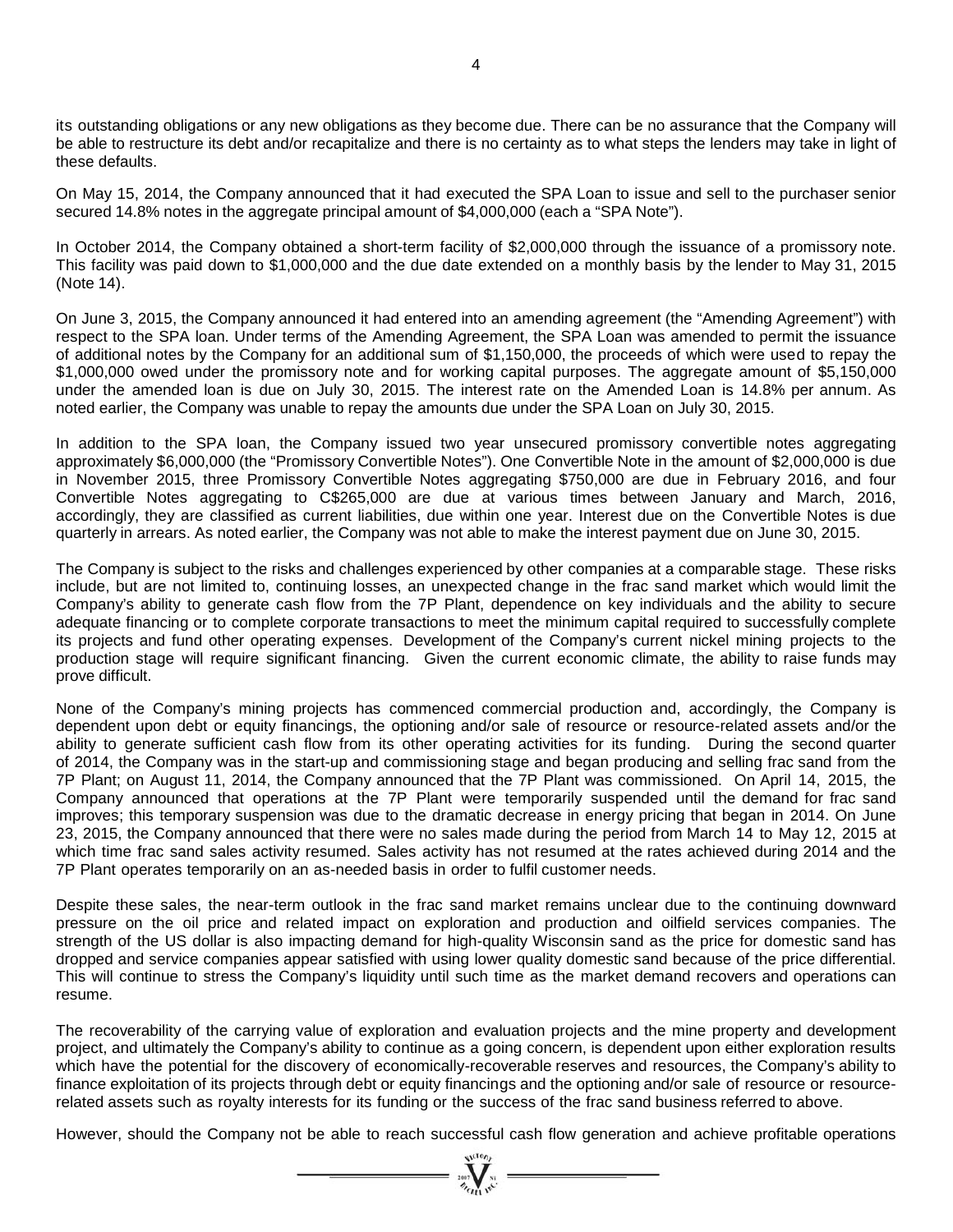its outstanding obligations or any new obligations as they become due. There can be no assurance that the Company will be able to restructure its debt and/or recapitalize and there is no certainty as to what steps the lenders may take in light of these defaults.

On May 15, 2014, the Company announced that it had executed the SPA Loan to issue and sell to the purchaser senior secured 14.8% notes in the aggregate principal amount of $4,000,000 (each a "SPA Note").

In October 2014, the Company obtained a short-term facility of $2,000,000 through the issuance of a promissory note. This facility was paid down to $1,000,000 and the due date extended on a monthly basis by the lender to May 31, 2015 (Note 14).

On June 3, 2015, the Company announced it had entered into an amending agreement (the "Amending Agreement") with respect to the SPA loan. Under terms of the Amending Agreement, the SPA Loan was amended to permit the issuance of additional notes by the Company for an additional sum of $1,150,000, the proceeds of which were used to repay the $1,000,000 owed under the promissory note and for working capital purposes. The aggregate amount of $5,150,000 under the amended loan is due on July 30, 2015. The interest rate on the Amended Loan is 14.8% per annum. As noted earlier, the Company was unable to repay the amounts due under the SPA Loan on July 30, 2015.

In addition to the SPA loan, the Company issued two year unsecured promissory convertible notes aggregating approximately $6,000,000 (the "Promissory Convertible Notes"). One Convertible Note in the amount of $2,000,000 is due in November 2015, three Promissory Convertible Notes aggregating $750,000 are due in February 2016, and four Convertible Notes aggregating to C$265,000 are due at various times between January and March, 2016, accordingly, they are classified as current liabilities, due within one year. Interest due on the Convertible Notes is due quarterly in arrears. As noted earlier, the Company was not able to make the interest payment due on June 30, 2015.

The Company is subject to the risks and challenges experienced by other companies at a comparable stage. These risks include, but are not limited to, continuing losses, an unexpected change in the frac sand market which would limit the Company's ability to generate cash flow from the 7P Plant, dependence on key individuals and the ability to secure adequate financing or to complete corporate transactions to meet the minimum capital required to successfully complete its projects and fund other operating expenses. Development of the Company's current nickel mining projects to the production stage will require significant financing. Given the current economic climate, the ability to raise funds may prove difficult.

None of the Company's mining projects has commenced commercial production and, accordingly, the Company is dependent upon debt or equity financings, the optioning and/or sale of resource or resource-related assets and/or the ability to generate sufficient cash flow from its other operating activities for its funding. During the second quarter of 2014, the Company was in the start-up and commissioning stage and began producing and selling frac sand from the 7P Plant; on August 11, 2014, the Company announced that the 7P Plant was commissioned. On April 14, 2015, the Company announced that operations at the 7P Plant were temporarily suspended until the demand for frac sand improves; this temporary suspension was due to the dramatic decrease in energy pricing that began in 2014. On June 23, 2015, the Company announced that there were no sales made during the period from March 14 to May 12, 2015 at which time frac sand sales activity resumed. Sales activity has not resumed at the rates achieved during 2014 and the 7P Plant operates temporarily on an as-needed basis in order to fulfil customer needs.

Despite these sales, the near-term outlook in the frac sand market remains unclear due to the continuing downward pressure on the oil price and related impact on exploration and production and oilfield services companies. The strength of the US dollar is also impacting demand for high-quality Wisconsin sand as the price for domestic sand has dropped and service companies appear satisfied with using lower quality domestic sand because of the price differential. This will continue to stress the Company's liquidity until such time as the market demand recovers and operations can resume.

The recoverability of the carrying value of exploration and evaluation projects and the mine property and development project, and ultimately the Company's ability to continue as a going concern, is dependent upon either exploration results which have the potential for the discovery of economically-recoverable reserves and resources, the Company's ability to finance exploitation of its projects through debt or equity financings and the optioning and/or sale of resource or resource-related assets such as royalty interests for its funding or the success of the frac sand business referred to above.

However, should the Company not be able to reach successful cash flow generation and achieve profitable operations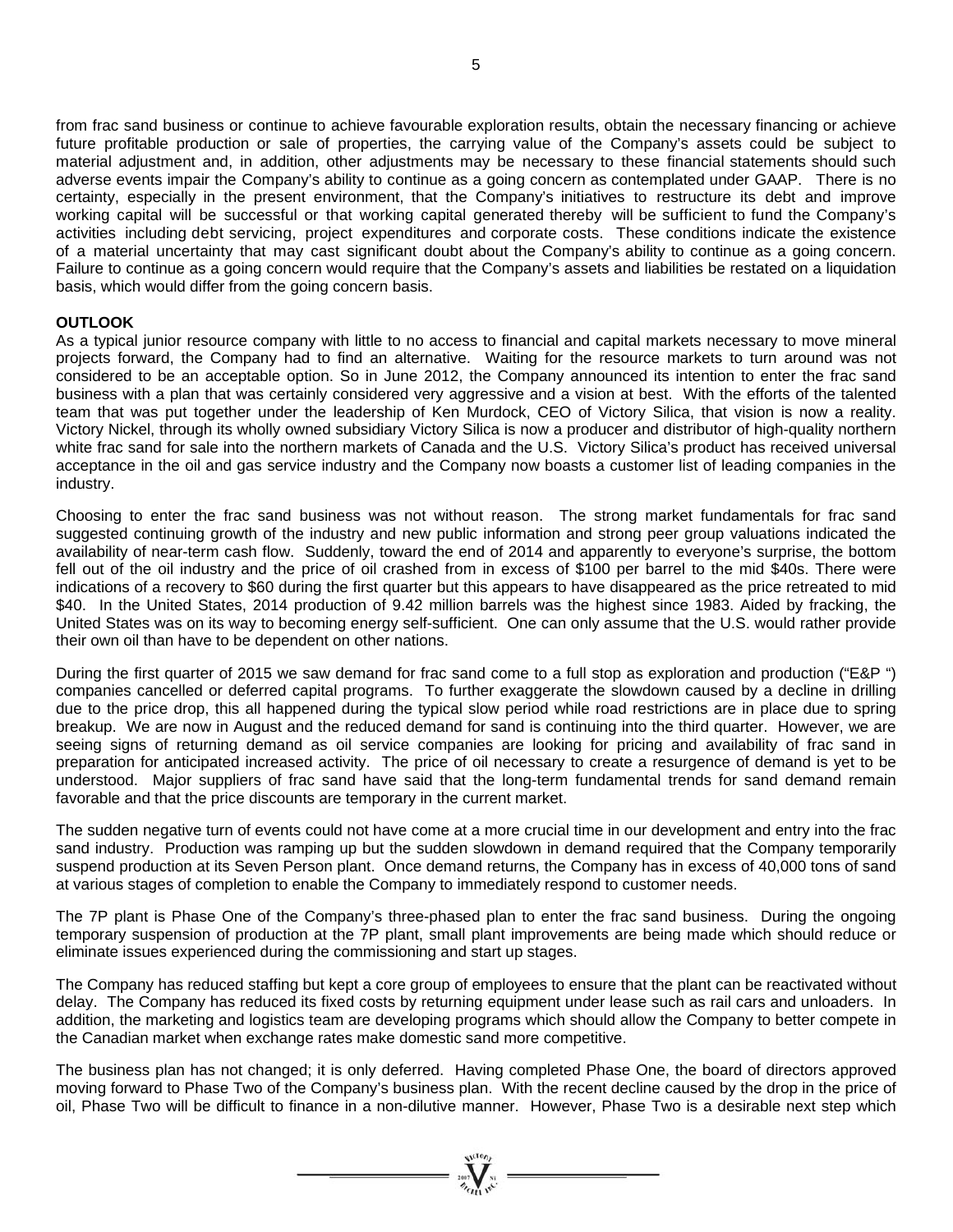from frac sand business or continue to achieve favourable exploration results, obtain the necessary financing or achieve future profitable production or sale of properties, the carrying value of the Company's assets could be subject to material adjustment and, in addition, other adjustments may be necessary to these financial statements should such adverse events impair the Company's ability to continue as a going concern as contemplated under GAAP. There is no certainty, especially in the present environment, that the Company's initiatives to restructure its debt and improve working capital will be successful or that working capital generated thereby will be sufficient to fund the Company's activities including debt servicing, project expenditures and corporate costs. These conditions indicate the existence of a material uncertainty that may cast significant doubt about the Company's ability to continue as a going concern. Failure to continue as a going concern would require that the Company's assets and liabilities be restated on a liquidation basis, which would differ from the going concern basis.

## OUTLOOK

As a typical junior resource company with little to no access to financial and capital markets necessary to move mineral projects forward, the Company had to find an alternative. Waiting for the resource markets to turn around was not considered to be an acceptable option. So in June 2012, the Company announced its intention to enter the frac sand business with a plan that was certainly considered very aggressive and a vision at best. With the efforts of the talented team that was put together under the leadership of Ken Murdock, CEO of Victory Silica, that vision is now a reality. Victory Nickel, through its wholly owned subsidiary Victory Silica is now a producer and distributor of high-quality northern white frac sand for sale into the northern markets of Canada and the U.S. Victory Silica's product has received universal acceptance in the oil and gas service industry and the Company now boasts a customer list of leading companies in the industry.

Choosing to enter the frac sand business was not without reason. The strong market fundamentals for frac sand suggested continuing growth of the industry and new public information and strong peer group valuations indicated the availability of near-term cash flow. Suddenly, toward the end of 2014 and apparently to everyone's surprise, the bottom fell out of the oil industry and the price of oil crashed from in excess of $100 per barrel to the mid $40s. There were indications of a recovery to $60 during the first quarter but this appears to have disappeared as the price retreated to mid $40. In the United States, 2014 production of 9.42 million barrels was the highest since 1983. Aided by fracking, the United States was on its way to becoming energy self-sufficient. One can only assume that the U.S. would rather provide their own oil than have to be dependent on other nations.

During the first quarter of 2015 we saw demand for frac sand come to a full stop as exploration and production ("E&P ") companies cancelled or deferred capital programs. To further exaggerate the slowdown caused by a decline in drilling due to the price drop, this all happened during the typical slow period while road restrictions are in place due to spring breakup. We are now in August and the reduced demand for sand is continuing into the third quarter. However, we are seeing signs of returning demand as oil service companies are looking for pricing and availability of frac sand in preparation for anticipated increased activity. The price of oil necessary to create a resurgence of demand is yet to be understood. Major suppliers of frac sand have said that the long-term fundamental trends for sand demand remain favorable and that the price discounts are temporary in the current market.

The sudden negative turn of events could not have come at a more crucial time in our development and entry into the frac sand industry. Production was ramping up but the sudden slowdown in demand required that the Company temporarily suspend production at its Seven Person plant. Once demand returns, the Company has in excess of 40,000 tons of sand at various stages of completion to enable the Company to immediately respond to customer needs.

The 7P plant is Phase One of the Company's three-phased plan to enter the frac sand business. During the ongoing temporary suspension of production at the 7P plant, small plant improvements are being made which should reduce or eliminate issues experienced during the commissioning and start up stages.

The Company has reduced staffing but kept a core group of employees to ensure that the plant can be reactivated without delay. The Company has reduced its fixed costs by returning equipment under lease such as rail cars and unloaders. In addition, the marketing and logistics team are developing programs which should allow the Company to better compete in the Canadian market when exchange rates make domestic sand more competitive.

The business plan has not changed; it is only deferred. Having completed Phase One, the board of directors approved moving forward to Phase Two of the Company's business plan. With the recent decline caused by the drop in the price of oil, Phase Two will be difficult to finance in a non-dilutive manner. However, Phase Two is a desirable next step which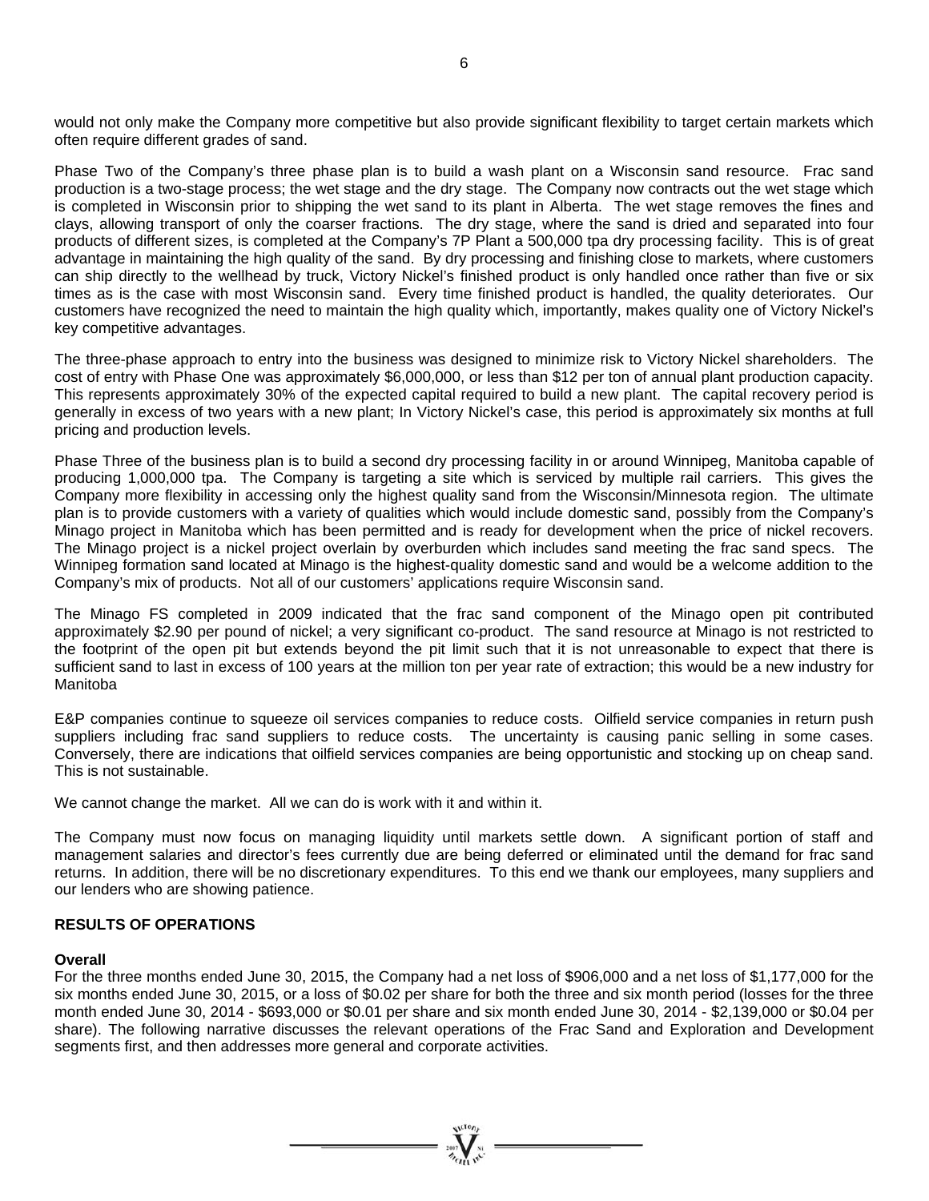would not only make the Company more competitive but also provide significant flexibility to target certain markets which often require different grades of sand.

Phase Two of the Company's three phase plan is to build a wash plant on a Wisconsin sand resource. Frac sand production is a two-stage process; the wet stage and the dry stage. The Company now contracts out the wet stage which is completed in Wisconsin prior to shipping the wet sand to its plant in Alberta. The wet stage removes the fines and clays, allowing transport of only the coarser fractions. The dry stage, where the sand is dried and separated into four products of different sizes, is completed at the Company's 7P Plant a 500,000 tpa dry processing facility. This is of great advantage in maintaining the high quality of the sand. By dry processing and finishing close to markets, where customers can ship directly to the wellhead by truck, Victory Nickel's finished product is only handled once rather than five or six times as is the case with most Wisconsin sand. Every time finished product is handled, the quality deteriorates. Our customers have recognized the need to maintain the high quality which, importantly, makes quality one of Victory Nickel's key competitive advantages.

The three-phase approach to entry into the business was designed to minimize risk to Victory Nickel shareholders. The cost of entry with Phase One was approximately $6,000,000, or less than $12 per ton of annual plant production capacity. This represents approximately 30% of the expected capital required to build a new plant. The capital recovery period is generally in excess of two years with a new plant; In Victory Nickel's case, this period is approximately six months at full pricing and production levels.

Phase Three of the business plan is to build a second dry processing facility in or around Winnipeg, Manitoba capable of producing 1,000,000 tpa. The Company is targeting a site which is serviced by multiple rail carriers. This gives the Company more flexibility in accessing only the highest quality sand from the Wisconsin/Minnesota region. The ultimate plan is to provide customers with a variety of qualities which would include domestic sand, possibly from the Company's Minago project in Manitoba which has been permitted and is ready for development when the price of nickel recovers. The Minago project is a nickel project overlain by overburden which includes sand meeting the frac sand specs. The Winnipeg formation sand located at Minago is the highest-quality domestic sand and would be a welcome addition to the Company's mix of products. Not all of our customers' applications require Wisconsin sand.

The Minago FS completed in 2009 indicated that the frac sand component of the Minago open pit contributed approximately $2.90 per pound of nickel; a very significant co-product. The sand resource at Minago is not restricted to the footprint of the open pit but extends beyond the pit limit such that it is not unreasonable to expect that there is sufficient sand to last in excess of 100 years at the million ton per year rate of extraction; this would be a new industry for Manitoba

E&P companies continue to squeeze oil services companies to reduce costs. Oilfield service companies in return push suppliers including frac sand suppliers to reduce costs. The uncertainty is causing panic selling in some cases. Conversely, there are indications that oilfield services companies are being opportunistic and stocking up on cheap sand. This is not sustainable.

We cannot change the market. All we can do is work with it and within it.

The Company must now focus on managing liquidity until markets settle down. A significant portion of staff and management salaries and director's fees currently due are being deferred or eliminated until the demand for frac sand returns. In addition, there will be no discretionary expenditures. To this end we thank our employees, many suppliers and our lenders who are showing patience.

## RESULTS OF OPERATIONS

### Overall

For the three months ended June 30, 2015, the Company had a net loss of $906,000 and a net loss of $1,177,000 for the six months ended June 30, 2015, or a loss of $0.02 per share for both the three and six month period (losses for the three month ended June 30, 2014 - $693,000 or $0.01 per share and six month ended June 30, 2014 - $2,139,000 or $0.04 per share). The following narrative discusses the relevant operations of the Frac Sand and Exploration and Development segments first, and then addresses more general and corporate activities.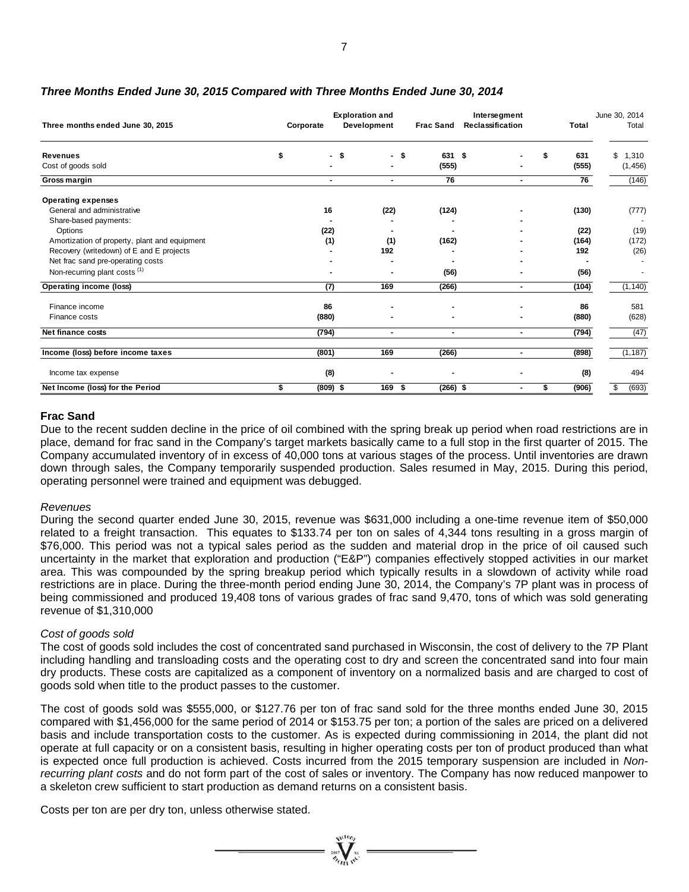### *Three Months Ended June 30, 2015 Compared with Three Months Ended June 30, 2014*

| Three months ended June 30, 2015 | Corporate | Exploration and Development | Frac Sand | Intersegment Reclassification | Total | June 30, 2014 Total |
|---|---|---|---|---|---|---|
| **Revenues** | $ - | $ - | $ 631 | $ - | $ 631 | $ 1,310 |
| Cost of goods sold | - | - | (555) | - | (555) | (1,456) |
| **Gross margin** | - | - | 76 | - | 76 | (146) |
| **Operating expenses** | | | | | | |
| General and administrative | 16 | (22) | (124) | - | (130) | (777) |
| Share-based payments: | - | - | - | - | | - |
| Options | (22) | - | - | - | (22) | (19) |
| Amortization of property, plant and equipment | (1) | (1) | (162) | - | (164) | (172) |
| Recovery (writedown) of E and E projects | - | 192 | - | - | 192 | (26) |
| Net frac sand pre-operating costs | - | - | - | - | - | - |
| Non-recurring plant costs [(1)] | - | - | (56) | - | (56) | - |
| **Operating income (loss)** | (7) | 169 | (266) | - | (104) | (1,140) |
| Finance income | 86 | - | - | - | 86 | 581 |
| Finance costs | (880) | - | - | - | (880) | (628) |
| **Net finance costs** | (794) | - | - | - | (794) | (47) |
| **Income (loss) before income taxes** | (801) | 169 | (266) | - | (898) | (1,187) |
| Income tax expense | (8) | - | - | - | (8) | 494 |
| **Net Income (loss) for the Period** | $ (809) | $ 169 | $ (266) | $ - | $ (906) | $ (693) |

## Frac Sand

Due to the recent sudden decline in the price of oil combined with the spring break up period when road restrictions are in place, demand for frac sand in the Company's target markets basically came to a full stop in the first quarter of 2015. The Company accumulated inventory of in excess of 40,000 tons at various stages of the process. Until inventories are drawn down through sales, the Company temporarily suspended production. Sales resumed in May, 2015. During this period, operating personnel were trained and equipment was debugged.

*Revenues*

During the second quarter ended June 30, 2015, revenue was $631,000 including a one-time revenue item of $50,000 related to a freight transaction. This equates to $133.74 per ton on sales of 4,344 tons resulting in a gross margin of $76,000. This period was not a typical sales period as the sudden and material drop in the price of oil caused such uncertainty in the market that exploration and production ("E&P") companies effectively stopped activities in our market area. This was compounded by the spring breakup period which typically results in a slowdown of activity while road restrictions are in place. During the three-month period ending June 30, 2014, the Company's 7P plant was in process of being commissioned and produced 19,408 tons of various grades of frac sand 9,470, tons of which was sold generating revenue of $1,310,000

*Cost of goods sold*

The cost of goods sold includes the cost of concentrated sand purchased in Wisconsin, the cost of delivery to the 7P Plant including handling and transloading costs and the operating cost to dry and screen the concentrated sand into four main dry products. These costs are capitalized as a component of inventory on a normalized basis and are charged to cost of goods sold when title to the product passes to the customer.

The cost of goods sold was $555,000, or $127.76 per ton of frac sand sold for the three months ended June 30, 2015 compared with $1,456,000 for the same period of 2014 or $153.75 per ton; a portion of the sales are priced on a delivered basis and include transportation costs to the customer. As is expected during commissioning in 2014, the plant did not operate at full capacity or on a consistent basis, resulting in higher operating costs per ton of product produced than what is expected once full production is achieved. Costs incurred from the 2015 temporary suspension are included in *Non-recurring plant costs* and do not form part of the cost of sales or inventory. The Company has now reduced manpower to a skeleton crew sufficient to start production as demand returns on a consistent basis.

Costs per ton are per dry ton, unless otherwise stated.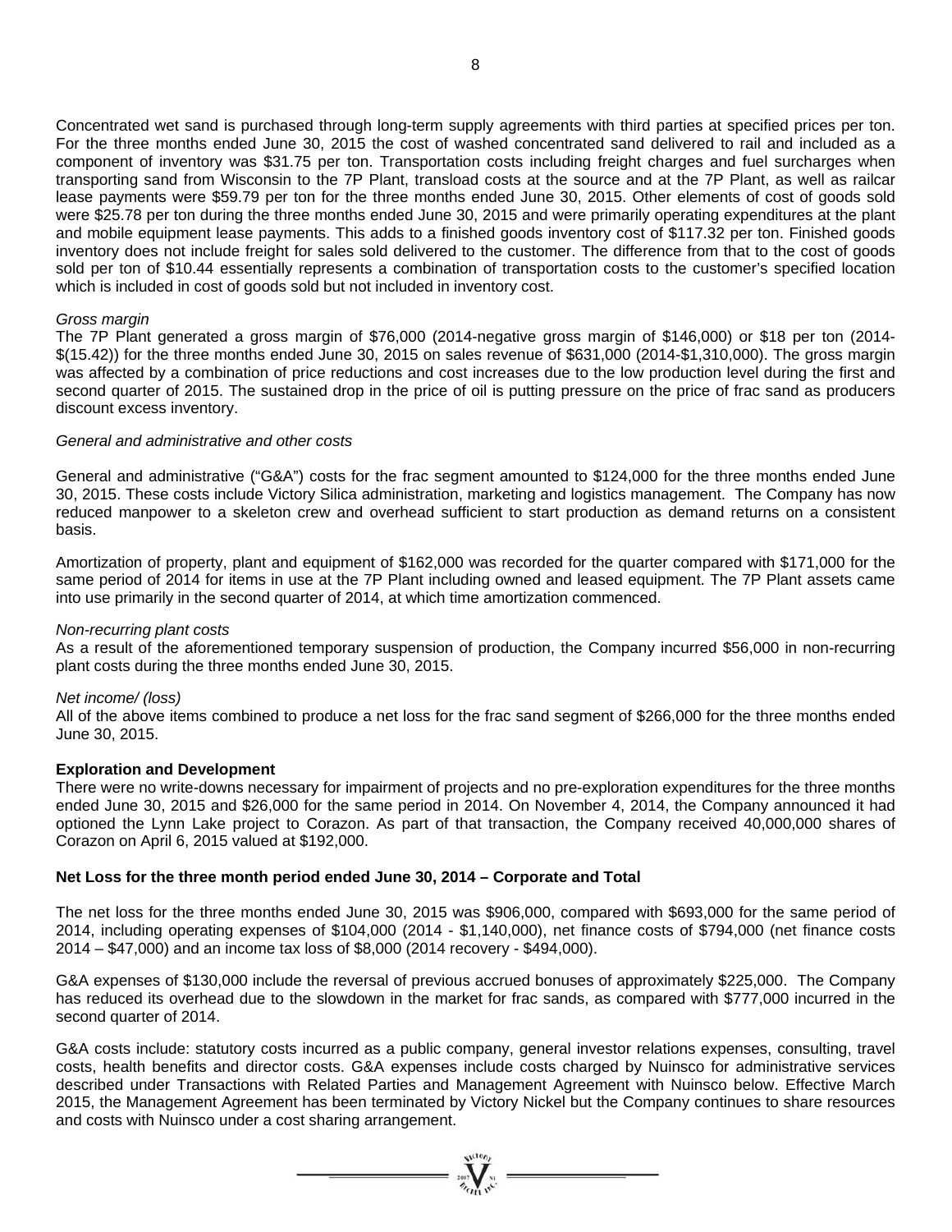Concentrated wet sand is purchased through long-term supply agreements with third parties at specified prices per ton. For the three months ended June 30, 2015 the cost of washed concentrated sand delivered to rail and included as a component of inventory was $31.75 per ton. Transportation costs including freight charges and fuel surcharges when transporting sand from Wisconsin to the 7P Plant, transload costs at the source and at the 7P Plant, as well as railcar lease payments were $59.79 per ton for the three months ended June 30, 2015. Other elements of cost of goods sold were $25.78 per ton during the three months ended June 30, 2015 and were primarily operating expenditures at the plant and mobile equipment lease payments. This adds to a finished goods inventory cost of $117.32 per ton. Finished goods inventory does not include freight for sales sold delivered to the customer. The difference from that to the cost of goods sold per ton of $10.44 essentially represents a combination of transportation costs to the customer's specified location which is included in cost of goods sold but not included in inventory cost.

*Gross margin*

The 7P Plant generated a gross margin of $76,000 (2014-negative gross margin of $146,000) or $18 per ton (2014-$(15.42)) for the three months ended June 30, 2015 on sales revenue of $631,000 (2014-$1,310,000). The gross margin was affected by a combination of price reductions and cost increases due to the low production level during the first and second quarter of 2015. The sustained drop in the price of oil is putting pressure on the price of frac sand as producers discount excess inventory.

*General and administrative and other costs*

General and administrative ("G&A") costs for the frac segment amounted to $124,000 for the three months ended June 30, 2015. These costs include Victory Silica administration, marketing and logistics management. The Company has now reduced manpower to a skeleton crew and overhead sufficient to start production as demand returns on a consistent basis.

Amortization of property, plant and equipment of $162,000 was recorded for the quarter compared with $171,000 for the same period of 2014 for items in use at the 7P Plant including owned and leased equipment. The 7P Plant assets came into use primarily in the second quarter of 2014, at which time amortization commenced.

*Non-recurring plant costs*

As a result of the aforementioned temporary suspension of production, the Company incurred $56,000 in non-recurring plant costs during the three months ended June 30, 2015.

*Net income/ (loss)*

All of the above items combined to produce a net loss for the frac sand segment of $266,000 for the three months ended June 30, 2015.

**Exploration and Development**

There were no write-downs necessary for impairment of projects and no pre-exploration expenditures for the three months ended June 30, 2015 and $26,000 for the same period in 2014. On November 4, 2014, the Company announced it had optioned the Lynn Lake project to Corazon. As part of that transaction, the Company received 40,000,000 shares of Corazon on April 6, 2015 valued at $192,000.

**Net Loss for the three month period ended June 30, 2014 – Corporate and Total**

The net loss for the three months ended June 30, 2015 was $906,000, compared with $693,000 for the same period of 2014, including operating expenses of $104,000 (2014 - $1,140,000), net finance costs of $794,000 (net finance costs 2014 – $47,000) and an income tax loss of $8,000 (2014 recovery - $494,000).

G&A expenses of $130,000 include the reversal of previous accrued bonuses of approximately $225,000. The Company has reduced its overhead due to the slowdown in the market for frac sands, as compared with $777,000 incurred in the second quarter of 2014.

G&A costs include: statutory costs incurred as a public company, general investor relations expenses, consulting, travel costs, health benefits and director costs. G&A expenses include costs charged by Nuinsco for administrative services described under Transactions with Related Parties and Management Agreement with Nuinsco below. Effective March 2015, the Management Agreement has been terminated by Victory Nickel but the Company continues to share resources and costs with Nuinsco under a cost sharing arrangement.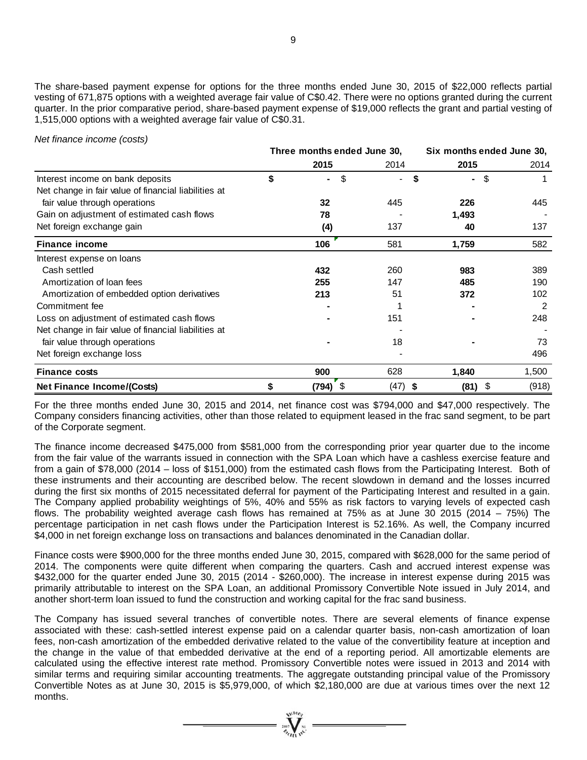The share-based payment expense for options for the three months ended June 30, 2015 of $22,000 reflects partial vesting of 671,875 options with a weighted average fair value of C$0.42. There were no options granted during the current quarter. In the prior comparative period, share-based payment expense of $19,000 reflects the grant and partial vesting of 1,515,000 options with a weighted average fair value of C$0.31.

*Net finance income (costs)*

| | Three months ended June 30, | | Six months ended June 30, | |
|---|---|---|---|---|
| | **2015** | 2014 | **2015** | 2014 |
| Interest income on bank deposits | **$ -** | $ - | **$ -** | $ 1 |
| Net change in fair value of financial liabilities at fair value through operations | **32** | 445 | **226** | 445 |
| Gain on adjustment of estimated cash flows | **78** | - | **1,493** | - |
| Net foreign exchange gain | **(4)** | 137 | **40** | 137 |
| **Finance income** | **106** | 581 | **1,759** | 582 |
| Interest expense on loans | | | | |
| Cash settled | **432** | 260 | **983** | 389 |
| Amortization of loan fees | **255** | 147 | **485** | 190 |
| Amortization of embedded option derivatives | **213** | 51 | **372** | 102 |
| Commitment fee | **-** | 1 | **-** | 2 |
| Loss on adjustment of estimated cash flows | **-** | 151 | **-** | 248 |
| Net change in fair value of financial liabilities at fair value through operations | **-** | 18 | **-** | 73 |
| Net foreign exchange loss | | - | | 496 |
| **Finance costs** | **900** | 628 | **1,840** | 1,500 |
| **Net Finance Income/(Costs)** | **$ (794)** | $ (47) | **$ (81)** | $ (918) |

For the three months ended June 30, 2015 and 2014, net finance cost was $794,000 and $47,000 respectively. The Company considers financing activities, other than those related to equipment leased in the frac sand segment, to be part of the Corporate segment.

The finance income decreased $475,000 from $581,000 from the corresponding prior year quarter due to the income from the fair value of the warrants issued in connection with the SPA Loan which have a cashless exercise feature and from a gain of $78,000 (2014 – loss of $151,000) from the estimated cash flows from the Participating Interest. Both of these instruments and their accounting are described below. The recent slowdown in demand and the losses incurred during the first six months of 2015 necessitated deferral for payment of the Participating Interest and resulted in a gain. The Company applied probability weightings of 5%, 40% and 55% as risk factors to varying levels of expected cash flows. The probability weighted average cash flows has remained at 75% as at June 30 2015 (2014 – 75%) The percentage participation in net cash flows under the Participation Interest is 52.16%. As well, the Company incurred $4,000 in net foreign exchange loss on transactions and balances denominated in the Canadian dollar.

Finance costs were $900,000 for the three months ended June 30, 2015, compared with $628,000 for the same period of 2014. The components were quite different when comparing the quarters. Cash and accrued interest expense was $432,000 for the quarter ended June 30, 2015 (2014 - $260,000). The increase in interest expense during 2015 was primarily attributable to interest on the SPA Loan, an additional Promissory Convertible Note issued in July 2014, and another short-term loan issued to fund the construction and working capital for the frac sand business.

The Company has issued several tranches of convertible notes. There are several elements of finance expense associated with these: cash-settled interest expense paid on a calendar quarter basis, non-cash amortization of loan fees, non-cash amortization of the embedded derivative related to the value of the convertibility feature at inception and the change in the value of that embedded derivative at the end of a reporting period. All amortizable elements are calculated using the effective interest rate method. Promissory Convertible notes were issued in 2013 and 2014 with similar terms and requiring similar accounting treatments. The aggregate outstanding principal value of the Promissory Convertible Notes as at June 30, 2015 is $5,979,000, of which $2,180,000 are due at various times over the next 12 months.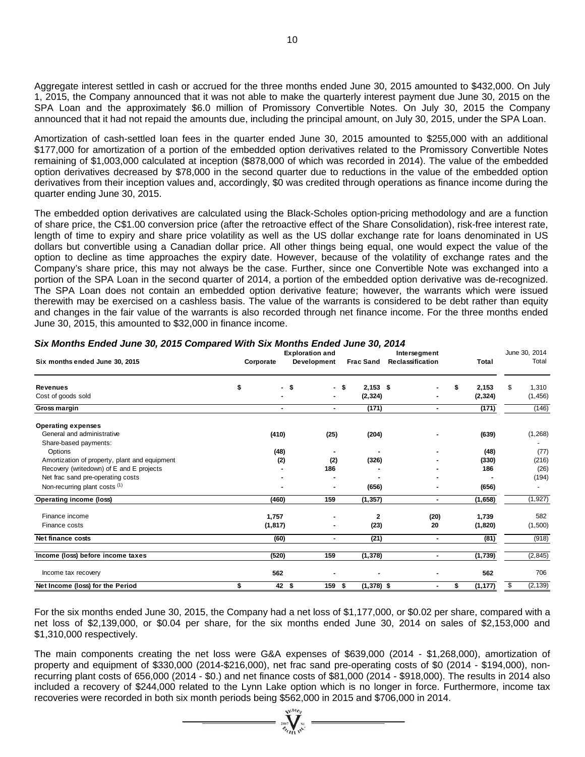Aggregate interest settled in cash or accrued for the three months ended June 30, 2015 amounted to $432,000. On July 1, 2015, the Company announced that it was not able to make the quarterly interest payment due June 30, 2015 on the SPA Loan and the approximately $6.0 million of Promissory Convertible Notes. On July 30, 2015 the Company announced that it had not repaid the amounts due, including the principal amount, on July 30, 2015, under the SPA Loan.

Amortization of cash-settled loan fees in the quarter ended June 30, 2015 amounted to $255,000 with an additional $177,000 for amortization of a portion of the embedded option derivatives related to the Promissory Convertible Notes remaining of $1,003,000 calculated at inception ($878,000 of which was recorded in 2014). The value of the embedded option derivatives decreased by $78,000 in the second quarter due to reductions in the value of the embedded option derivatives from their inception values and, accordingly, $0 was credited through operations as finance income during the quarter ending June 30, 2015.

The embedded option derivatives are calculated using the Black-Scholes option-pricing methodology and are a function of share price, the C$1.00 conversion price (after the retroactive effect of the Share Consolidation), risk-free interest rate, length of time to expiry and share price volatility as well as the US dollar exchange rate for loans denominated in US dollars but convertible using a Canadian dollar price. All other things being equal, one would expect the value of the option to decline as time approaches the expiry date. However, because of the volatility of exchange rates and the Company's share price, this may not always be the case. Further, since one Convertible Note was exchanged into a portion of the SPA Loan in the second quarter of 2014, a portion of the embedded option derivative was de-recognized. The SPA Loan does not contain an embedded option derivative feature; however, the warrants which were issued therewith may be exercised on a cashless basis. The value of the warrants is considered to be debt rather than equity and changes in the fair value of the warrants is also recorded through net finance income. For the three months ended June 30, 2015, this amounted to $32,000 in finance income.

### *Six Months Ended June 30, 2015 Compared With Six Months Ended June 30, 2014*

| Six months ended June 30, 2015 | Corporate | Exploration and Development | Frac Sand | Intersegment Reclassification | Total | June 30, 2014 Total |
|---|---|---|---|---|---|---|
| **Revenues** | $ - | $ - | $ 2,153 | $ - | $ 2,153 | $ 1,310 |
| Cost of goods sold | - | - | (2,324) | - | (2,324) | (1,456) |
| **Gross margin** | - | - | (171) | - | (171) | (146) |
| **Operating expenses** | | | | | | |
| General and administrative | (410) | (25) | (204) | - | (639) | (1,268) |
| Share-based payments: | | | | | | - |
| Options | (48) | - | - | - | (48) | (77) |
| Amortization of property, plant and equipment | (2) | (2) | (326) | - | (330) | (216) |
| Recovery (writedown) of E and E projects | - | 186 | - | - | 186 | (26) |
| Net frac sand pre-operating costs | - | - | - | - | - | (194) |
| Non-recurring plant costs (1) | - | - | (656) | - | (656) | - |
| **Operating income (loss)** | (460) | 159 | (1,357) | - | (1,658) | (1,927) |
| Finance income | 1,757 | - | 2 | (20) | 1,739 | 582 |
| Finance costs | (1,817) | - | (23) | 20 | (1,820) | (1,500) |
| **Net finance costs** | (60) | - | (21) | - | (81) | (918) |
| **Income (loss) before income taxes** | (520) | 159 | (1,378) | - | (1,739) | (2,845) |
| Income tax recovery | 562 | - | - | - | 562 | 706 |
| **Net Income (loss) for the Period** | $ 42 | $ 159 | $ (1,378) | $ - | $ (1,177) | $ (2,139) |

For the six months ended June 30, 2015, the Company had a net loss of $1,177,000, or $0.02 per share, compared with a net loss of $2,139,000, or $0.04 per share, for the six months ended June 30, 2014 on sales of $2,153,000 and $1,310,000 respectively.

The main components creating the net loss were G&A expenses of $639,000 (2014 - $1,268,000), amortization of property and equipment of $330,000 (2014-$216,000), net frac sand pre-operating costs of $0 (2014 - $194,000), non-recurring plant costs of 656,000 (2014 - $0.) and net finance costs of $81,000 (2014 - $918,000). The results in 2014 also included a recovery of $244,000 related to the Lynn Lake option which is no longer in force. Furthermore, income tax recoveries were recorded in both six month periods being $562,000 in 2015 and $706,000 in 2014.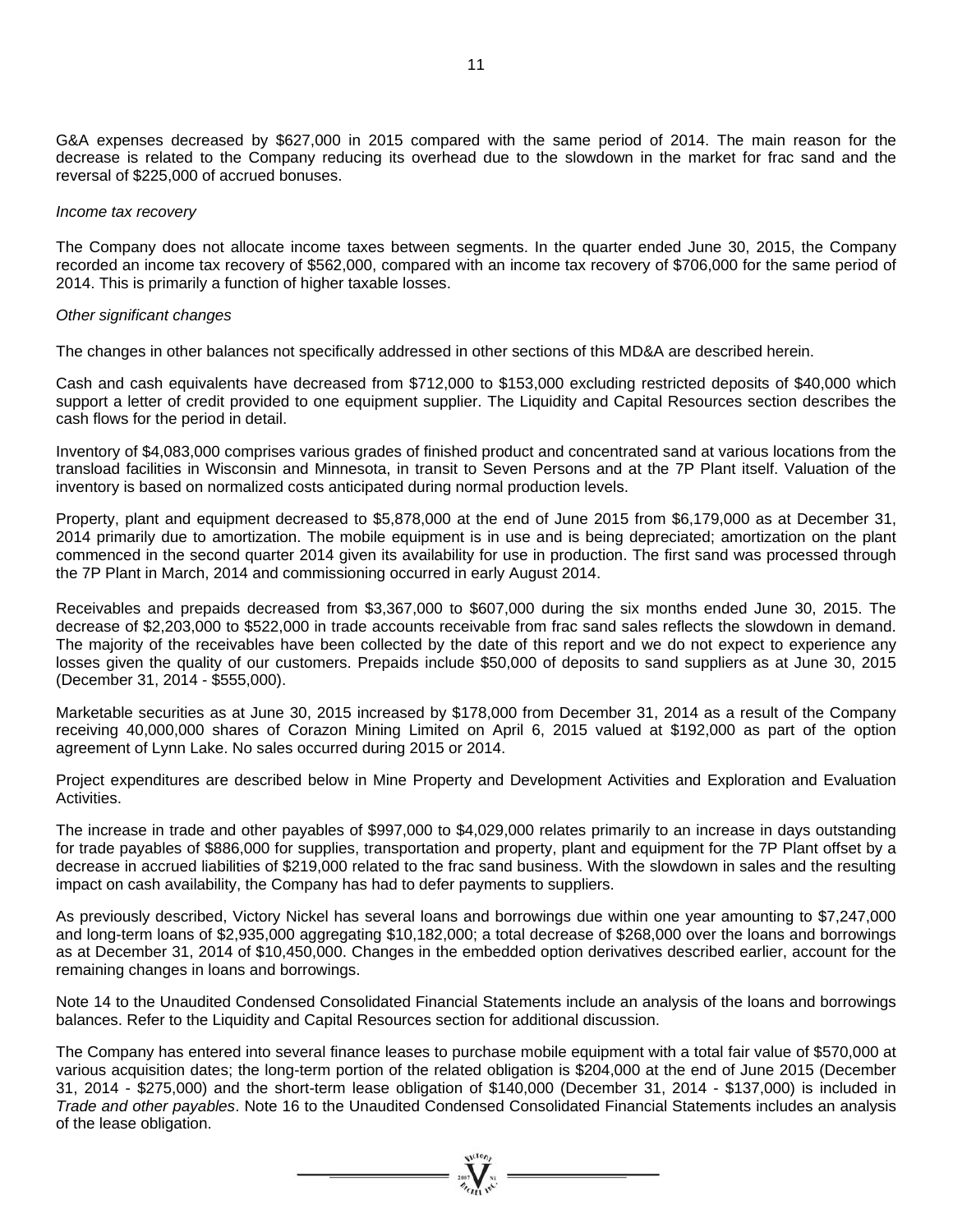G&A expenses decreased by $627,000 in 2015 compared with the same period of 2014. The main reason for the decrease is related to the Company reducing its overhead due to the slowdown in the market for frac sand and the reversal of $225,000 of accrued bonuses.

*Income tax recovery*

The Company does not allocate income taxes between segments. In the quarter ended June 30, 2015, the Company recorded an income tax recovery of $562,000, compared with an income tax recovery of $706,000 for the same period of 2014. This is primarily a function of higher taxable losses.

*Other significant changes*

The changes in other balances not specifically addressed in other sections of this MD&A are described herein.

Cash and cash equivalents have decreased from $712,000 to $153,000 excluding restricted deposits of $40,000 which support a letter of credit provided to one equipment supplier. The Liquidity and Capital Resources section describes the cash flows for the period in detail.

Inventory of $4,083,000 comprises various grades of finished product and concentrated sand at various locations from the transload facilities in Wisconsin and Minnesota, in transit to Seven Persons and at the 7P Plant itself. Valuation of the inventory is based on normalized costs anticipated during normal production levels.

Property, plant and equipment decreased to $5,878,000 at the end of June 2015 from $6,179,000 as at December 31, 2014 primarily due to amortization. The mobile equipment is in use and is being depreciated; amortization on the plant commenced in the second quarter 2014 given its availability for use in production. The first sand was processed through the 7P Plant in March, 2014 and commissioning occurred in early August 2014.

Receivables and prepaids decreased from $3,367,000 to $607,000 during the six months ended June 30, 2015. The decrease of $2,203,000 to $522,000 in trade accounts receivable from frac sand sales reflects the slowdown in demand. The majority of the receivables have been collected by the date of this report and we do not expect to experience any losses given the quality of our customers. Prepaids include $50,000 of deposits to sand suppliers as at June 30, 2015 (December 31, 2014 - $555,000).

Marketable securities as at June 30, 2015 increased by $178,000 from December 31, 2014 as a result of the Company receiving 40,000,000 shares of Corazon Mining Limited on April 6, 2015 valued at $192,000 as part of the option agreement of Lynn Lake. No sales occurred during 2015 or 2014.

Project expenditures are described below in Mine Property and Development Activities and Exploration and Evaluation Activities.

The increase in trade and other payables of $997,000 to $4,029,000 relates primarily to an increase in days outstanding for trade payables of $886,000 for supplies, transportation and property, plant and equipment for the 7P Plant offset by a decrease in accrued liabilities of $219,000 related to the frac sand business. With the slowdown in sales and the resulting impact on cash availability, the Company has had to defer payments to suppliers.

As previously described, Victory Nickel has several loans and borrowings due within one year amounting to $7,247,000 and long-term loans of $2,935,000 aggregating $10,182,000; a total decrease of $268,000 over the loans and borrowings as at December 31, 2014 of $10,450,000. Changes in the embedded option derivatives described earlier, account for the remaining changes in loans and borrowings.

Note 14 to the Unaudited Condensed Consolidated Financial Statements include an analysis of the loans and borrowings balances. Refer to the Liquidity and Capital Resources section for additional discussion.

The Company has entered into several finance leases to purchase mobile equipment with a total fair value of $570,000 at various acquisition dates; the long-term portion of the related obligation is $204,000 at the end of June 2015 (December 31, 2014 - $275,000) and the short-term lease obligation of $140,000 (December 31, 2014 - $137,000) is included in *Trade and other payables*. Note 16 to the Unaudited Condensed Consolidated Financial Statements includes an analysis of the lease obligation.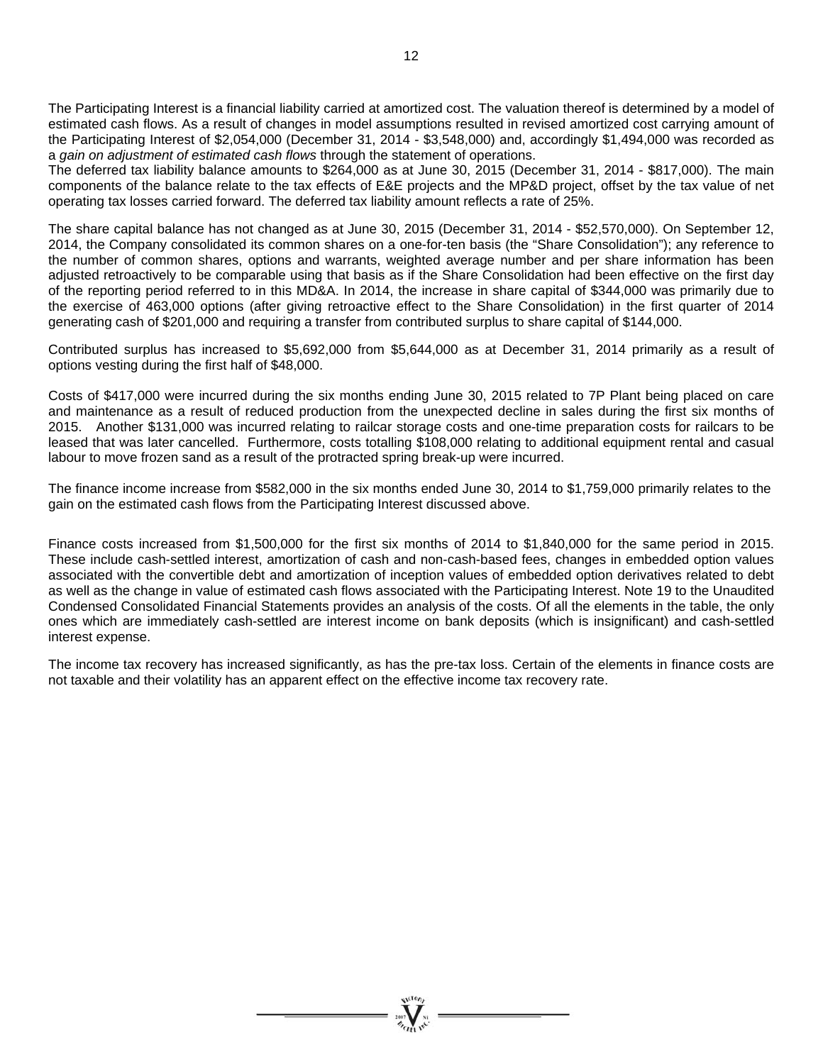The Participating Interest is a financial liability carried at amortized cost. The valuation thereof is determined by a model of estimated cash flows. As a result of changes in model assumptions resulted in revised amortized cost carrying amount of the Participating Interest of $2,054,000 (December 31, 2014 - $3,548,000) and, accordingly $1,494,000 was recorded as a *gain on adjustment of estimated cash flows* through the statement of operations.

The deferred tax liability balance amounts to $264,000 as at June 30, 2015 (December 31, 2014 - $817,000). The main components of the balance relate to the tax effects of E&E projects and the MP&D project, offset by the tax value of net operating tax losses carried forward. The deferred tax liability amount reflects a rate of 25%.

The share capital balance has not changed as at June 30, 2015 (December 31, 2014 - $52,570,000). On September 12, 2014, the Company consolidated its common shares on a one-for-ten basis (the "Share Consolidation"); any reference to the number of common shares, options and warrants, weighted average number and per share information has been adjusted retroactively to be comparable using that basis as if the Share Consolidation had been effective on the first day of the reporting period referred to in this MD&A. In 2014, the increase in share capital of $344,000 was primarily due to the exercise of 463,000 options (after giving retroactive effect to the Share Consolidation) in the first quarter of 2014 generating cash of $201,000 and requiring a transfer from contributed surplus to share capital of $144,000.

Contributed surplus has increased to $5,692,000 from $5,644,000 as at December 31, 2014 primarily as a result of options vesting during the first half of $48,000.

Costs of $417,000 were incurred during the six months ending June 30, 2015 related to 7P Plant being placed on care and maintenance as a result of reduced production from the unexpected decline in sales during the first six months of 2015. Another $131,000 was incurred relating to railcar storage costs and one-time preparation costs for railcars to be leased that was later cancelled. Furthermore, costs totalling $108,000 relating to additional equipment rental and casual labour to move frozen sand as a result of the protracted spring break-up were incurred.

The finance income increase from $582,000 in the six months ended June 30, 2014 to $1,759,000 primarily relates to the gain on the estimated cash flows from the Participating Interest discussed above.

Finance costs increased from $1,500,000 for the first six months of 2014 to $1,840,000 for the same period in 2015. These include cash-settled interest, amortization of cash and non-cash-based fees, changes in embedded option values associated with the convertible debt and amortization of inception values of embedded option derivatives related to debt as well as the change in value of estimated cash flows associated with the Participating Interest. Note 19 to the Unaudited Condensed Consolidated Financial Statements provides an analysis of the costs. Of all the elements in the table, the only ones which are immediately cash-settled are interest income on bank deposits (which is insignificant) and cash-settled interest expense.

The income tax recovery has increased significantly, as has the pre-tax loss. Certain of the elements in finance costs are not taxable and their volatility has an apparent effect on the effective income tax recovery rate.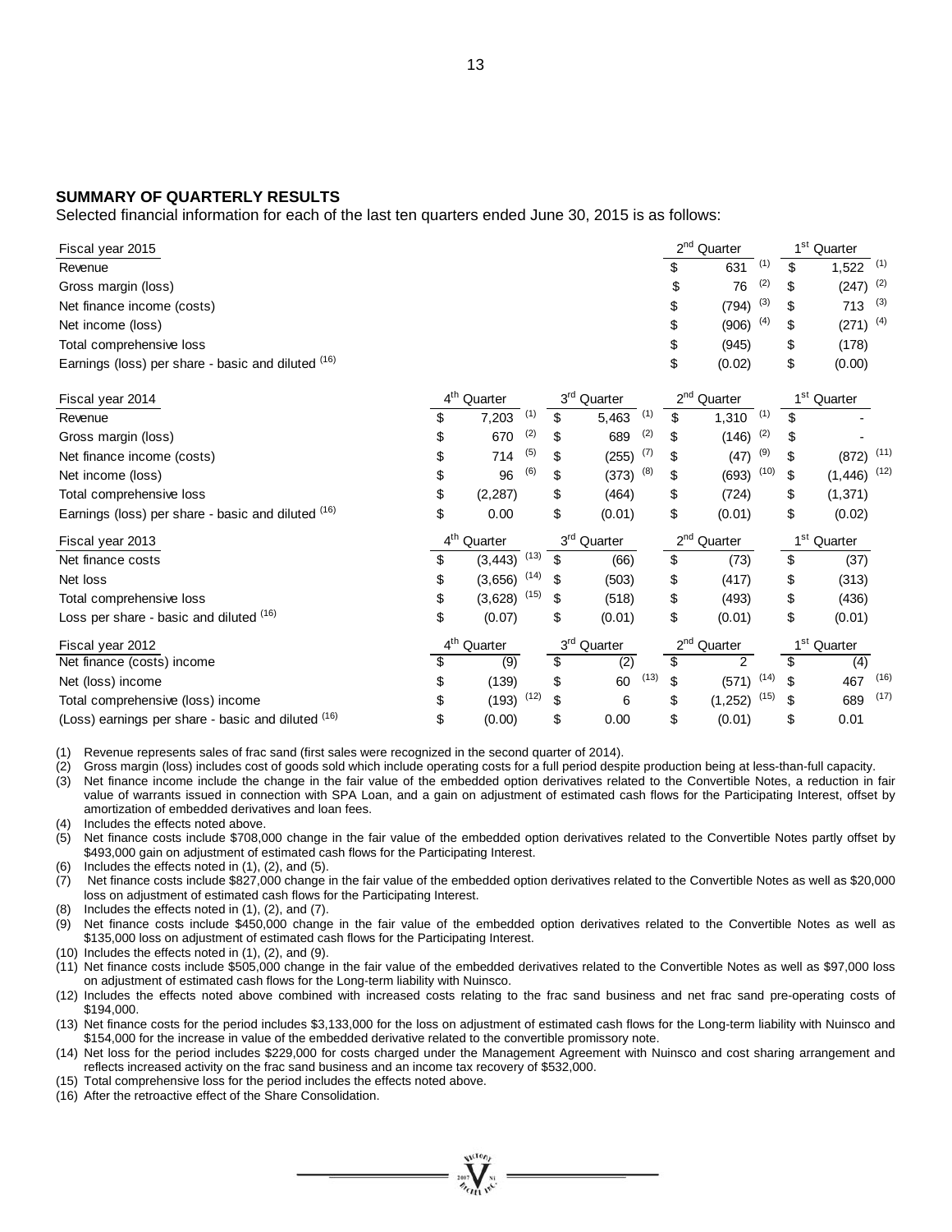## SUMMARY OF QUARTERLY RESULTS

Selected financial information for each of the last ten quarters ended June 30, 2015 is as follows:

| Fiscal year 2015 | | | 2nd Quarter | 1st Quarter |
|---|---|---|---|---|
| Revenue | | | $ 631 (1) | $ 1,522 (1) |
| Gross margin (loss) | | | $ 76 (2) | $ (247) (2) |
| Net finance income (costs) | | | $ (794) (3) | $ 713 (3) |
| Net income (loss) | | | $ (906) (4) | $ (271) (4) |
| Total comprehensive loss | | | $ (945) | $ (178) |
| Earnings (loss) per share - basic and diluted (16) | | | $ (0.02) | $ (0.00) |

| Fiscal year 2014 | 4th Quarter | 3rd Quarter | 2nd Quarter | 1st Quarter |
|---|---|---|---|---|
| Revenue | $ 7,203 (1) | $ 5,463 (1) | $ 1,310 (1) | $ - |
| Gross margin (loss) | $ 670 (2) | $ 689 (2) | $ (146) (2) | $ - |
| Net finance income (costs) | $ 714 (5) | $ (255) (7) | $ (47) (9) | $ (872) (11) |
| Net income (loss) | $ 96 (6) | $ (373) (8) | $ (693) (10) | $ (1,446) (12) |
| Total comprehensive loss | $ (2,287) | $ (464) | $ (724) | $ (1,371) |
| Earnings (loss) per share - basic and diluted (16) | $ 0.00 | $ (0.01) | $ (0.01) | $ (0.02) |

| Fiscal year 2013 | 4th Quarter | 3rd Quarter | 2nd Quarter | 1st Quarter |
|---|---|---|---|---|
| Net finance costs | $ (3,443) (13) | $ (66) | $ (73) | $ (37) |
| Net loss | $ (3,656) (14) | $ (503) | $ (417) | $ (313) |
| Total comprehensive loss | $ (3,628) (15) | $ (518) | $ (493) | $ (436) |
| Loss per share - basic and diluted (16) | $ (0.07) | $ (0.01) | $ (0.01) | $ (0.01) |

| Fiscal year 2012 | 4th Quarter | 3rd Quarter | 2nd Quarter | 1st Quarter |
|---|---|---|---|---|
| Net finance (costs) income | $ (9) | $ (2) | $ 2 | $ (4) |
| Net (loss) income | $ (139) | $ 60 (13) | $ (571) (14) | $ 467 (16) |
| Total comprehensive (loss) income | $ (193) (12) | $ 6 | $ (1,252) (15) | $ 689 (17) |
| (Loss) earnings per share - basic and diluted (16) | $ (0.00) | $ 0.00 | $ (0.01) | $ 0.01 |

(1) Revenue represents sales of frac sand (first sales were recognized in the second quarter of 2014).
(2) Gross margin (loss) includes cost of goods sold which include operating costs for a full period despite production being at less-than-full capacity.
(3) Net finance income include the change in the fair value of the embedded option derivatives related to the Convertible Notes, a reduction in fair value of warrants issued in connection with SPA Loan, and a gain on adjustment of estimated cash flows for the Participating Interest, offset by amortization of embedded derivatives and loan fees.
(4) Includes the effects noted above.
(5) Net finance costs include $708,000 change in the fair value of the embedded option derivatives related to the Convertible Notes partly offset by $493,000 gain on adjustment of estimated cash flows for the Participating Interest.
(6) Includes the effects noted in (1), (2), and (5).
(7) Net finance costs include $827,000 change in the fair value of the embedded option derivatives related to the Convertible Notes as well as $20,000 loss on adjustment of estimated cash flows for the Participating Interest.
(8) Includes the effects noted in (1), (2), and (7).
(9) Net finance costs include $450,000 change in the fair value of the embedded option derivatives related to the Convertible Notes as well as $135,000 loss on adjustment of estimated cash flows for the Participating Interest.
(10) Includes the effects noted in (1), (2), and (9).
(11) Net finance costs include $505,000 change in the fair value of the embedded derivatives related to the Convertible Notes as well as $97,000 loss on adjustment of estimated cash flows for the Long-term liability with Nuinsco.
(12) Includes the effects noted above combined with increased costs relating to the frac sand business and net frac sand pre-operating costs of $194,000.
(13) Net finance costs for the period includes $3,133,000 for the loss on adjustment of estimated cash flows for the Long-term liability with Nuinsco and $154,000 for the increase in value of the embedded derivative related to the convertible promissory note.
(14) Net loss for the period includes $229,000 for costs charged under the Management Agreement with Nuinsco and cost sharing arrangement and reflects increased activity on the frac sand business and an income tax recovery of $532,000.
(15) Total comprehensive loss for the period includes the effects noted above.
(16) After the retroactive effect of the Share Consolidation.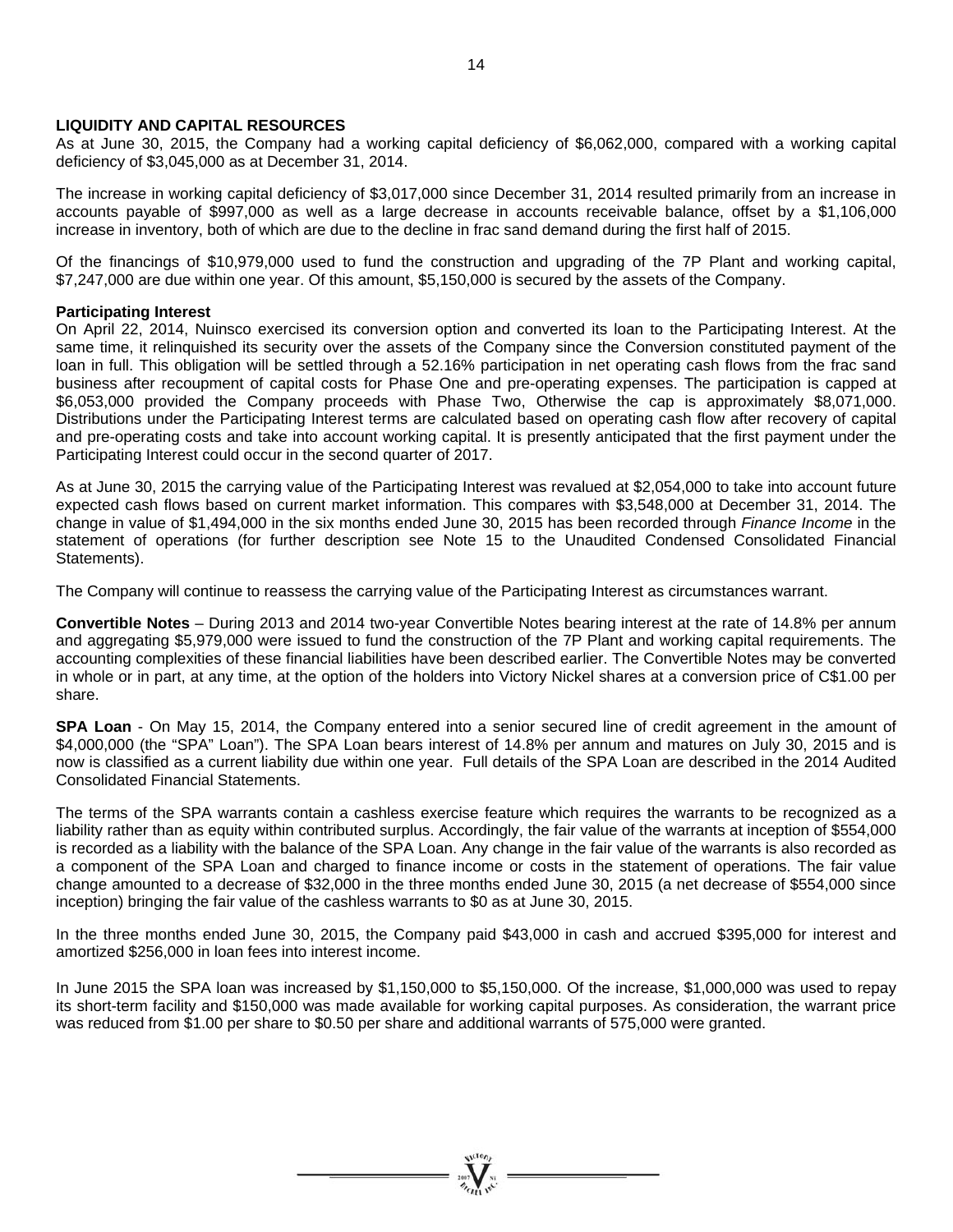**LIQUIDITY AND CAPITAL RESOURCES**

As at June 30, 2015, the Company had a working capital deficiency of $6,062,000, compared with a working capital deficiency of $3,045,000 as at December 31, 2014.

The increase in working capital deficiency of $3,017,000 since December 31, 2014 resulted primarily from an increase in accounts payable of $997,000 as well as a large decrease in accounts receivable balance, offset by a $1,106,000 increase in inventory, both of which are due to the decline in frac sand demand during the first half of 2015.

Of the financings of $10,979,000 used to fund the construction and upgrading of the 7P Plant and working capital, $7,247,000 are due within one year. Of this amount, $5,150,000 is secured by the assets of the Company.

**Participating Interest**

On April 22, 2014, Nuinsco exercised its conversion option and converted its loan to the Participating Interest. At the same time, it relinquished its security over the assets of the Company since the Conversion constituted payment of the loan in full. This obligation will be settled through a 52.16% participation in net operating cash flows from the frac sand business after recoupment of capital costs for Phase One and pre-operating expenses. The participation is capped at $6,053,000 provided the Company proceeds with Phase Two, Otherwise the cap is approximately $8,071,000. Distributions under the Participating Interest terms are calculated based on operating cash flow after recovery of capital and pre-operating costs and take into account working capital. It is presently anticipated that the first payment under the Participating Interest could occur in the second quarter of 2017.

As at June 30, 2015 the carrying value of the Participating Interest was revalued at $2,054,000 to take into account future expected cash flows based on current market information. This compares with $3,548,000 at December 31, 2014. The change in value of $1,494,000 in the six months ended June 30, 2015 has been recorded through *Finance Income* in the statement of operations (for further description see Note 15 to the Unaudited Condensed Consolidated Financial Statements).

The Company will continue to reassess the carrying value of the Participating Interest as circumstances warrant.

**Convertible Notes** – During 2013 and 2014 two-year Convertible Notes bearing interest at the rate of 14.8% per annum and aggregating $5,979,000 were issued to fund the construction of the 7P Plant and working capital requirements. The accounting complexities of these financial liabilities have been described earlier. The Convertible Notes may be converted in whole or in part, at any time, at the option of the holders into Victory Nickel shares at a conversion price of C$1.00 per share.

**SPA Loan** - On May 15, 2014, the Company entered into a senior secured line of credit agreement in the amount of $4,000,000 (the "SPA" Loan"). The SPA Loan bears interest of 14.8% per annum and matures on July 30, 2015 and is now is classified as a current liability due within one year. Full details of the SPA Loan are described in the 2014 Audited Consolidated Financial Statements.

The terms of the SPA warrants contain a cashless exercise feature which requires the warrants to be recognized as a liability rather than as equity within contributed surplus. Accordingly, the fair value of the warrants at inception of $554,000 is recorded as a liability with the balance of the SPA Loan. Any change in the fair value of the warrants is also recorded as a component of the SPA Loan and charged to finance income or costs in the statement of operations. The fair value change amounted to a decrease of $32,000 in the three months ended June 30, 2015 (a net decrease of $554,000 since inception) bringing the fair value of the cashless warrants to $0 as at June 30, 2015.

In the three months ended June 30, 2015, the Company paid $43,000 in cash and accrued $395,000 for interest and amortized $256,000 in loan fees into interest income.

In June 2015 the SPA loan was increased by $1,150,000 to $5,150,000. Of the increase, $1,000,000 was used to repay its short-term facility and $150,000 was made available for working capital purposes. As consideration, the warrant price was reduced from $1.00 per share to $0.50 per share and additional warrants of 575,000 were granted.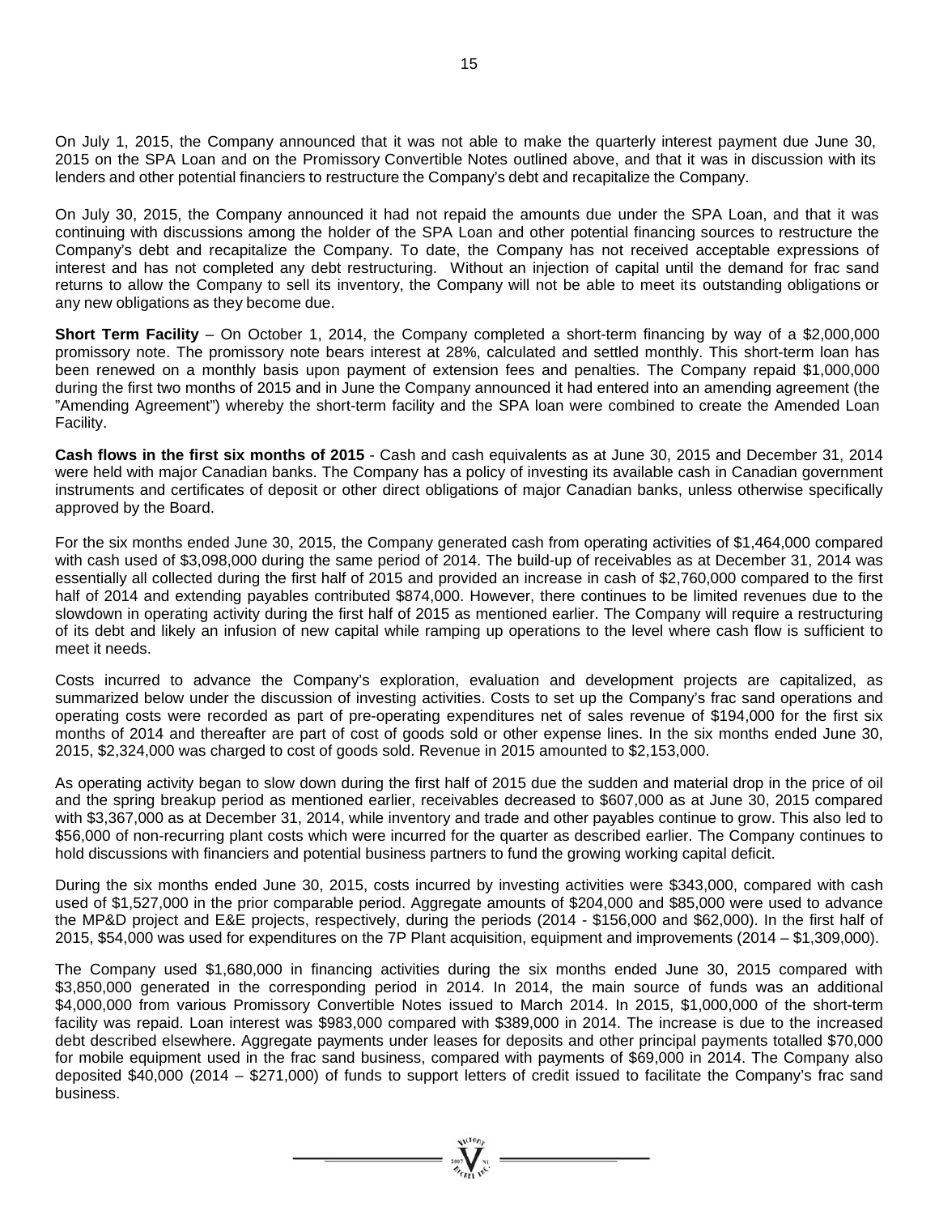On July 1, 2015, the Company announced that it was not able to make the quarterly interest payment due June 30, 2015 on the SPA Loan and on the Promissory Convertible Notes outlined above, and that it was in discussion with its lenders and other potential financiers to restructure the Company's debt and recapitalize the Company.

On July 30, 2015, the Company announced it had not repaid the amounts due under the SPA Loan, and that it was continuing with discussions among the holder of the SPA Loan and other potential financing sources to restructure the Company's debt and recapitalize the Company. To date, the Company has not received acceptable expressions of interest and has not completed any debt restructuring. Without an injection of capital until the demand for frac sand returns to allow the Company to sell its inventory, the Company will not be able to meet its outstanding obligations or any new obligations as they become due.

**Short Term Facility** – On October 1, 2014, the Company completed a short-term financing by way of a $2,000,000 promissory note. The promissory note bears interest at 28%, calculated and settled monthly. This short-term loan has been renewed on a monthly basis upon payment of extension fees and penalties. The Company repaid $1,000,000 during the first two months of 2015 and in June the Company announced it had entered into an amending agreement (the "Amending Agreement") whereby the short-term facility and the SPA loan were combined to create the Amended Loan Facility.

**Cash flows in the first six months of 2015** - Cash and cash equivalents as at June 30, 2015 and December 31, 2014 were held with major Canadian banks. The Company has a policy of investing its available cash in Canadian government instruments and certificates of deposit or other direct obligations of major Canadian banks, unless otherwise specifically approved by the Board.

For the six months ended June 30, 2015, the Company generated cash from operating activities of $1,464,000 compared with cash used of $3,098,000 during the same period of 2014. The build-up of receivables as at December 31, 2014 was essentially all collected during the first half of 2015 and provided an increase in cash of $2,760,000 compared to the first half of 2014 and extending payables contributed $874,000. However, there continues to be limited revenues due to the slowdown in operating activity during the first half of 2015 as mentioned earlier. The Company will require a restructuring of its debt and likely an infusion of new capital while ramping up operations to the level where cash flow is sufficient to meet it needs.

Costs incurred to advance the Company's exploration, evaluation and development projects are capitalized, as summarized below under the discussion of investing activities. Costs to set up the Company's frac sand operations and operating costs were recorded as part of pre-operating expenditures net of sales revenue of $194,000 for the first six months of 2014 and thereafter are part of cost of goods sold or other expense lines. In the six months ended June 30, 2015, $2,324,000 was charged to cost of goods sold. Revenue in 2015 amounted to $2,153,000.

As operating activity began to slow down during the first half of 2015 due the sudden and material drop in the price of oil and the spring breakup period as mentioned earlier, receivables decreased to $607,000 as at June 30, 2015 compared with $3,367,000 as at December 31, 2014, while inventory and trade and other payables continue to grow. This also led to $56,000 of non-recurring plant costs which were incurred for the quarter as described earlier. The Company continues to hold discussions with financiers and potential business partners to fund the growing working capital deficit.

During the six months ended June 30, 2015, costs incurred by investing activities were $343,000, compared with cash used of $1,527,000 in the prior comparable period. Aggregate amounts of $204,000 and $85,000 were used to advance the MP&D project and E&E projects, respectively, during the periods (2014 - $156,000 and $62,000). In the first half of 2015, $54,000 was used for expenditures on the 7P Plant acquisition, equipment and improvements (2014 – $1,309,000).

The Company used $1,680,000 in financing activities during the six months ended June 30, 2015 compared with $3,850,000 generated in the corresponding period in 2014. In 2014, the main source of funds was an additional $4,000,000 from various Promissory Convertible Notes issued to March 2014. In 2015, $1,000,000 of the short-term facility was repaid. Loan interest was $983,000 compared with $389,000 in 2014. The increase is due to the increased debt described elsewhere. Aggregate payments under leases for deposits and other principal payments totalled $70,000 for mobile equipment used in the frac sand business, compared with payments of $69,000 in 2014. The Company also deposited $40,000 (2014 – $271,000) of funds to support letters of credit issued to facilitate the Company's frac sand business.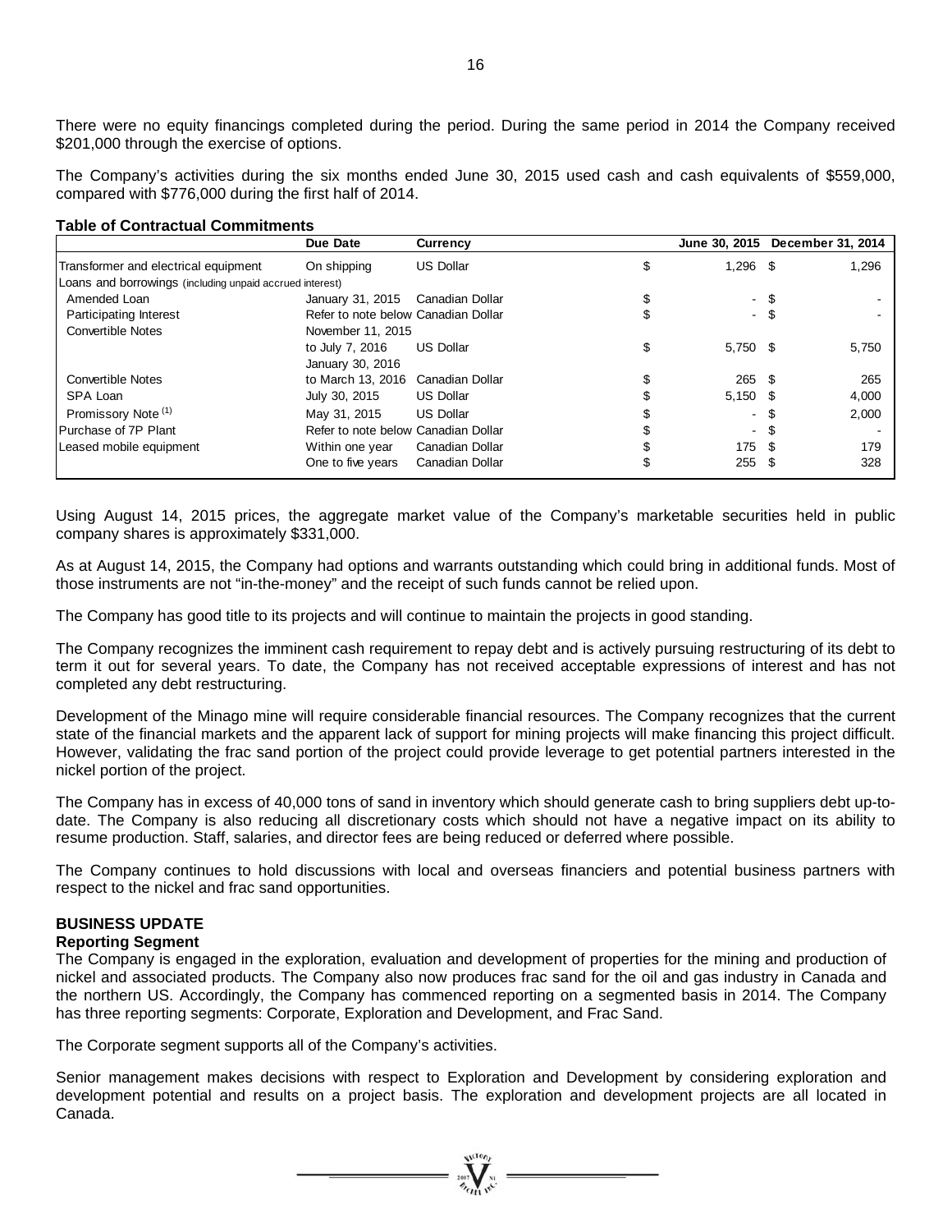There were no equity financings completed during the period. During the same period in 2014 the Company received $201,000 through the exercise of options.

The Company's activities during the six months ended June 30, 2015 used cash and cash equivalents of $559,000, compared with $776,000 during the first half of 2014.

**Table of Contractual Commitments**

| | Due Date | Currency | June 30, 2015 | December 31, 2014 |
|---|---|---|---|---|
| Transformer and electrical equipment | On shipping | US Dollar | $ 1,296 | $ 1,296 |
| Loans and borrowings (including unpaid accrued interest) | | | | |
| Amended Loan | January 31, 2015 | Canadian Dollar | $ - | $ - |
| Participating Interest | Refer to note below | Canadian Dollar | $ - | $ - |
| Convertible Notes | November 11, 2015 to July 7, 2016 | US Dollar | $ 5,750 | $ 5,750 |
| Convertible Notes | January 30, 2016 to March 13, 2016 | Canadian Dollar | $ 265 | $ 265 |
| SPA Loan | July 30, 2015 | US Dollar | $ 5,150 | $ 4,000 |
| Promissory Note [1] | May 31, 2015 | US Dollar | $ - | $ 2,000 |
| Purchase of 7P Plant | Refer to note below | Canadian Dollar | $ - | $ - |
| Leased mobile equipment | Within one year | Canadian Dollar | $ 175 | $ 179 |
| | One to five years | Canadian Dollar | $ 255 | $ 328 |

Using August 14, 2015 prices, the aggregate market value of the Company's marketable securities held in public company shares is approximately $331,000.

As at August 14, 2015, the Company had options and warrants outstanding which could bring in additional funds. Most of those instruments are not "in-the-money" and the receipt of such funds cannot be relied upon.

The Company has good title to its projects and will continue to maintain the projects in good standing.

The Company recognizes the imminent cash requirement to repay debt and is actively pursuing restructuring of its debt to term it out for several years. To date, the Company has not received acceptable expressions of interest and has not completed any debt restructuring.

Development of the Minago mine will require considerable financial resources. The Company recognizes that the current state of the financial markets and the apparent lack of support for mining projects will make financing this project difficult. However, validating the frac sand portion of the project could provide leverage to get potential partners interested in the nickel portion of the project.

The Company has in excess of 40,000 tons of sand in inventory which should generate cash to bring suppliers debt up-to-date. The Company is also reducing all discretionary costs which should not have a negative impact on its ability to resume production. Staff, salaries, and director fees are being reduced or deferred where possible.

The Company continues to hold discussions with local and overseas financiers and potential business partners with respect to the nickel and frac sand opportunities.

## BUSINESS UPDATE

### Reporting Segment

The Company is engaged in the exploration, evaluation and development of properties for the mining and production of nickel and associated products. The Company also now produces frac sand for the oil and gas industry in Canada and the northern US. Accordingly, the Company has commenced reporting on a segmented basis in 2014. The Company has three reporting segments: Corporate, Exploration and Development, and Frac Sand.

The Corporate segment supports all of the Company's activities.

Senior management makes decisions with respect to Exploration and Development by considering exploration and development potential and results on a project basis. The exploration and development projects are all located in Canada.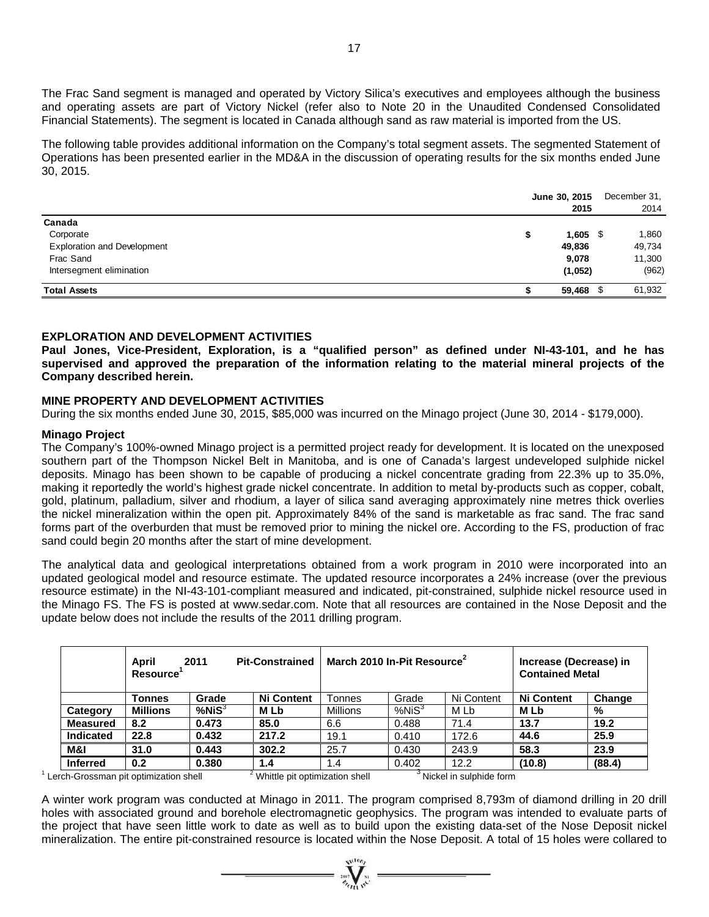The Frac Sand segment is managed and operated by Victory Silica's executives and employees although the business and operating assets are part of Victory Nickel (refer also to Note 20 in the Unaudited Condensed Consolidated Financial Statements). The segment is located in Canada although sand as raw material is imported from the US.

The following table provides additional information on the Company's total segment assets. The segmented Statement of Operations has been presented earlier in the MD&A in the discussion of operating results for the six months ended June 30, 2015.

| | June 30, 2015 2015 | December 31, 2014 |
|---|---|---|
| **Canada** | | |
| Corporate | **$ 1,605** | $ 1,860 |
| Exploration and Development | **49,836** | 49,734 |
| Frac Sand | **9,078** | 11,300 |
| Intersegment elimination | **(1,052)** | (962) |
| **Total Assets** | **$ 59,468** | $ 61,932 |

## EXPLORATION AND DEVELOPMENT ACTIVITIES

**Paul Jones, Vice-President, Exploration, is a "qualified person" as defined under NI-43-101, and he has supervised and approved the preparation of the information relating to the material mineral projects of the Company described herein.**

## MINE PROPERTY AND DEVELOPMENT ACTIVITIES

During the six months ended June 30, 2015, $85,000 was incurred on the Minago project (June 30, 2014 - $179,000).

### Minago Project

The Company's 100%-owned Minago project is a permitted project ready for development. It is located on the unexposed southern part of the Thompson Nickel Belt in Manitoba, and is one of Canada's largest undeveloped sulphide nickel deposits. Minago has been shown to be capable of producing a nickel concentrate grading from 22.3% up to 35.0%, making it reportedly the world's highest grade nickel concentrate. In addition to metal by-products such as copper, cobalt, gold, platinum, palladium, silver and rhodium, a layer of silica sand averaging approximately nine metres thick overlies the nickel mineralization within the open pit. Approximately 84% of the sand is marketable as frac sand. The frac sand forms part of the overburden that must be removed prior to mining the nickel ore. According to the FS, production of frac sand could begin 20 months after the start of mine development.

The analytical data and geological interpretations obtained from a work program in 2010 were incorporated into an updated geological model and resource estimate. The updated resource incorporates a 24% increase (over the previous resource estimate) in the NI-43-101-compliant measured and indicated, pit-constrained, sulphide nickel resource used in the Minago FS. The FS is posted at www.sedar.com. Note that all resources are contained in the Nose Deposit and the update below does not include the results of the 2011 drilling program.

| | **April 2011 Pit-Constrained Resource[1]** | | | **March 2010 In-Pit Resource[2]** | | | **Increase (Decrease) in Contained Metal** | |
|---|---|---|---|---|---|---|---|---|
| | **Tonnes** | **Grade** | **Ni Content** | Tonnes | Grade | Ni Content | **Ni Content** | **Change** |
| **Category** | **Millions** | **%NiS[3]** | **M Lb** | Millions | %NiS[3] | M Lb | **M Lb** | **%** |
| **Measured** | **8.2** | **0.473** | **85.0** | 6.6 | 0.488 | 71.4 | **13.7** | **19.2** |
| **Indicated** | **22.8** | **0.432** | **217.2** | 19.1 | 0.410 | 172.6 | **44.6** | **25.9** |
| **M&I** | **31.0** | **0.443** | **302.2** | 25.7 | 0.430 | 243.9 | **58.3** | **23.9** |
| **Inferred** | **0.2** | **0.380** | **1.4** | 1.4 | 0.402 | 12.2 | **(10.8)** | **(88.4)** |

[1] Lerch-Grossman pit optimization shell [2] Whittle pit optimization shell [3] Nickel in sulphide form

A winter work program was conducted at Minago in 2011. The program comprised 8,793m of diamond drilling in 20 drill holes with associated ground and borehole electromagnetic geophysics. The program was intended to evaluate parts of the project that have seen little work to date as well as to build upon the existing data-set of the Nose Deposit nickel mineralization. The entire pit-constrained resource is located within the Nose Deposit. A total of 15 holes were collared to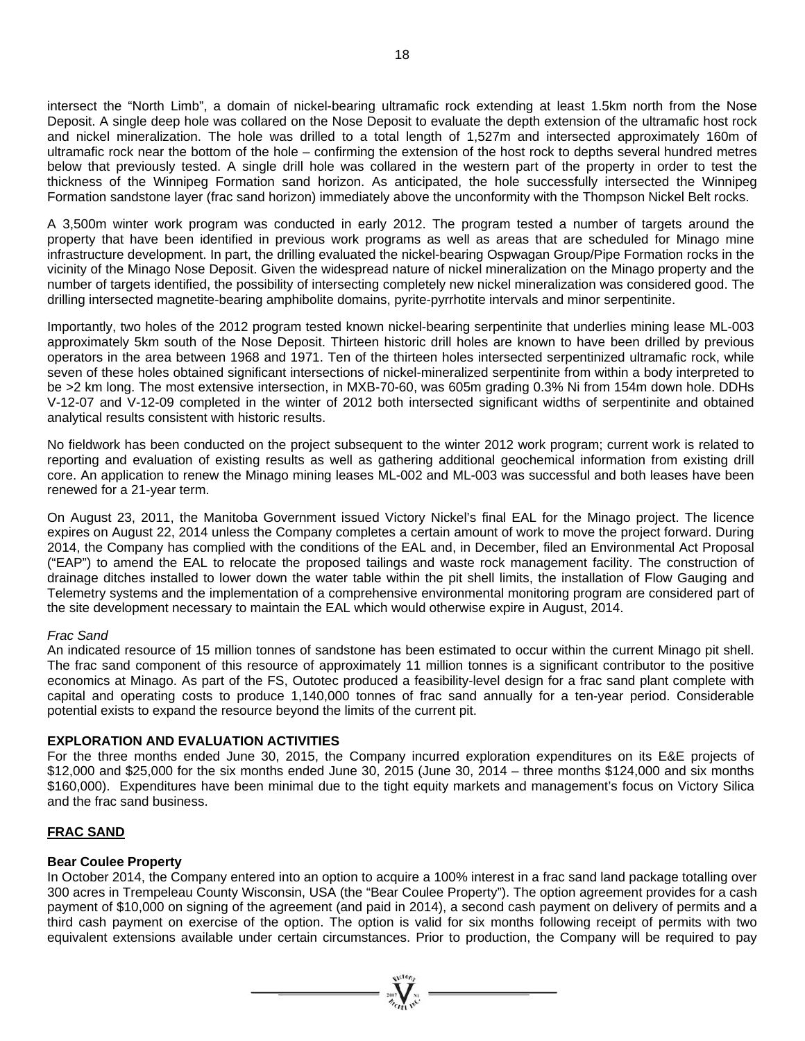intersect the "North Limb", a domain of nickel-bearing ultramafic rock extending at least 1.5km north from the Nose Deposit. A single deep hole was collared on the Nose Deposit to evaluate the depth extension of the ultramafic host rock and nickel mineralization. The hole was drilled to a total length of 1,527m and intersected approximately 160m of ultramafic rock near the bottom of the hole – confirming the extension of the host rock to depths several hundred metres below that previously tested. A single drill hole was collared in the western part of the property in order to test the thickness of the Winnipeg Formation sand horizon. As anticipated, the hole successfully intersected the Winnipeg Formation sandstone layer (frac sand horizon) immediately above the unconformity with the Thompson Nickel Belt rocks.

A 3,500m winter work program was conducted in early 2012. The program tested a number of targets around the property that have been identified in previous work programs as well as areas that are scheduled for Minago mine infrastructure development. In part, the drilling evaluated the nickel-bearing Ospwagan Group/Pipe Formation rocks in the vicinity of the Minago Nose Deposit. Given the widespread nature of nickel mineralization on the Minago property and the number of targets identified, the possibility of intersecting completely new nickel mineralization was considered good. The drilling intersected magnetite-bearing amphibolite domains, pyrite-pyrrhotite intervals and minor serpentinite.

Importantly, two holes of the 2012 program tested known nickel-bearing serpentinite that underlies mining lease ML-003 approximately 5km south of the Nose Deposit. Thirteen historic drill holes are known to have been drilled by previous operators in the area between 1968 and 1971. Ten of the thirteen holes intersected serpentinized ultramafic rock, while seven of these holes obtained significant intersections of nickel-mineralized serpentinite from within a body interpreted to be >2 km long. The most extensive intersection, in MXB-70-60, was 605m grading 0.3% Ni from 154m down hole. DDHs V-12-07 and V-12-09 completed in the winter of 2012 both intersected significant widths of serpentinite and obtained analytical results consistent with historic results.

No fieldwork has been conducted on the project subsequent to the winter 2012 work program; current work is related to reporting and evaluation of existing results as well as gathering additional geochemical information from existing drill core. An application to renew the Minago mining leases ML-002 and ML-003 was successful and both leases have been renewed for a 21-year term.

On August 23, 2011, the Manitoba Government issued Victory Nickel's final EAL for the Minago project. The licence expires on August 22, 2014 unless the Company completes a certain amount of work to move the project forward. During 2014, the Company has complied with the conditions of the EAL and, in December, filed an Environmental Act Proposal ("EAP") to amend the EAL to relocate the proposed tailings and waste rock management facility. The construction of drainage ditches installed to lower down the water table within the pit shell limits, the installation of Flow Gauging and Telemetry systems and the implementation of a comprehensive environmental monitoring program are considered part of the site development necessary to maintain the EAL which would otherwise expire in August, 2014.

*Frac Sand*

An indicated resource of 15 million tonnes of sandstone has been estimated to occur within the current Minago pit shell. The frac sand component of this resource of approximately 11 million tonnes is a significant contributor to the positive economics at Minago. As part of the FS, Outotec produced a feasibility-level design for a frac sand plant complete with capital and operating costs to produce 1,140,000 tonnes of frac sand annually for a ten-year period. Considerable potential exists to expand the resource beyond the limits of the current pit.

## EXPLORATION AND EVALUATION ACTIVITIES

For the three months ended June 30, 2015, the Company incurred exploration expenditures on its E&E projects of $12,000 and $25,000 for the six months ended June 30, 2015 (June 30, 2014 – three months $124,000 and six months $160,000). Expenditures have been minimal due to the tight equity markets and management's focus on Victory Silica and the frac sand business.

## FRAC SAND

### Bear Coulee Property

In October 2014, the Company entered into an option to acquire a 100% interest in a frac sand land package totalling over 300 acres in Trempeleau County Wisconsin, USA (the "Bear Coulee Property"). The option agreement provides for a cash payment of $10,000 on signing of the agreement (and paid in 2014), a second cash payment on delivery of permits and a third cash payment on exercise of the option. The option is valid for six months following receipt of permits with two equivalent extensions available under certain circumstances. Prior to production, the Company will be required to pay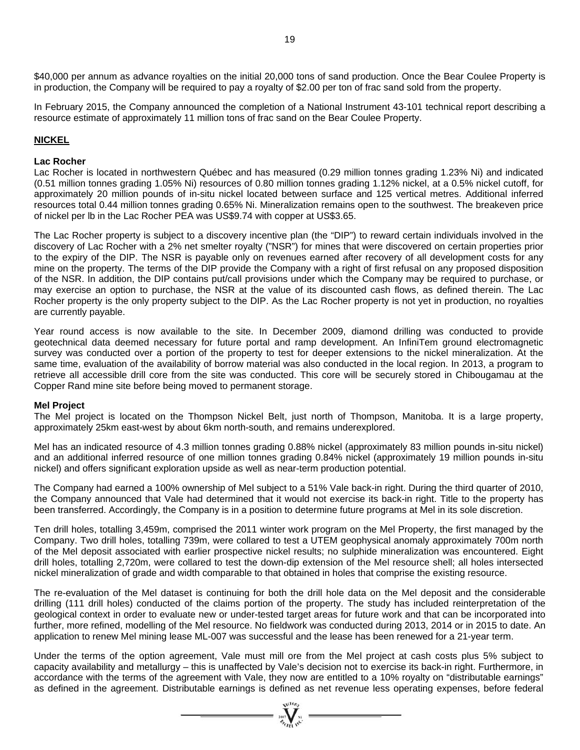$40,000 per annum as advance royalties on the initial 20,000 tons of sand production. Once the Bear Coulee Property is in production, the Company will be required to pay a royalty of $2.00 per ton of frac sand sold from the property.

In February 2015, the Company announced the completion of a National Instrument 43-101 technical report describing a resource estimate of approximately 11 million tons of frac sand on the Bear Coulee Property.

## NICKEL

### Lac Rocher

Lac Rocher is located in northwestern Québec and has measured (0.29 million tonnes grading 1.23% Ni) and indicated (0.51 million tonnes grading 1.05% Ni) resources of 0.80 million tonnes grading 1.12% nickel, at a 0.5% nickel cutoff, for approximately 20 million pounds of in-situ nickel located between surface and 125 vertical metres. Additional inferred resources total 0.44 million tonnes grading 0.65% Ni. Mineralization remains open to the southwest. The breakeven price of nickel per lb in the Lac Rocher PEA was US$9.74 with copper at US$3.65.

The Lac Rocher property is subject to a discovery incentive plan (the "DIP") to reward certain individuals involved in the discovery of Lac Rocher with a 2% net smelter royalty ("NSR") for mines that were discovered on certain properties prior to the expiry of the DIP. The NSR is payable only on revenues earned after recovery of all development costs for any mine on the property. The terms of the DIP provide the Company with a right of first refusal on any proposed disposition of the NSR. In addition, the DIP contains put/call provisions under which the Company may be required to purchase, or may exercise an option to purchase, the NSR at the value of its discounted cash flows, as defined therein. The Lac Rocher property is the only property subject to the DIP. As the Lac Rocher property is not yet in production, no royalties are currently payable.

Year round access is now available to the site. In December 2009, diamond drilling was conducted to provide geotechnical data deemed necessary for future portal and ramp development. An InfiniTem ground electromagnetic survey was conducted over a portion of the property to test for deeper extensions to the nickel mineralization. At the same time, evaluation of the availability of borrow material was also conducted in the local region. In 2013, a program to retrieve all accessible drill core from the site was conducted. This core will be securely stored in Chibougamau at the Copper Rand mine site before being moved to permanent storage.

### Mel Project

The Mel project is located on the Thompson Nickel Belt, just north of Thompson, Manitoba. It is a large property, approximately 25km east-west by about 6km north-south, and remains underexplored.

Mel has an indicated resource of 4.3 million tonnes grading 0.88% nickel (approximately 83 million pounds in-situ nickel) and an additional inferred resource of one million tonnes grading 0.84% nickel (approximately 19 million pounds in-situ nickel) and offers significant exploration upside as well as near-term production potential.

The Company had earned a 100% ownership of Mel subject to a 51% Vale back-in right. During the third quarter of 2010, the Company announced that Vale had determined that it would not exercise its back-in right. Title to the property has been transferred. Accordingly, the Company is in a position to determine future programs at Mel in its sole discretion.

Ten drill holes, totalling 3,459m, comprised the 2011 winter work program on the Mel Property, the first managed by the Company. Two drill holes, totalling 739m, were collared to test a UTEM geophysical anomaly approximately 700m north of the Mel deposit associated with earlier prospective nickel results; no sulphide mineralization was encountered. Eight drill holes, totalling 2,720m, were collared to test the down-dip extension of the Mel resource shell; all holes intersected nickel mineralization of grade and width comparable to that obtained in holes that comprise the existing resource.

The re-evaluation of the Mel dataset is continuing for both the drill hole data on the Mel deposit and the considerable drilling (111 drill holes) conducted of the claims portion of the property. The study has included reinterpretation of the geological context in order to evaluate new or under-tested target areas for future work and that can be incorporated into further, more refined, modelling of the Mel resource. No fieldwork was conducted during 2013, 2014 or in 2015 to date. An application to renew Mel mining lease ML-007 was successful and the lease has been renewed for a 21-year term.

Under the terms of the option agreement, Vale must mill ore from the Mel project at cash costs plus 5% subject to capacity availability and metallurgy – this is unaffected by Vale's decision not to exercise its back-in right. Furthermore, in accordance with the terms of the agreement with Vale, they now are entitled to a 10% royalty on "distributable earnings" as defined in the agreement. Distributable earnings is defined as net revenue less operating expenses, before federal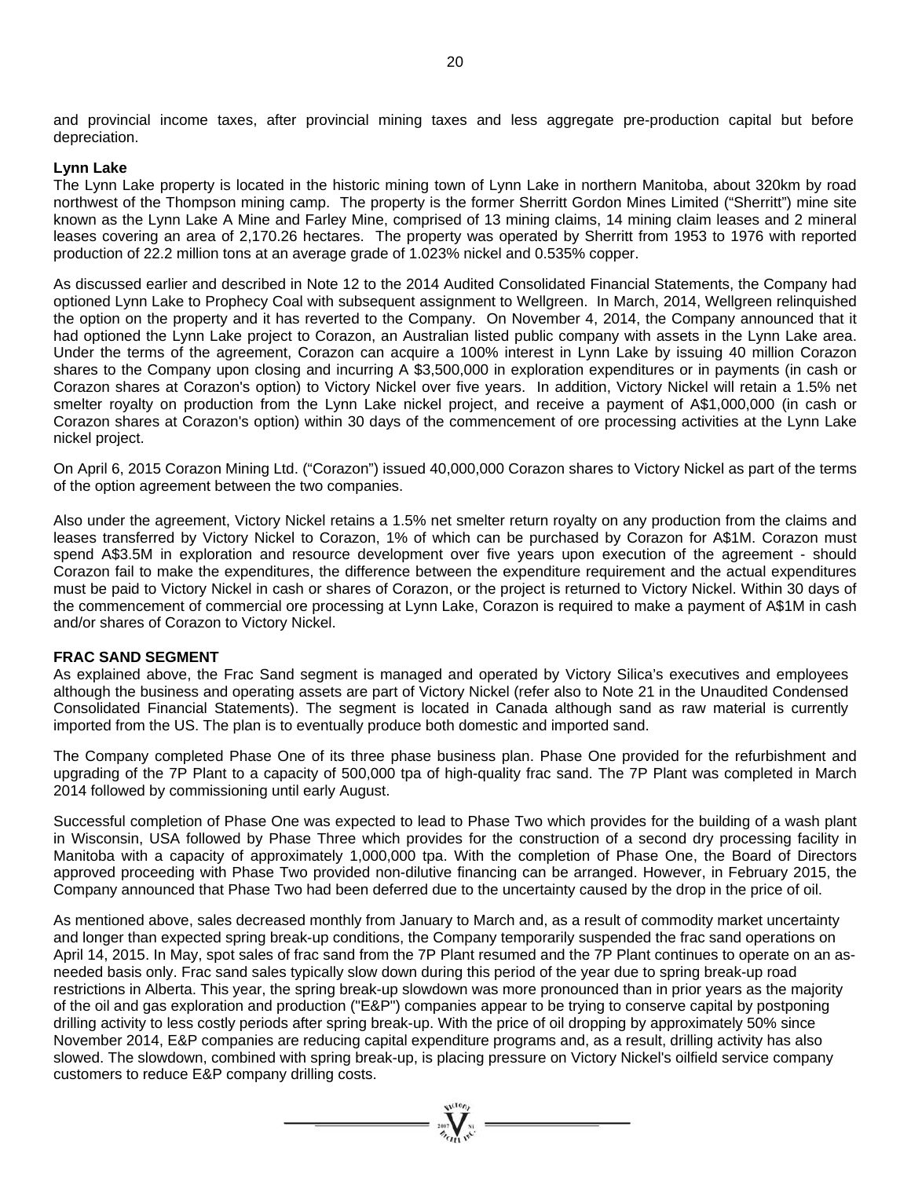and provincial income taxes, after provincial mining taxes and less aggregate pre-production capital but before depreciation.

**Lynn Lake**

The Lynn Lake property is located in the historic mining town of Lynn Lake in northern Manitoba, about 320km by road northwest of the Thompson mining camp. The property is the former Sherritt Gordon Mines Limited ("Sherritt") mine site known as the Lynn Lake A Mine and Farley Mine, comprised of 13 mining claims, 14 mining claim leases and 2 mineral leases covering an area of 2,170.26 hectares. The property was operated by Sherritt from 1953 to 1976 with reported production of 22.2 million tons at an average grade of 1.023% nickel and 0.535% copper.

As discussed earlier and described in Note 12 to the 2014 Audited Consolidated Financial Statements, the Company had optioned Lynn Lake to Prophecy Coal with subsequent assignment to Wellgreen. In March, 2014, Wellgreen relinquished the option on the property and it has reverted to the Company. On November 4, 2014, the Company announced that it had optioned the Lynn Lake project to Corazon, an Australian listed public company with assets in the Lynn Lake area. Under the terms of the agreement, Corazon can acquire a 100% interest in Lynn Lake by issuing 40 million Corazon shares to the Company upon closing and incurring A $3,500,000 in exploration expenditures or in payments (in cash or Corazon shares at Corazon's option) to Victory Nickel over five years. In addition, Victory Nickel will retain a 1.5% net smelter royalty on production from the Lynn Lake nickel project, and receive a payment of A$1,000,000 (in cash or Corazon shares at Corazon's option) within 30 days of the commencement of ore processing activities at the Lynn Lake nickel project.

On April 6, 2015 Corazon Mining Ltd. ("Corazon") issued 40,000,000 Corazon shares to Victory Nickel as part of the terms of the option agreement between the two companies.

Also under the agreement, Victory Nickel retains a 1.5% net smelter return royalty on any production from the claims and leases transferred by Victory Nickel to Corazon, 1% of which can be purchased by Corazon for A$1M. Corazon must spend A$3.5M in exploration and resource development over five years upon execution of the agreement - should Corazon fail to make the expenditures, the difference between the expenditure requirement and the actual expenditures must be paid to Victory Nickel in cash or shares of Corazon, or the project is returned to Victory Nickel. Within 30 days of the commencement of commercial ore processing at Lynn Lake, Corazon is required to make a payment of A$1M in cash and/or shares of Corazon to Victory Nickel.

**FRAC SAND SEGMENT**

As explained above, the Frac Sand segment is managed and operated by Victory Silica's executives and employees although the business and operating assets are part of Victory Nickel (refer also to Note 21 in the Unaudited Condensed Consolidated Financial Statements). The segment is located in Canada although sand as raw material is currently imported from the US. The plan is to eventually produce both domestic and imported sand.

The Company completed Phase One of its three phase business plan. Phase One provided for the refurbishment and upgrading of the 7P Plant to a capacity of 500,000 tpa of high-quality frac sand. The 7P Plant was completed in March 2014 followed by commissioning until early August.

Successful completion of Phase One was expected to lead to Phase Two which provides for the building of a wash plant in Wisconsin, USA followed by Phase Three which provides for the construction of a second dry processing facility in Manitoba with a capacity of approximately 1,000,000 tpa. With the completion of Phase One, the Board of Directors approved proceeding with Phase Two provided non-dilutive financing can be arranged. However, in February 2015, the Company announced that Phase Two had been deferred due to the uncertainty caused by the drop in the price of oil.

As mentioned above, sales decreased monthly from January to March and, as a result of commodity market uncertainty and longer than expected spring break-up conditions, the Company temporarily suspended the frac sand operations on April 14, 2015. In May, spot sales of frac sand from the 7P Plant resumed and the 7P Plant continues to operate on an as-needed basis only. Frac sand sales typically slow down during this period of the year due to spring break-up road restrictions in Alberta. This year, the spring break-up slowdown was more pronounced than in prior years as the majority of the oil and gas exploration and production ("E&P") companies appear to be trying to conserve capital by postponing drilling activity to less costly periods after spring break-up. With the price of oil dropping by approximately 50% since November 2014, E&P companies are reducing capital expenditure programs and, as a result, drilling activity has also slowed. The slowdown, combined with spring break-up, is placing pressure on Victory Nickel's oilfield service company customers to reduce E&P company drilling costs.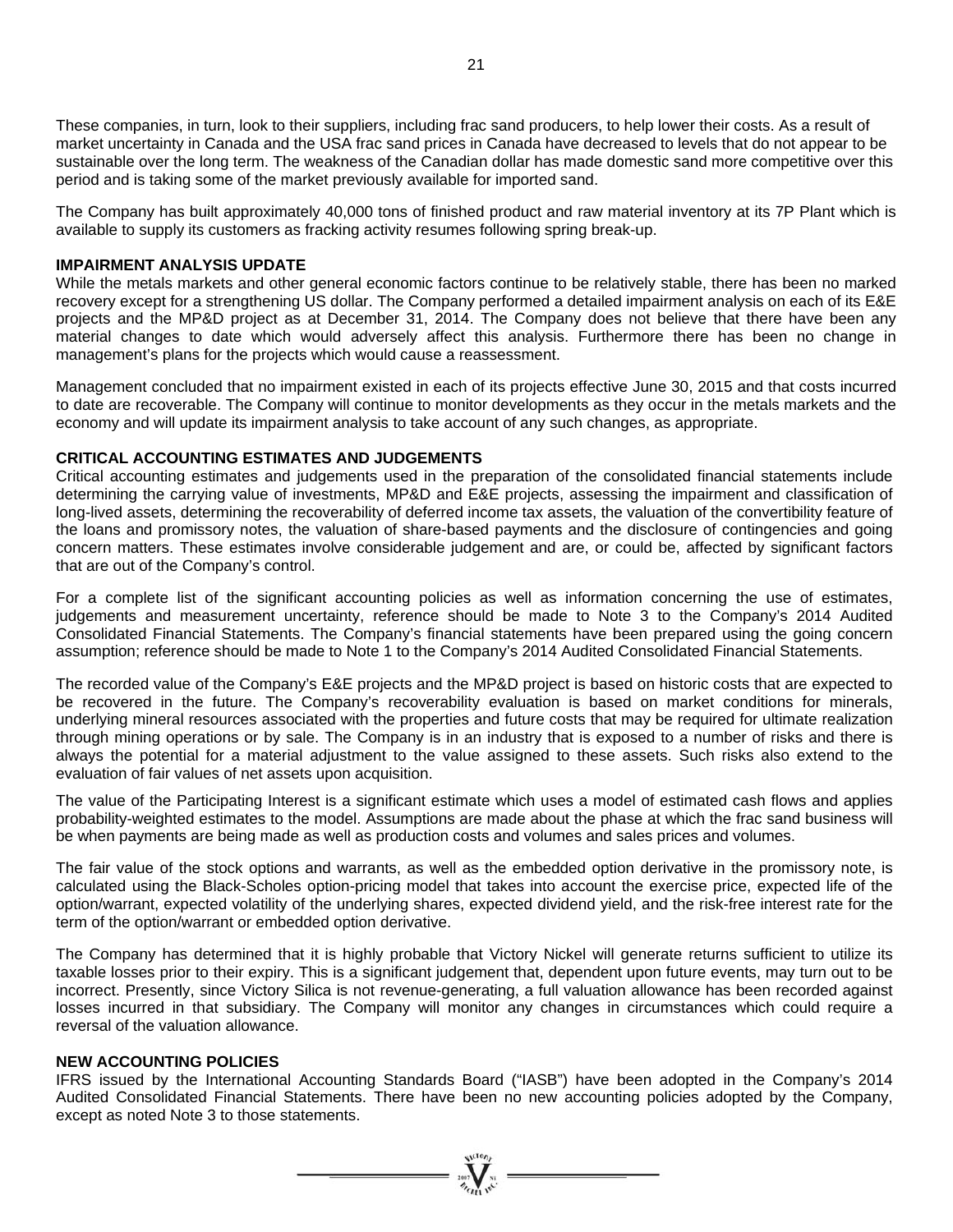These companies, in turn, look to their suppliers, including frac sand producers, to help lower their costs. As a result of market uncertainty in Canada and the USA frac sand prices in Canada have decreased to levels that do not appear to be sustainable over the long term. The weakness of the Canadian dollar has made domestic sand more competitive over this period and is taking some of the market previously available for imported sand.

The Company has built approximately 40,000 tons of finished product and raw material inventory at its 7P Plant which is available to supply its customers as fracking activity resumes following spring break-up.

## IMPAIRMENT ANALYSIS UPDATE

While the metals markets and other general economic factors continue to be relatively stable, there has been no marked recovery except for a strengthening US dollar. The Company performed a detailed impairment analysis on each of its E&E projects and the MP&D project as at December 31, 2014. The Company does not believe that there have been any material changes to date which would adversely affect this analysis. Furthermore there has been no change in management's plans for the projects which would cause a reassessment.

Management concluded that no impairment existed in each of its projects effective June 30, 2015 and that costs incurred to date are recoverable. The Company will continue to monitor developments as they occur in the metals markets and the economy and will update its impairment analysis to take account of any such changes, as appropriate.

## CRITICAL ACCOUNTING ESTIMATES AND JUDGEMENTS

Critical accounting estimates and judgements used in the preparation of the consolidated financial statements include determining the carrying value of investments, MP&D and E&E projects, assessing the impairment and classification of long-lived assets, determining the recoverability of deferred income tax assets, the valuation of the convertibility feature of the loans and promissory notes, the valuation of share-based payments and the disclosure of contingencies and going concern matters. These estimates involve considerable judgement and are, or could be, affected by significant factors that are out of the Company's control.

For a complete list of the significant accounting policies as well as information concerning the use of estimates, judgements and measurement uncertainty, reference should be made to Note 3 to the Company's 2014 Audited Consolidated Financial Statements. The Company's financial statements have been prepared using the going concern assumption; reference should be made to Note 1 to the Company's 2014 Audited Consolidated Financial Statements.

The recorded value of the Company's E&E projects and the MP&D project is based on historic costs that are expected to be recovered in the future. The Company's recoverability evaluation is based on market conditions for minerals, underlying mineral resources associated with the properties and future costs that may be required for ultimate realization through mining operations or by sale. The Company is in an industry that is exposed to a number of risks and there is always the potential for a material adjustment to the value assigned to these assets. Such risks also extend to the evaluation of fair values of net assets upon acquisition.

The value of the Participating Interest is a significant estimate which uses a model of estimated cash flows and applies probability-weighted estimates to the model. Assumptions are made about the phase at which the frac sand business will be when payments are being made as well as production costs and volumes and sales prices and volumes.

The fair value of the stock options and warrants, as well as the embedded option derivative in the promissory note, is calculated using the Black-Scholes option-pricing model that takes into account the exercise price, expected life of the option/warrant, expected volatility of the underlying shares, expected dividend yield, and the risk-free interest rate for the term of the option/warrant or embedded option derivative.

The Company has determined that it is highly probable that Victory Nickel will generate returns sufficient to utilize its taxable losses prior to their expiry. This is a significant judgement that, dependent upon future events, may turn out to be incorrect. Presently, since Victory Silica is not revenue-generating, a full valuation allowance has been recorded against losses incurred in that subsidiary. The Company will monitor any changes in circumstances which could require a reversal of the valuation allowance.

## NEW ACCOUNTING POLICIES

IFRS issued by the International Accounting Standards Board ("IASB") have been adopted in the Company's 2014 Audited Consolidated Financial Statements. There have been no new accounting policies adopted by the Company, except as noted Note 3 to those statements.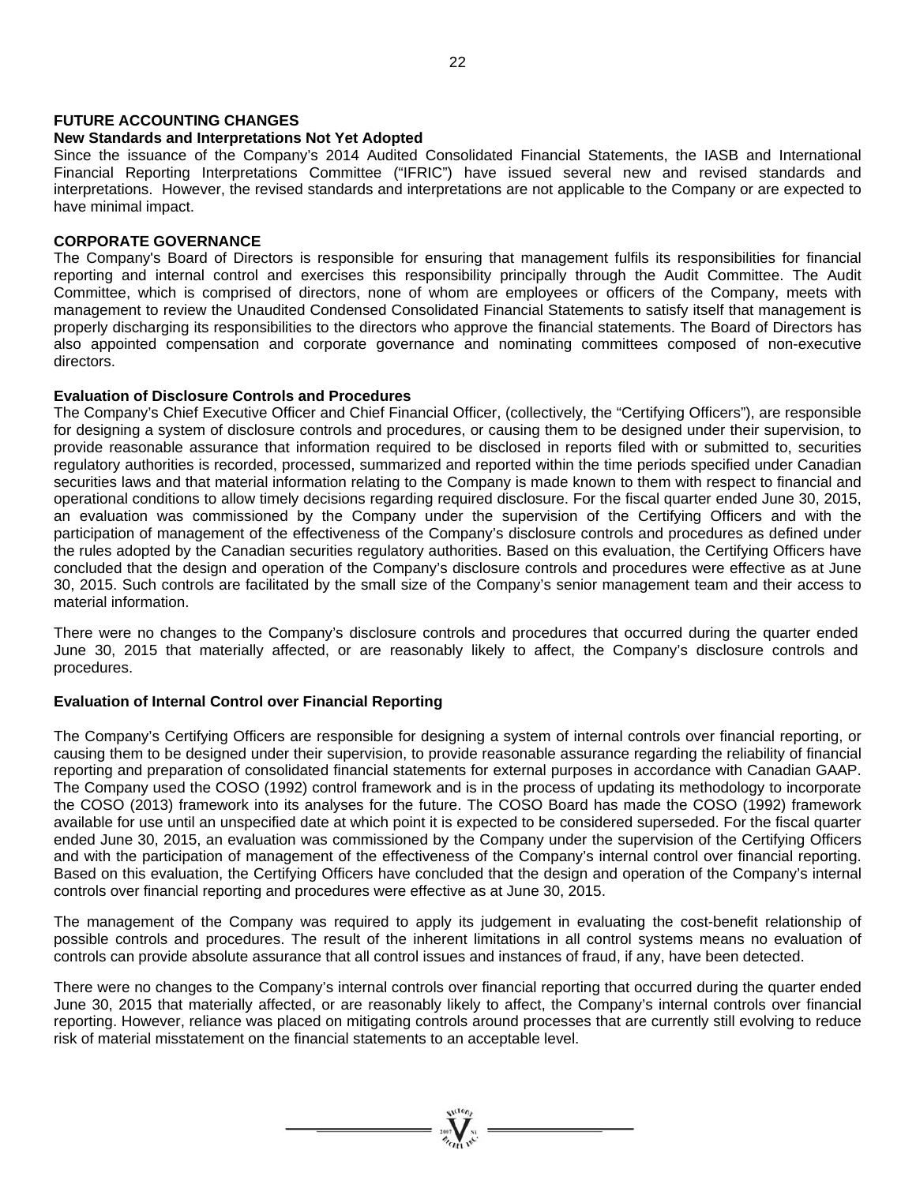## FUTURE ACCOUNTING CHANGES

### New Standards and Interpretations Not Yet Adopted

Since the issuance of the Company's 2014 Audited Consolidated Financial Statements, the IASB and International Financial Reporting Interpretations Committee ("IFRIC") have issued several new and revised standards and interpretations. However, the revised standards and interpretations are not applicable to the Company or are expected to have minimal impact.

## CORPORATE GOVERNANCE

The Company's Board of Directors is responsible for ensuring that management fulfils its responsibilities for financial reporting and internal control and exercises this responsibility principally through the Audit Committee. The Audit Committee, which is comprised of directors, none of whom are employees or officers of the Company, meets with management to review the Unaudited Condensed Consolidated Financial Statements to satisfy itself that management is properly discharging its responsibilities to the directors who approve the financial statements. The Board of Directors has also appointed compensation and corporate governance and nominating committees composed of non-executive directors.

### Evaluation of Disclosure Controls and Procedures

The Company's Chief Executive Officer and Chief Financial Officer, (collectively, the "Certifying Officers"), are responsible for designing a system of disclosure controls and procedures, or causing them to be designed under their supervision, to provide reasonable assurance that information required to be disclosed in reports filed with or submitted to, securities regulatory authorities is recorded, processed, summarized and reported within the time periods specified under Canadian securities laws and that material information relating to the Company is made known to them with respect to financial and operational conditions to allow timely decisions regarding required disclosure. For the fiscal quarter ended June 30, 2015, an evaluation was commissioned by the Company under the supervision of the Certifying Officers and with the participation of management of the effectiveness of the Company's disclosure controls and procedures as defined under the rules adopted by the Canadian securities regulatory authorities. Based on this evaluation, the Certifying Officers have concluded that the design and operation of the Company's disclosure controls and procedures were effective as at June 30, 2015. Such controls are facilitated by the small size of the Company's senior management team and their access to material information.

There were no changes to the Company's disclosure controls and procedures that occurred during the quarter ended June 30, 2015 that materially affected, or are reasonably likely to affect, the Company's disclosure controls and procedures.

### Evaluation of Internal Control over Financial Reporting

The Company's Certifying Officers are responsible for designing a system of internal controls over financial reporting, or causing them to be designed under their supervision, to provide reasonable assurance regarding the reliability of financial reporting and preparation of consolidated financial statements for external purposes in accordance with Canadian GAAP. The Company used the COSO (1992) control framework and is in the process of updating its methodology to incorporate the COSO (2013) framework into its analyses for the future. The COSO Board has made the COSO (1992) framework available for use until an unspecified date at which point it is expected to be considered superseded. For the fiscal quarter ended June 30, 2015, an evaluation was commissioned by the Company under the supervision of the Certifying Officers and with the participation of management of the effectiveness of the Company's internal control over financial reporting. Based on this evaluation, the Certifying Officers have concluded that the design and operation of the Company's internal controls over financial reporting and procedures were effective as at June 30, 2015.

The management of the Company was required to apply its judgement in evaluating the cost-benefit relationship of possible controls and procedures. The result of the inherent limitations in all control systems means no evaluation of controls can provide absolute assurance that all control issues and instances of fraud, if any, have been detected.

There were no changes to the Company's internal controls over financial reporting that occurred during the quarter ended June 30, 2015 that materially affected, or are reasonably likely to affect, the Company's internal controls over financial reporting. However, reliance was placed on mitigating controls around processes that are currently still evolving to reduce risk of material misstatement on the financial statements to an acceptable level.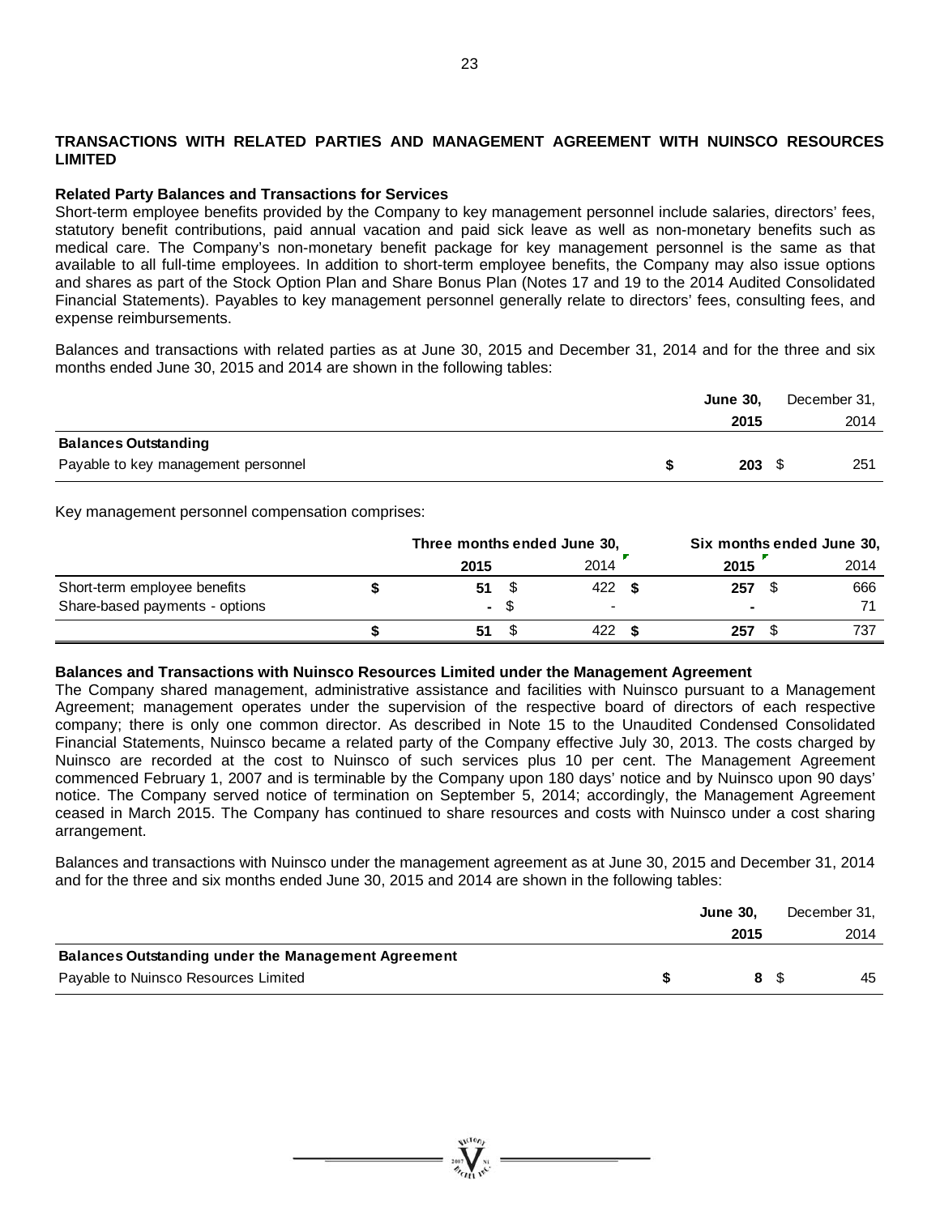## TRANSACTIONS WITH RELATED PARTIES AND MANAGEMENT AGREEMENT WITH NUINSCO RESOURCES LIMITED

### Related Party Balances and Transactions for Services

Short-term employee benefits provided by the Company to key management personnel include salaries, directors' fees, statutory benefit contributions, paid annual vacation and paid sick leave as well as non-monetary benefits such as medical care. The Company's non-monetary benefit package for key management personnel is the same as that available to all full-time employees. In addition to short-term employee benefits, the Company may also issue options and shares as part of the Stock Option Plan and Share Bonus Plan (Notes 17 and 19 to the 2014 Audited Consolidated Financial Statements). Payables to key management personnel generally relate to directors' fees, consulting fees, and expense reimbursements.

Balances and transactions with related parties as at June 30, 2015 and December 31, 2014 and for the three and six months ended June 30, 2015 and 2014 are shown in the following tables:

| | **June 30, 2015** | December 31, 2014 |
|---|---|---|
| **Balances Outstanding** | | |
| Payable to key management personnel | **$ 203** | $ 251 |

Key management personnel compensation comprises:

| | **Three months ended June 30,** | | **Six months ended June 30,** | |
|---|---|---|---|---|
| | **2015** | 2014 | **2015** | 2014 |
| Short-term employee benefits | **$ 51** | $ 422 | **$ 257** | $ 666 |
| Share-based payments - options | **-** | $ - | **-** | 71 |
| | **$ 51** | $ 422 | **$ 257** | $ 737 |

### Balances and Transactions with Nuinsco Resources Limited under the Management Agreement

The Company shared management, administrative assistance and facilities with Nuinsco pursuant to a Management Agreement; management operates under the supervision of the respective board of directors of each respective company; there is only one common director. As described in Note 15 to the Unaudited Condensed Consolidated Financial Statements, Nuinsco became a related party of the Company effective July 30, 2013. The costs charged by Nuinsco are recorded at the cost to Nuinsco of such services plus 10 per cent. The Management Agreement commenced February 1, 2007 and is terminable by the Company upon 180 days' notice and by Nuinsco upon 90 days' notice. The Company served notice of termination on September 5, 2014; accordingly, the Management Agreement ceased in March 2015. The Company has continued to share resources and costs with Nuinsco under a cost sharing arrangement.

Balances and transactions with Nuinsco under the management agreement as at June 30, 2015 and December 31, 2014 and for the three and six months ended June 30, 2015 and 2014 are shown in the following tables:

| | **June 30, 2015** | December 31, 2014 |
|---|---|---|
| **Balances Outstanding under the Management Agreement** | | |
| Payable to Nuinsco Resources Limited | **$ 8** | $ 45 |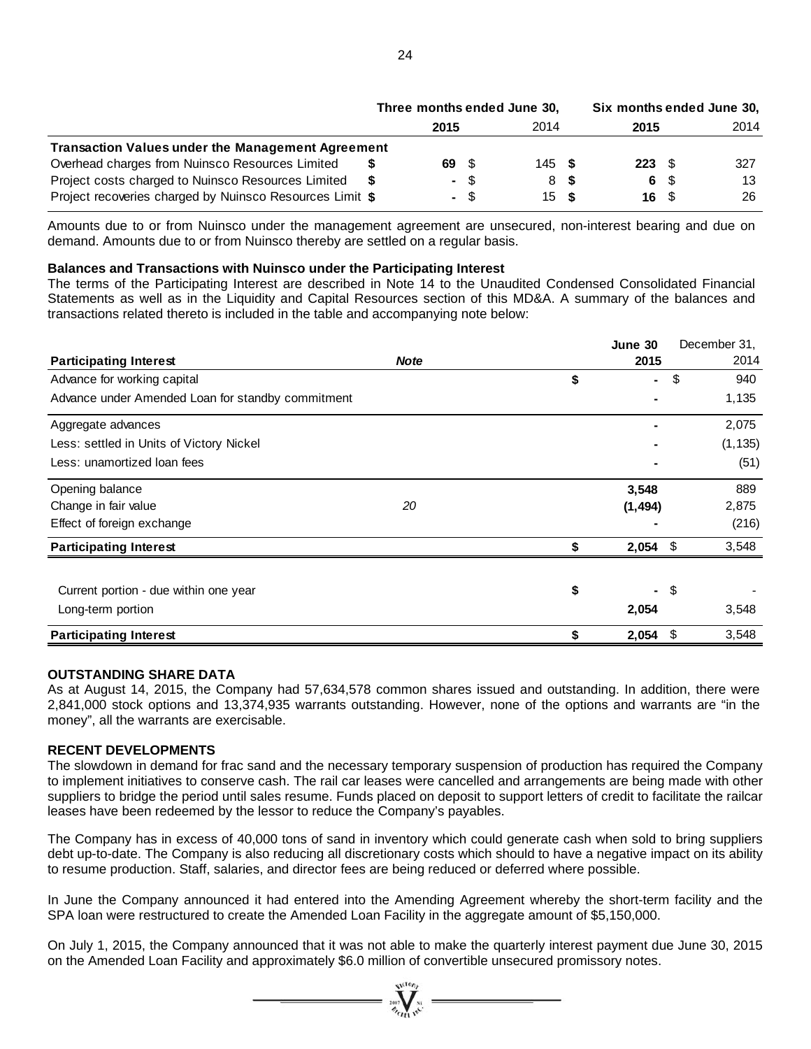| | Three months ended June 30, | | Six months ended June 30, | |
|---|---|---|---|---|
| | **2015** | 2014 | **2015** | 2014 |
| **Transaction Values under the Management Agreement** | | | | |
| Overhead charges from Nuinsco Resources Limited | **$ 69** | $ 145 | **$ 223** | $ 327 |
| Project costs charged to Nuinsco Resources Limited | **$ -** | $ 8 | **$ 6** | $ 13 |
| Project recoveries charged by Nuinsco Resources Limit | **$ -** | $ 15 | **$ 16** | $ 26 |

Amounts due to or from Nuinsco under the management agreement are unsecured, non-interest bearing and due on demand. Amounts due to or from Nuinsco thereby are settled on a regular basis.

**Balances and Transactions with Nuinsco under the Participating Interest**

The terms of the Participating Interest are described in Note 14 to the Unaudited Condensed Consolidated Financial Statements as well as in the Liquidity and Capital Resources section of this MD&A. A summary of the balances and transactions related thereto is included in the table and accompanying note below:

| **Participating Interest** | ***Note*** | **June 30 2015** | December 31, 2014 |
|---|---|---|---|
| Advance for working capital | | $ - | $ 940 |
| Advance under Amended Loan for standby commitment | | - | 1,135 |
| Aggregate advances | | - | 2,075 |
| Less: settled in Units of Victory Nickel | | - | (1,135) |
| Less: unamortized loan fees | | - | (51) |
| Opening balance | | **3,548** | 889 |
| Change in fair value | *20* | **(1,494)** | 2,875 |
| Effect of foreign exchange | | - | (216) |
| **Participating Interest** | | **$ 2,054** | $ 3,548 |
| Current portion - due within one year | | $ - | $ - |
| Long-term portion | | **2,054** | 3,548 |
| **Participating Interest** | | **$ 2,054** | $ 3,548 |

**OUTSTANDING SHARE DATA**

As at August 14, 2015, the Company had 57,634,578 common shares issued and outstanding. In addition, there were 2,841,000 stock options and 13,374,935 warrants outstanding. However, none of the options and warrants are "in the money", all the warrants are exercisable.

**RECENT DEVELOPMENTS**

The slowdown in demand for frac sand and the necessary temporary suspension of production has required the Company to implement initiatives to conserve cash. The rail car leases were cancelled and arrangements are being made with other suppliers to bridge the period until sales resume. Funds placed on deposit to support letters of credit to facilitate the railcar leases have been redeemed by the lessor to reduce the Company's payables.

The Company has in excess of 40,000 tons of sand in inventory which could generate cash when sold to bring suppliers debt up-to-date. The Company is also reducing all discretionary costs which should to have a negative impact on its ability to resume production. Staff, salaries, and director fees are being reduced or deferred where possible.

In June the Company announced it had entered into the Amending Agreement whereby the short-term facility and the SPA loan were restructured to create the Amended Loan Facility in the aggregate amount of $5,150,000.

On July 1, 2015, the Company announced that it was not able to make the quarterly interest payment due June 30, 2015 on the Amended Loan Facility and approximately $6.0 million of convertible unsecured promissory notes.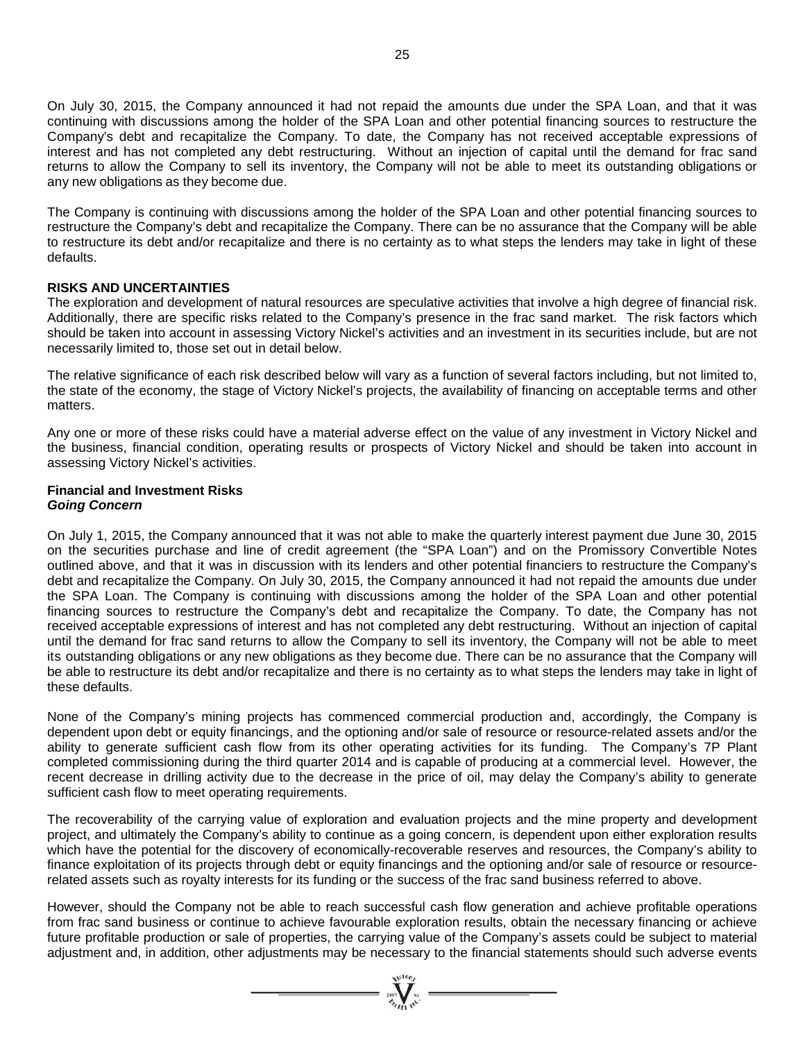On July 30, 2015, the Company announced it had not repaid the amounts due under the SPA Loan, and that it was continuing with discussions among the holder of the SPA Loan and other potential financing sources to restructure the Company's debt and recapitalize the Company. To date, the Company has not received acceptable expressions of interest and has not completed any debt restructuring. Without an injection of capital until the demand for frac sand returns to allow the Company to sell its inventory, the Company will not be able to meet its outstanding obligations or any new obligations as they become due.

The Company is continuing with discussions among the holder of the SPA Loan and other potential financing sources to restructure the Company's debt and recapitalize the Company. There can be no assurance that the Company will be able to restructure its debt and/or recapitalize and there is no certainty as to what steps the lenders may take in light of these defaults.

## RISKS AND UNCERTAINTIES

The exploration and development of natural resources are speculative activities that involve a high degree of financial risk. Additionally, there are specific risks related to the Company's presence in the frac sand market. The risk factors which should be taken into account in assessing Victory Nickel's activities and an investment in its securities include, but are not necessarily limited to, those set out in detail below.

The relative significance of each risk described below will vary as a function of several factors including, but not limited to, the state of the economy, the stage of Victory Nickel's projects, the availability of financing on acceptable terms and other matters.

Any one or more of these risks could have a material adverse effect on the value of any investment in Victory Nickel and the business, financial condition, operating results or prospects of Victory Nickel and should be taken into account in assessing Victory Nickel's activities.

### Financial and Investment Risks

***Going Concern***

On July 1, 2015, the Company announced that it was not able to make the quarterly interest payment due June 30, 2015 on the securities purchase and line of credit agreement (the "SPA Loan") and on the Promissory Convertible Notes outlined above, and that it was in discussion with its lenders and other potential financiers to restructure the Company's debt and recapitalize the Company. On July 30, 2015, the Company announced it had not repaid the amounts due under the SPA Loan. The Company is continuing with discussions among the holder of the SPA Loan and other potential financing sources to restructure the Company's debt and recapitalize the Company. To date, the Company has not received acceptable expressions of interest and has not completed any debt restructuring. Without an injection of capital until the demand for frac sand returns to allow the Company to sell its inventory, the Company will not be able to meet its outstanding obligations or any new obligations as they become due. There can be no assurance that the Company will be able to restructure its debt and/or recapitalize and there is no certainty as to what steps the lenders may take in light of these defaults.

None of the Company's mining projects has commenced commercial production and, accordingly, the Company is dependent upon debt or equity financings, and the optioning and/or sale of resource or resource-related assets and/or the ability to generate sufficient cash flow from its other operating activities for its funding. The Company's 7P Plant completed commissioning during the third quarter 2014 and is capable of producing at a commercial level. However, the recent decrease in drilling activity due to the decrease in the price of oil, may delay the Company's ability to generate sufficient cash flow to meet operating requirements.

The recoverability of the carrying value of exploration and evaluation projects and the mine property and development project, and ultimately the Company's ability to continue as a going concern, is dependent upon either exploration results which have the potential for the discovery of economically-recoverable reserves and resources, the Company's ability to finance exploitation of its projects through debt or equity financings and the optioning and/or sale of resource or resource-related assets such as royalty interests for its funding or the success of the frac sand business referred to above.

However, should the Company not be able to reach successful cash flow generation and achieve profitable operations from frac sand business or continue to achieve favourable exploration results, obtain the necessary financing or achieve future profitable production or sale of properties, the carrying value of the Company's assets could be subject to material adjustment and, in addition, other adjustments may be necessary to the financial statements should such adverse events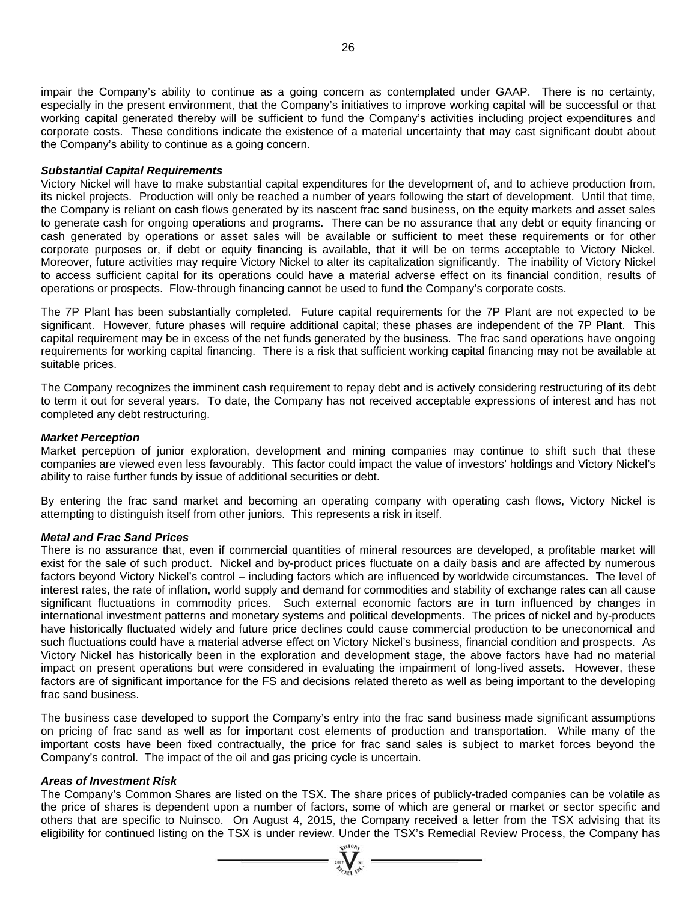impair the Company's ability to continue as a going concern as contemplated under GAAP. There is no certainty, especially in the present environment, that the Company's initiatives to improve working capital will be successful or that working capital generated thereby will be sufficient to fund the Company's activities including project expenditures and corporate costs. These conditions indicate the existence of a material uncertainty that may cast significant doubt about the Company's ability to continue as a going concern.

***Substantial Capital Requirements***

Victory Nickel will have to make substantial capital expenditures for the development of, and to achieve production from, its nickel projects. Production will only be reached a number of years following the start of development. Until that time, the Company is reliant on cash flows generated by its nascent frac sand business, on the equity markets and asset sales to generate cash for ongoing operations and programs. There can be no assurance that any debt or equity financing or cash generated by operations or asset sales will be available or sufficient to meet these requirements or for other corporate purposes or, if debt or equity financing is available, that it will be on terms acceptable to Victory Nickel. Moreover, future activities may require Victory Nickel to alter its capitalization significantly. The inability of Victory Nickel to access sufficient capital for its operations could have a material adverse effect on its financial condition, results of operations or prospects. Flow-through financing cannot be used to fund the Company's corporate costs.

The 7P Plant has been substantially completed. Future capital requirements for the 7P Plant are not expected to be significant. However, future phases will require additional capital; these phases are independent of the 7P Plant. This capital requirement may be in excess of the net funds generated by the business. The frac sand operations have ongoing requirements for working capital financing. There is a risk that sufficient working capital financing may not be available at suitable prices.

The Company recognizes the imminent cash requirement to repay debt and is actively considering restructuring of its debt to term it out for several years. To date, the Company has not received acceptable expressions of interest and has not completed any debt restructuring.

***Market Perception***

Market perception of junior exploration, development and mining companies may continue to shift such that these companies are viewed even less favourably. This factor could impact the value of investors' holdings and Victory Nickel's ability to raise further funds by issue of additional securities or debt.

By entering the frac sand market and becoming an operating company with operating cash flows, Victory Nickel is attempting to distinguish itself from other juniors. This represents a risk in itself.

***Metal and Frac Sand Prices***

There is no assurance that, even if commercial quantities of mineral resources are developed, a profitable market will exist for the sale of such product. Nickel and by-product prices fluctuate on a daily basis and are affected by numerous factors beyond Victory Nickel's control – including factors which are influenced by worldwide circumstances. The level of interest rates, the rate of inflation, world supply and demand for commodities and stability of exchange rates can all cause significant fluctuations in commodity prices. Such external economic factors are in turn influenced by changes in international investment patterns and monetary systems and political developments. The prices of nickel and by-products have historically fluctuated widely and future price declines could cause commercial production to be uneconomical and such fluctuations could have a material adverse effect on Victory Nickel's business, financial condition and prospects. As Victory Nickel has historically been in the exploration and development stage, the above factors have had no material impact on present operations but were considered in evaluating the impairment of long-lived assets. However, these factors are of significant importance for the FS and decisions related thereto as well as being important to the developing frac sand business.

The business case developed to support the Company's entry into the frac sand business made significant assumptions on pricing of frac sand as well as for important cost elements of production and transportation. While many of the important costs have been fixed contractually, the price for frac sand sales is subject to market forces beyond the Company's control. The impact of the oil and gas pricing cycle is uncertain.

***Areas of Investment Risk***

The Company's Common Shares are listed on the TSX. The share prices of publicly-traded companies can be volatile as the price of shares is dependent upon a number of factors, some of which are general or market or sector specific and others that are specific to Nuinsco. On August 4, 2015, the Company received a letter from the TSX advising that its eligibility for continued listing on the TSX is under review. Under the TSX's Remedial Review Process, the Company has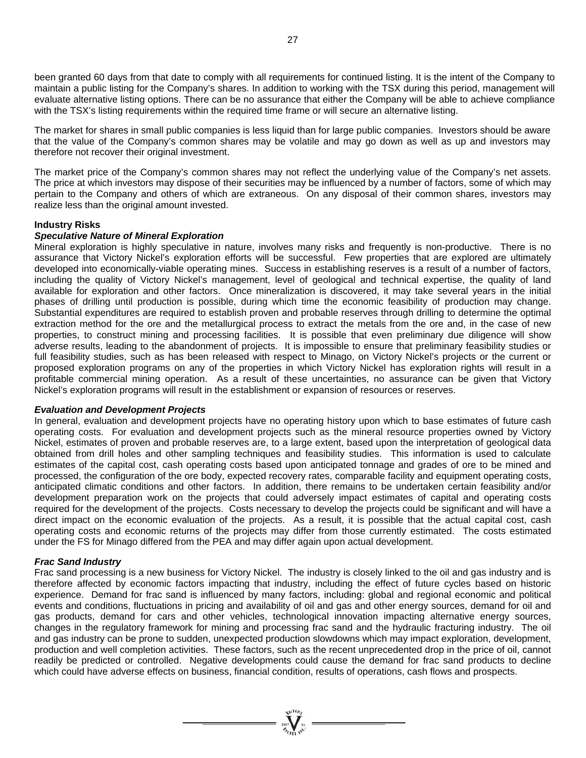been granted 60 days from that date to comply with all requirements for continued listing. It is the intent of the Company to maintain a public listing for the Company's shares. In addition to working with the TSX during this period, management will evaluate alternative listing options. There can be no assurance that either the Company will be able to achieve compliance with the TSX's listing requirements within the required time frame or will secure an alternative listing.

The market for shares in small public companies is less liquid than for large public companies. Investors should be aware that the value of the Company's common shares may be volatile and may go down as well as up and investors may therefore not recover their original investment.

The market price of the Company's common shares may not reflect the underlying value of the Company's net assets. The price at which investors may dispose of their securities may be influenced by a number of factors, some of which may pertain to the Company and others of which are extraneous. On any disposal of their common shares, investors may realize less than the original amount invested.

**Industry Risks**

***Speculative Nature of Mineral Exploration***

Mineral exploration is highly speculative in nature, involves many risks and frequently is non-productive. There is no assurance that Victory Nickel's exploration efforts will be successful. Few properties that are explored are ultimately developed into economically-viable operating mines. Success in establishing reserves is a result of a number of factors, including the quality of Victory Nickel's management, level of geological and technical expertise, the quality of land available for exploration and other factors. Once mineralization is discovered, it may take several years in the initial phases of drilling until production is possible, during which time the economic feasibility of production may change. Substantial expenditures are required to establish proven and probable reserves through drilling to determine the optimal extraction method for the ore and the metallurgical process to extract the metals from the ore and, in the case of new properties, to construct mining and processing facilities. It is possible that even preliminary due diligence will show adverse results, leading to the abandonment of projects. It is impossible to ensure that preliminary feasibility studies or full feasibility studies, such as has been released with respect to Minago, on Victory Nickel's projects or the current or proposed exploration programs on any of the properties in which Victory Nickel has exploration rights will result in a profitable commercial mining operation. As a result of these uncertainties, no assurance can be given that Victory Nickel's exploration programs will result in the establishment or expansion of resources or reserves.

***Evaluation and Development Projects***

In general, evaluation and development projects have no operating history upon which to base estimates of future cash operating costs. For evaluation and development projects such as the mineral resource properties owned by Victory Nickel, estimates of proven and probable reserves are, to a large extent, based upon the interpretation of geological data obtained from drill holes and other sampling techniques and feasibility studies. This information is used to calculate estimates of the capital cost, cash operating costs based upon anticipated tonnage and grades of ore to be mined and processed, the configuration of the ore body, expected recovery rates, comparable facility and equipment operating costs, anticipated climatic conditions and other factors. In addition, there remains to be undertaken certain feasibility and/or development preparation work on the projects that could adversely impact estimates of capital and operating costs required for the development of the projects. Costs necessary to develop the projects could be significant and will have a direct impact on the economic evaluation of the projects. As a result, it is possible that the actual capital cost, cash operating costs and economic returns of the projects may differ from those currently estimated. The costs estimated under the FS for Minago differed from the PEA and may differ again upon actual development.

***Frac Sand Industry***

Frac sand processing is a new business for Victory Nickel. The industry is closely linked to the oil and gas industry and is therefore affected by economic factors impacting that industry, including the effect of future cycles based on historic experience. Demand for frac sand is influenced by many factors, including: global and regional economic and political events and conditions, fluctuations in pricing and availability of oil and gas and other energy sources, demand for oil and gas products, demand for cars and other vehicles, technological innovation impacting alternative energy sources, changes in the regulatory framework for mining and processing frac sand and the hydraulic fracturing industry. The oil and gas industry can be prone to sudden, unexpected production slowdowns which may impact exploration, development, production and well completion activities. These factors, such as the recent unprecedented drop in the price of oil, cannot readily be predicted or controlled. Negative developments could cause the demand for frac sand products to decline which could have adverse effects on business, financial condition, results of operations, cash flows and prospects.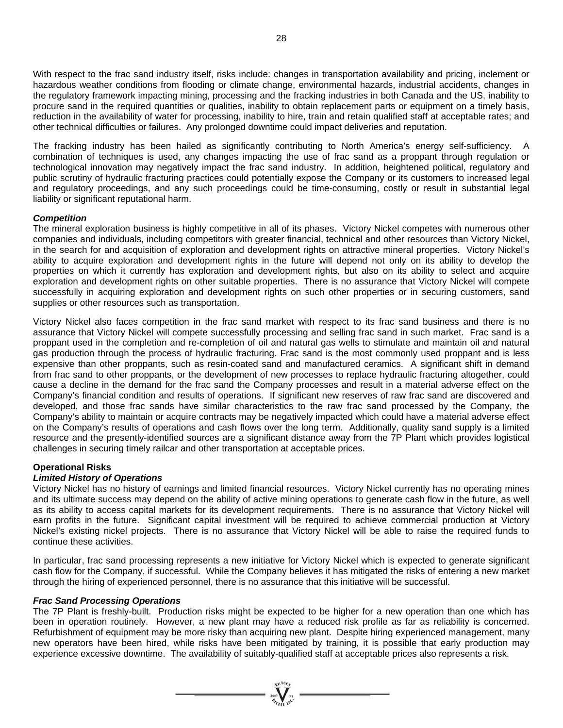With respect to the frac sand industry itself, risks include: changes in transportation availability and pricing, inclement or hazardous weather conditions from flooding or climate change, environmental hazards, industrial accidents, changes in the regulatory framework impacting mining, processing and the fracking industries in both Canada and the US, inability to procure sand in the required quantities or qualities, inability to obtain replacement parts or equipment on a timely basis, reduction in the availability of water for processing, inability to hire, train and retain qualified staff at acceptable rates; and other technical difficulties or failures. Any prolonged downtime could impact deliveries and reputation.

The fracking industry has been hailed as significantly contributing to North America's energy self-sufficiency. A combination of techniques is used, any changes impacting the use of frac sand as a proppant through regulation or technological innovation may negatively impact the frac sand industry. In addition, heightened political, regulatory and public scrutiny of hydraulic fracturing practices could potentially expose the Company or its customers to increased legal and regulatory proceedings, and any such proceedings could be time-consuming, costly or result in substantial legal liability or significant reputational harm.

***Competition***

The mineral exploration business is highly competitive in all of its phases. Victory Nickel competes with numerous other companies and individuals, including competitors with greater financial, technical and other resources than Victory Nickel, in the search for and acquisition of exploration and development rights on attractive mineral properties. Victory Nickel's ability to acquire exploration and development rights in the future will depend not only on its ability to develop the properties on which it currently has exploration and development rights, but also on its ability to select and acquire exploration and development rights on other suitable properties. There is no assurance that Victory Nickel will compete successfully in acquiring exploration and development rights on such other properties or in securing customers, sand supplies or other resources such as transportation.

Victory Nickel also faces competition in the frac sand market with respect to its frac sand business and there is no assurance that Victory Nickel will compete successfully processing and selling frac sand in such market. Frac sand is a proppant used in the completion and re-completion of oil and natural gas wells to stimulate and maintain oil and natural gas production through the process of hydraulic fracturing. Frac sand is the most commonly used proppant and is less expensive than other proppants, such as resin-coated sand and manufactured ceramics. A significant shift in demand from frac sand to other proppants, or the development of new processes to replace hydraulic fracturing altogether, could cause a decline in the demand for the frac sand the Company processes and result in a material adverse effect on the Company's financial condition and results of operations. If significant new reserves of raw frac sand are discovered and developed, and those frac sands have similar characteristics to the raw frac sand processed by the Company, the Company's ability to maintain or acquire contracts may be negatively impacted which could have a material adverse effect on the Company's results of operations and cash flows over the long term. Additionally, quality sand supply is a limited resource and the presently-identified sources are a significant distance away from the 7P Plant which provides logistical challenges in securing timely railcar and other transportation at acceptable prices.

**Operational Risks**

***Limited History of Operations***

Victory Nickel has no history of earnings and limited financial resources. Victory Nickel currently has no operating mines and its ultimate success may depend on the ability of active mining operations to generate cash flow in the future, as well as its ability to access capital markets for its development requirements. There is no assurance that Victory Nickel will earn profits in the future. Significant capital investment will be required to achieve commercial production at Victory Nickel's existing nickel projects. There is no assurance that Victory Nickel will be able to raise the required funds to continue these activities.

In particular, frac sand processing represents a new initiative for Victory Nickel which is expected to generate significant cash flow for the Company, if successful. While the Company believes it has mitigated the risks of entering a new market through the hiring of experienced personnel, there is no assurance that this initiative will be successful.

***Frac Sand Processing Operations***

The 7P Plant is freshly-built. Production risks might be expected to be higher for a new operation than one which has been in operation routinely. However, a new plant may have a reduced risk profile as far as reliability is concerned. Refurbishment of equipment may be more risky than acquiring new plant. Despite hiring experienced management, many new operators have been hired, while risks have been mitigated by training, it is possible that early production may experience excessive downtime. The availability of suitably-qualified staff at acceptable prices also represents a risk.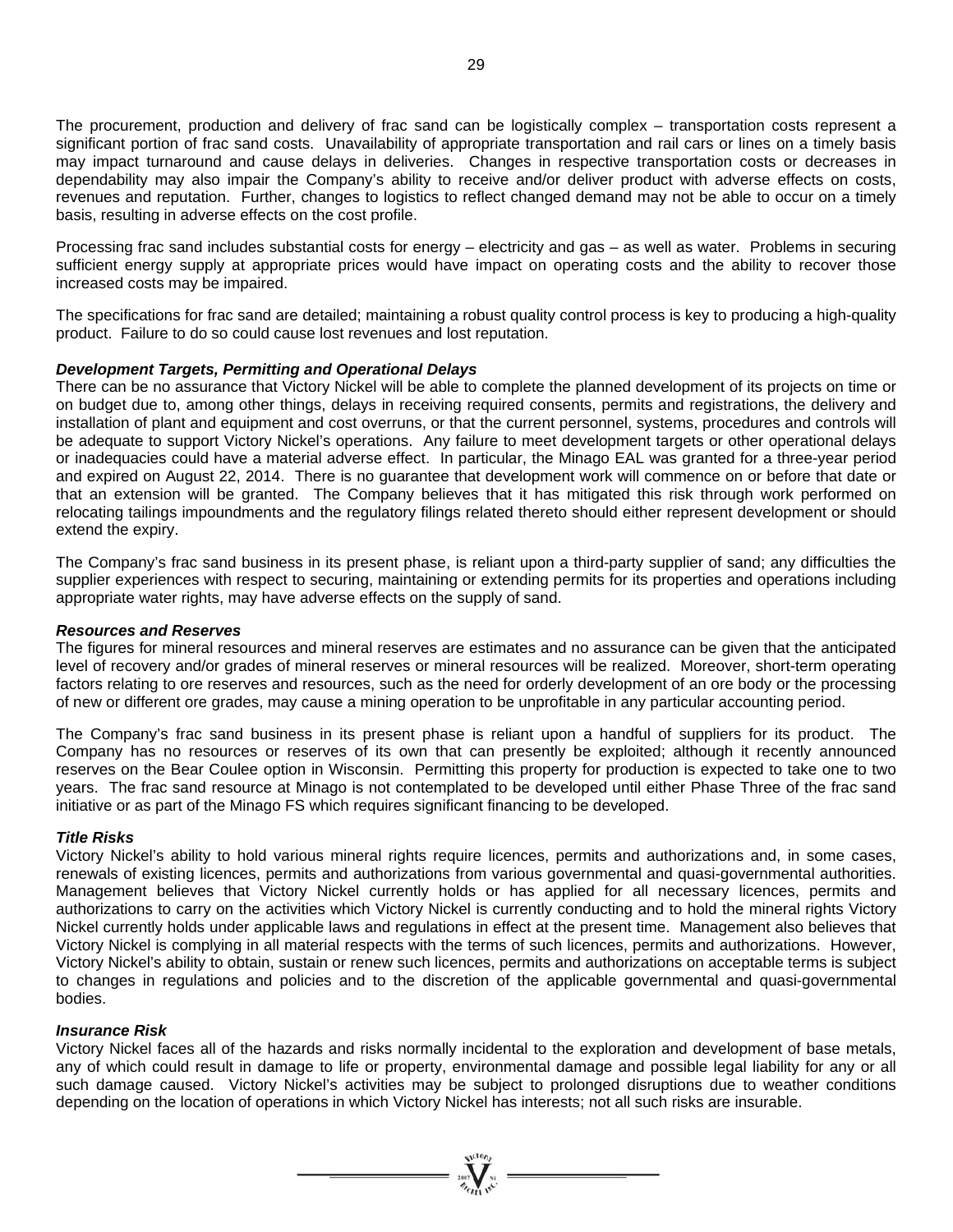The procurement, production and delivery of frac sand can be logistically complex – transportation costs represent a significant portion of frac sand costs. Unavailability of appropriate transportation and rail cars or lines on a timely basis may impact turnaround and cause delays in deliveries. Changes in respective transportation costs or decreases in dependability may also impair the Company's ability to receive and/or deliver product with adverse effects on costs, revenues and reputation. Further, changes to logistics to reflect changed demand may not be able to occur on a timely basis, resulting in adverse effects on the cost profile.

Processing frac sand includes substantial costs for energy – electricity and gas – as well as water. Problems in securing sufficient energy supply at appropriate prices would have impact on operating costs and the ability to recover those increased costs may be impaired.

The specifications for frac sand are detailed; maintaining a robust quality control process is key to producing a high-quality product. Failure to do so could cause lost revenues and lost reputation.

***Development Targets, Permitting and Operational Delays***

There can be no assurance that Victory Nickel will be able to complete the planned development of its projects on time or on budget due to, among other things, delays in receiving required consents, permits and registrations, the delivery and installation of plant and equipment and cost overruns, or that the current personnel, systems, procedures and controls will be adequate to support Victory Nickel's operations. Any failure to meet development targets or other operational delays or inadequacies could have a material adverse effect. In particular, the Minago EAL was granted for a three-year period and expired on August 22, 2014. There is no guarantee that development work will commence on or before that date or that an extension will be granted. The Company believes that it has mitigated this risk through work performed on relocating tailings impoundments and the regulatory filings related thereto should either represent development or should extend the expiry.

The Company's frac sand business in its present phase, is reliant upon a third-party supplier of sand; any difficulties the supplier experiences with respect to securing, maintaining or extending permits for its properties and operations including appropriate water rights, may have adverse effects on the supply of sand.

***Resources and Reserves***

The figures for mineral resources and mineral reserves are estimates and no assurance can be given that the anticipated level of recovery and/or grades of mineral reserves or mineral resources will be realized. Moreover, short-term operating factors relating to ore reserves and resources, such as the need for orderly development of an ore body or the processing of new or different ore grades, may cause a mining operation to be unprofitable in any particular accounting period.

The Company's frac sand business in its present phase is reliant upon a handful of suppliers for its product. The Company has no resources or reserves of its own that can presently be exploited; although it recently announced reserves on the Bear Coulee option in Wisconsin. Permitting this property for production is expected to take one to two years. The frac sand resource at Minago is not contemplated to be developed until either Phase Three of the frac sand initiative or as part of the Minago FS which requires significant financing to be developed.

***Title Risks***

Victory Nickel's ability to hold various mineral rights require licences, permits and authorizations and, in some cases, renewals of existing licences, permits and authorizations from various governmental and quasi-governmental authorities. Management believes that Victory Nickel currently holds or has applied for all necessary licences, permits and authorizations to carry on the activities which Victory Nickel is currently conducting and to hold the mineral rights Victory Nickel currently holds under applicable laws and regulations in effect at the present time. Management also believes that Victory Nickel is complying in all material respects with the terms of such licences, permits and authorizations. However, Victory Nickel's ability to obtain, sustain or renew such licences, permits and authorizations on acceptable terms is subject to changes in regulations and policies and to the discretion of the applicable governmental and quasi-governmental bodies.

***Insurance Risk***

Victory Nickel faces all of the hazards and risks normally incidental to the exploration and development of base metals, any of which could result in damage to life or property, environmental damage and possible legal liability for any or all such damage caused. Victory Nickel's activities may be subject to prolonged disruptions due to weather conditions depending on the location of operations in which Victory Nickel has interests; not all such risks are insurable.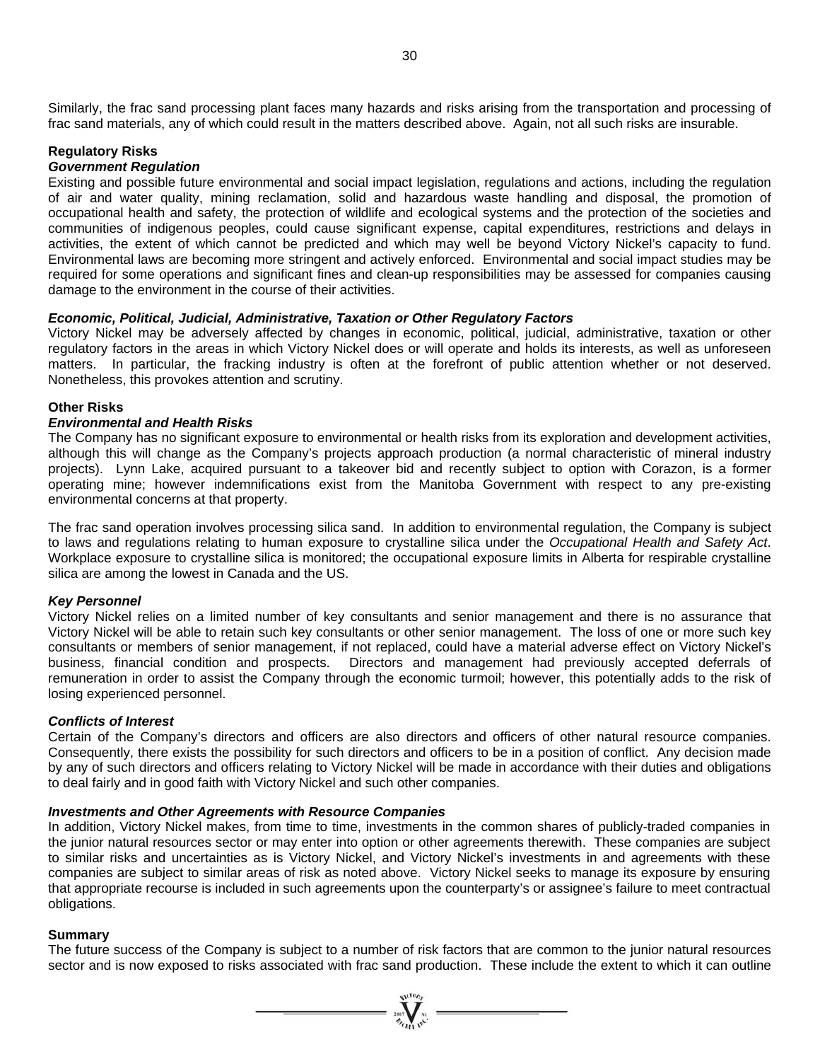Similarly, the frac sand processing plant faces many hazards and risks arising from the transportation and processing of frac sand materials, any of which could result in the matters described above. Again, not all such risks are insurable.

**Regulatory Risks**

***Government Regulation***

Existing and possible future environmental and social impact legislation, regulations and actions, including the regulation of air and water quality, mining reclamation, solid and hazardous waste handling and disposal, the promotion of occupational health and safety, the protection of wildlife and ecological systems and the protection of the societies and communities of indigenous peoples, could cause significant expense, capital expenditures, restrictions and delays in activities, the extent of which cannot be predicted and which may well be beyond Victory Nickel's capacity to fund. Environmental laws are becoming more stringent and actively enforced. Environmental and social impact studies may be required for some operations and significant fines and clean-up responsibilities may be assessed for companies causing damage to the environment in the course of their activities.

***Economic, Political, Judicial, Administrative, Taxation or Other Regulatory Factors***

Victory Nickel may be adversely affected by changes in economic, political, judicial, administrative, taxation or other regulatory factors in the areas in which Victory Nickel does or will operate and holds its interests, as well as unforeseen matters. In particular, the fracking industry is often at the forefront of public attention whether or not deserved. Nonetheless, this provokes attention and scrutiny.

**Other Risks**

***Environmental and Health Risks***

The Company has no significant exposure to environmental or health risks from its exploration and development activities, although this will change as the Company's projects approach production (a normal characteristic of mineral industry projects). Lynn Lake, acquired pursuant to a takeover bid and recently subject to option with Corazon, is a former operating mine; however indemnifications exist from the Manitoba Government with respect to any pre-existing environmental concerns at that property.

The frac sand operation involves processing silica sand. In addition to environmental regulation, the Company is subject to laws and regulations relating to human exposure to crystalline silica under the *Occupational Health and Safety Act*. Workplace exposure to crystalline silica is monitored; the occupational exposure limits in Alberta for respirable crystalline silica are among the lowest in Canada and the US.

***Key Personnel***

Victory Nickel relies on a limited number of key consultants and senior management and there is no assurance that Victory Nickel will be able to retain such key consultants or other senior management. The loss of one or more such key consultants or members of senior management, if not replaced, could have a material adverse effect on Victory Nickel's business, financial condition and prospects. Directors and management had previously accepted deferrals of remuneration in order to assist the Company through the economic turmoil; however, this potentially adds to the risk of losing experienced personnel.

***Conflicts of Interest***

Certain of the Company's directors and officers are also directors and officers of other natural resource companies. Consequently, there exists the possibility for such directors and officers to be in a position of conflict. Any decision made by any of such directors and officers relating to Victory Nickel will be made in accordance with their duties and obligations to deal fairly and in good faith with Victory Nickel and such other companies.

***Investments and Other Agreements with Resource Companies***

In addition, Victory Nickel makes, from time to time, investments in the common shares of publicly-traded companies in the junior natural resources sector or may enter into option or other agreements therewith. These companies are subject to similar risks and uncertainties as is Victory Nickel, and Victory Nickel's investments in and agreements with these companies are subject to similar areas of risk as noted above. Victory Nickel seeks to manage its exposure by ensuring that appropriate recourse is included in such agreements upon the counterparty's or assignee's failure to meet contractual obligations.

**Summary**

The future success of the Company is subject to a number of risk factors that are common to the junior natural resources sector and is now exposed to risks associated with frac sand production. These include the extent to which it can outline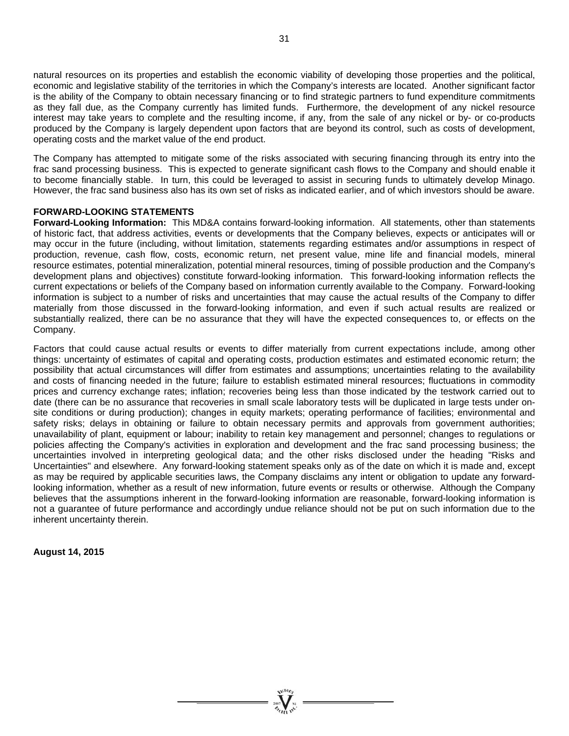natural resources on its properties and establish the economic viability of developing those properties and the political, economic and legislative stability of the territories in which the Company's interests are located. Another significant factor is the ability of the Company to obtain necessary financing or to find strategic partners to fund expenditure commitments as they fall due, as the Company currently has limited funds. Furthermore, the development of any nickel resource interest may take years to complete and the resulting income, if any, from the sale of any nickel or by- or co-products produced by the Company is largely dependent upon factors that are beyond its control, such as costs of development, operating costs and the market value of the end product.

The Company has attempted to mitigate some of the risks associated with securing financing through its entry into the frac sand processing business. This is expected to generate significant cash flows to the Company and should enable it to become financially stable. In turn, this could be leveraged to assist in securing funds to ultimately develop Minago. However, the frac sand business also has its own set of risks as indicated earlier, and of which investors should be aware.

## FORWARD-LOOKING STATEMENTS

**Forward-Looking Information:** This MD&A contains forward-looking information. All statements, other than statements of historic fact, that address activities, events or developments that the Company believes, expects or anticipates will or may occur in the future (including, without limitation, statements regarding estimates and/or assumptions in respect of production, revenue, cash flow, costs, economic return, net present value, mine life and financial models, mineral resource estimates, potential mineralization, potential mineral resources, timing of possible production and the Company's development plans and objectives) constitute forward-looking information. This forward-looking information reflects the current expectations or beliefs of the Company based on information currently available to the Company. Forward-looking information is subject to a number of risks and uncertainties that may cause the actual results of the Company to differ materially from those discussed in the forward-looking information, and even if such actual results are realized or substantially realized, there can be no assurance that they will have the expected consequences to, or effects on the Company.

Factors that could cause actual results or events to differ materially from current expectations include, among other things: uncertainty of estimates of capital and operating costs, production estimates and estimated economic return; the possibility that actual circumstances will differ from estimates and assumptions; uncertainties relating to the availability and costs of financing needed in the future; failure to establish estimated mineral resources; fluctuations in commodity prices and currency exchange rates; inflation; recoveries being less than those indicated by the testwork carried out to date (there can be no assurance that recoveries in small scale laboratory tests will be duplicated in large tests under on-site conditions or during production); changes in equity markets; operating performance of facilities; environmental and safety risks; delays in obtaining or failure to obtain necessary permits and approvals from government authorities; unavailability of plant, equipment or labour; inability to retain key management and personnel; changes to regulations or policies affecting the Company's activities in exploration and development and the frac sand processing business; the uncertainties involved in interpreting geological data; and the other risks disclosed under the heading "Risks and Uncertainties" and elsewhere. Any forward-looking statement speaks only as of the date on which it is made and, except as may be required by applicable securities laws, the Company disclaims any intent or obligation to update any forward-looking information, whether as a result of new information, future events or results or otherwise. Although the Company believes that the assumptions inherent in the forward-looking information are reasonable, forward-looking information is not a guarantee of future performance and accordingly undue reliance should not be put on such information due to the inherent uncertainty therein.

**August 14, 2015**